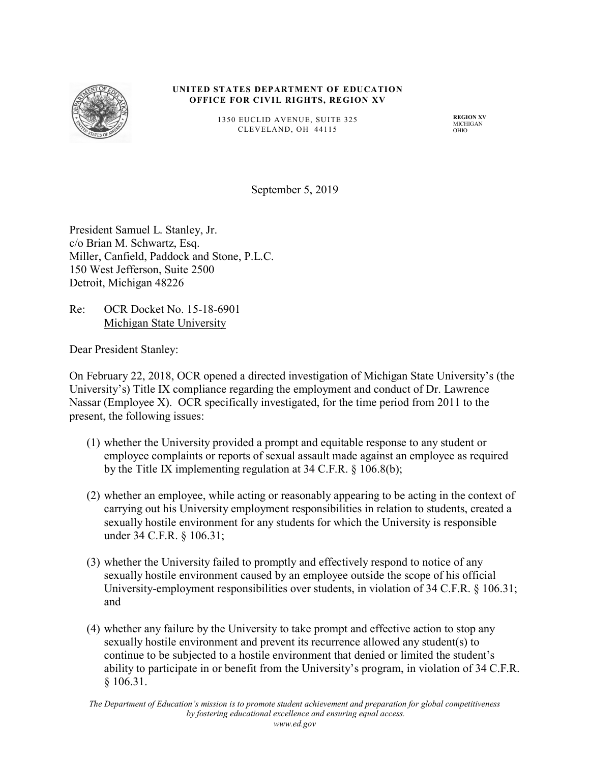**UNITED STATES DEPARTMENT OF EDUCATION**
**OFFICE FOR CIVIL RIGHTS, REGION XV**

1350 EUCLID AVENUE, SUITE 325
CLEVELAND, OH 44115

**REGION XV**
MICHIGAN
OHIO

September 5, 2019

President Samuel L. Stanley, Jr.
c/o Brian M. Schwartz, Esq.
Miller, Canfield, Paddock and Stone, P.L.C.
150 West Jefferson, Suite 2500
Detroit, Michigan 48226

Re: OCR Docket No. 15-18-6901
Michigan State University

Dear President Stanley:

On February 22, 2018, OCR opened a directed investigation of Michigan State University's (the University's) Title IX compliance regarding the employment and conduct of Dr. Lawrence Nassar (Employee X). OCR specifically investigated, for the time period from 2011 to the present, the following issues:

(1) whether the University provided a prompt and equitable response to any student or employee complaints or reports of sexual assault made against an employee as required by the Title IX implementing regulation at 34 C.F.R. § 106.8(b);

(2) whether an employee, while acting or reasonably appearing to be acting in the context of carrying out his University employment responsibilities in relation to students, created a sexually hostile environment for any students for which the University is responsible under 34 C.F.R. § 106.31;

(3) whether the University failed to promptly and effectively respond to notice of any sexually hostile environment caused by an employee outside the scope of his official University-employment responsibilities over students, in violation of 34 C.F.R. § 106.31; and

(4) whether any failure by the University to take prompt and effective action to stop any sexually hostile environment and prevent its recurrence allowed any student(s) to continue to be subjected to a hostile environment that denied or limited the student's ability to participate in or benefit from the University's program, in violation of 34 C.F.R. § 106.31.

*The Department of Education's mission is to promote student achievement and preparation for global competitiveness by fostering educational excellence and ensuring equal access.*
*www.ed.gov*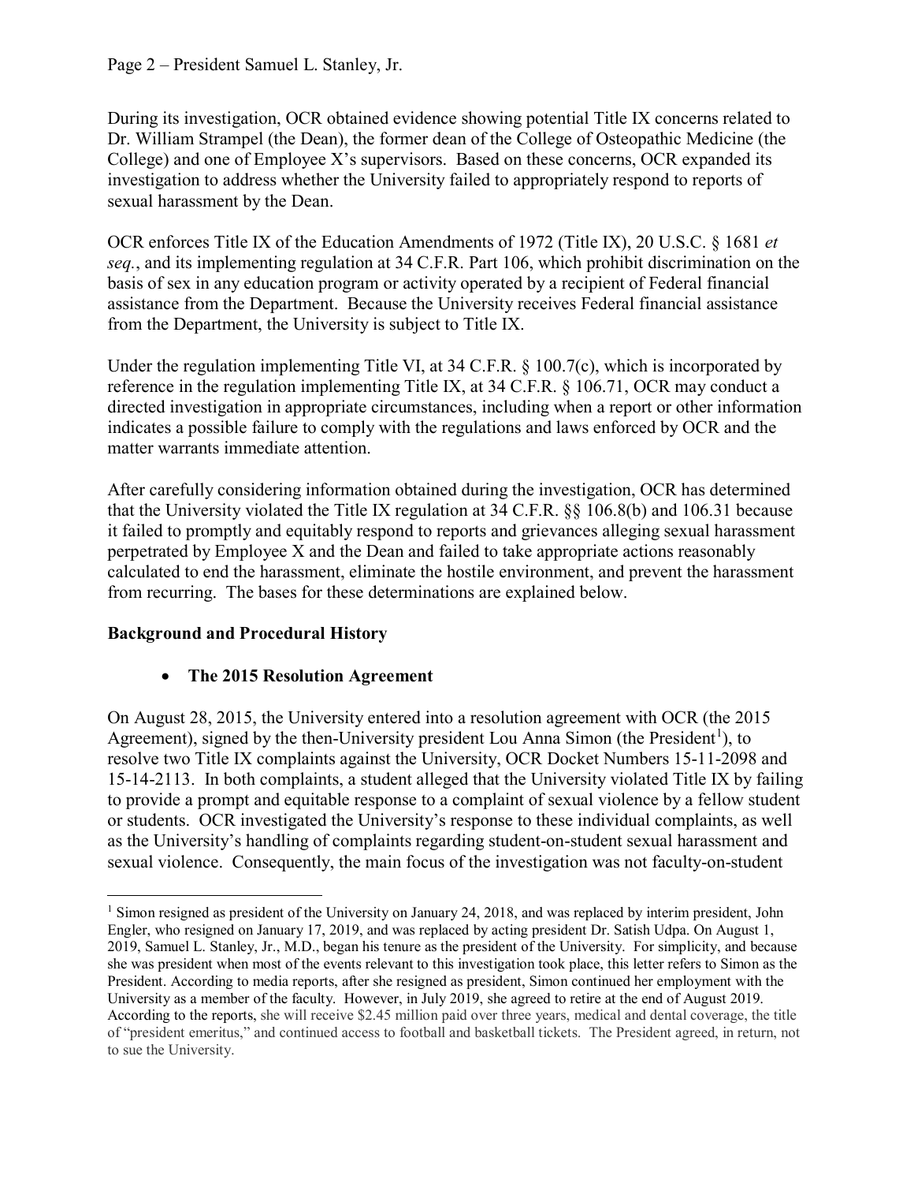During its investigation, OCR obtained evidence showing potential Title IX concerns related to Dr. William Strampel (the Dean), the former dean of the College of Osteopathic Medicine (the College) and one of Employee X's supervisors. Based on these concerns, OCR expanded its investigation to address whether the University failed to appropriately respond to reports of sexual harassment by the Dean.

OCR enforces Title IX of the Education Amendments of 1972 (Title IX), 20 U.S.C. § 1681 *et seq.*, and its implementing regulation at 34 C.F.R. Part 106, which prohibit discrimination on the basis of sex in any education program or activity operated by a recipient of Federal financial assistance from the Department. Because the University receives Federal financial assistance from the Department, the University is subject to Title IX.

Under the regulation implementing Title VI, at 34 C.F.R. § 100.7(c), which is incorporated by reference in the regulation implementing Title IX, at 34 C.F.R. § 106.71, OCR may conduct a directed investigation in appropriate circumstances, including when a report or other information indicates a possible failure to comply with the regulations and laws enforced by OCR and the matter warrants immediate attention.

After carefully considering information obtained during the investigation, OCR has determined that the University violated the Title IX regulation at 34 C.F.R. §§ 106.8(b) and 106.31 because it failed to promptly and equitably respond to reports and grievances alleging sexual harassment perpetrated by Employee X and the Dean and failed to take appropriate actions reasonably calculated to end the harassment, eliminate the hostile environment, and prevent the harassment from recurring. The bases for these determinations are explained below.

**Background and Procedural History**

- **The 2015 Resolution Agreement**

On August 28, 2015, the University entered into a resolution agreement with OCR (the 2015 Agreement), signed by the then-University president Lou Anna Simon (the President[1]), to resolve two Title IX complaints against the University, OCR Docket Numbers 15-11-2098 and 15-14-2113. In both complaints, a student alleged that the University violated Title IX by failing to provide a prompt and equitable response to a complaint of sexual violence by a fellow student or students. OCR investigated the University's response to these individual complaints, as well as the University's handling of complaints regarding student-on-student sexual harassment and sexual violence. Consequently, the main focus of the investigation was not faculty-on-student

[1] Simon resigned as president of the University on January 24, 2018, and was replaced by interim president, John Engler, who resigned on January 17, 2019, and was replaced by acting president Dr. Satish Udpa. On August 1, 2019, Samuel L. Stanley, Jr., M.D., began his tenure as the president of the University. For simplicity, and because she was president when most of the events relevant to this investigation took place, this letter refers to Simon as the President. According to media reports, after she resigned as president, Simon continued her employment with the University as a member of the faculty. However, in July 2019, she agreed to retire at the end of August 2019. According to the reports, she will receive $2.45 million paid over three years, medical and dental coverage, the title of "president emeritus," and continued access to football and basketball tickets. The President agreed, in return, not to sue the University.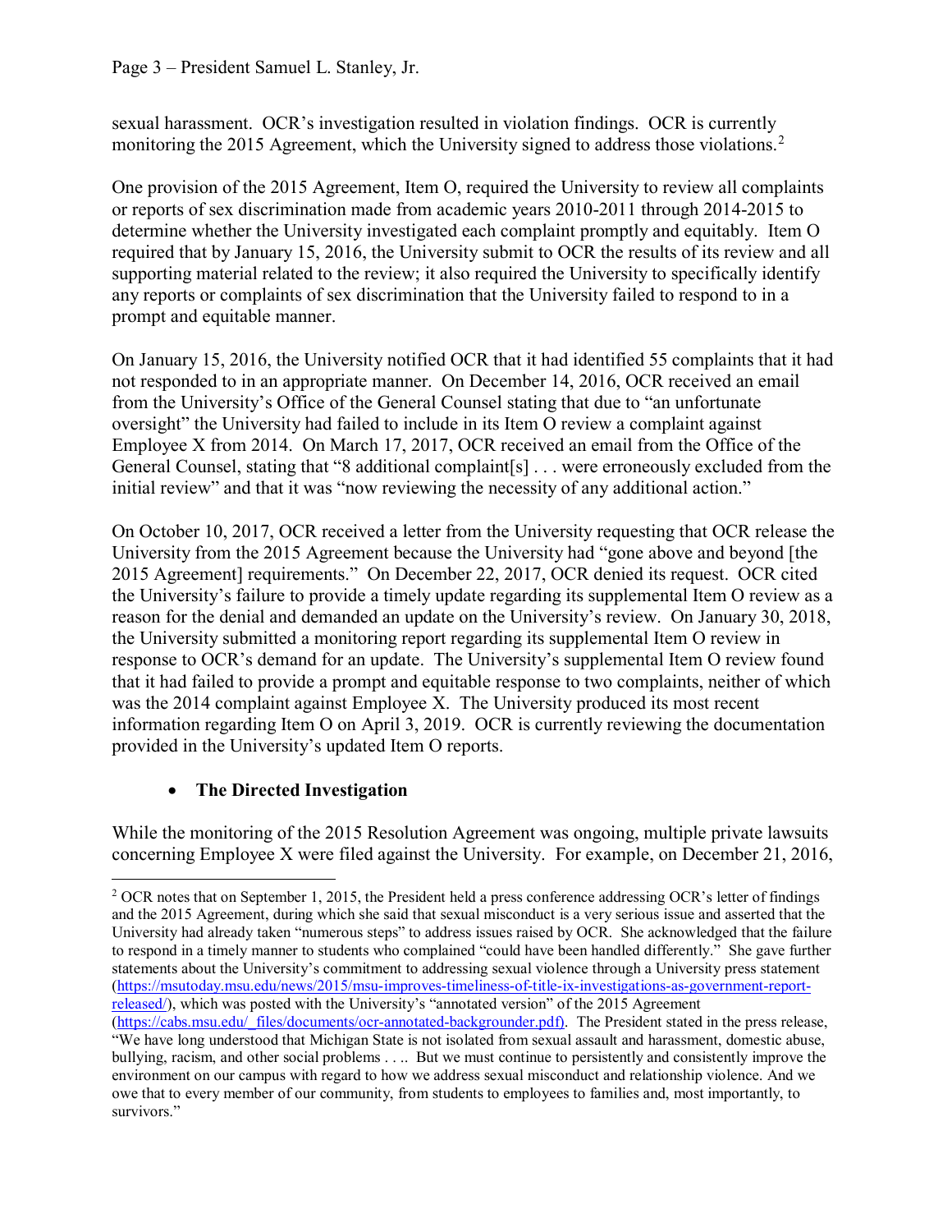sexual harassment. OCR's investigation resulted in violation findings. OCR is currently monitoring the 2015 Agreement, which the University signed to address those violations.[2]

One provision of the 2015 Agreement, Item O, required the University to review all complaints or reports of sex discrimination made from academic years 2010-2011 through 2014-2015 to determine whether the University investigated each complaint promptly and equitably. Item O required that by January 15, 2016, the University submit to OCR the results of its review and all supporting material related to the review; it also required the University to specifically identify any reports or complaints of sex discrimination that the University failed to respond to in a prompt and equitable manner.

On January 15, 2016, the University notified OCR that it had identified 55 complaints that it had not responded to in an appropriate manner. On December 14, 2016, OCR received an email from the University's Office of the General Counsel stating that due to "an unfortunate oversight" the University had failed to include in its Item O review a complaint against Employee X from 2014. On March 17, 2017, OCR received an email from the Office of the General Counsel, stating that "8 additional complaint[s] . . . were erroneously excluded from the initial review" and that it was "now reviewing the necessity of any additional action."

On October 10, 2017, OCR received a letter from the University requesting that OCR release the University from the 2015 Agreement because the University had "gone above and beyond [the 2015 Agreement] requirements." On December 22, 2017, OCR denied its request. OCR cited the University's failure to provide a timely update regarding its supplemental Item O review as a reason for the denial and demanded an update on the University's review. On January 30, 2018, the University submitted a monitoring report regarding its supplemental Item O review in response to OCR's demand for an update. The University's supplemental Item O review found that it had failed to provide a prompt and equitable response to two complaints, neither of which was the 2014 complaint against Employee X. The University produced its most recent information regarding Item O on April 3, 2019. OCR is currently reviewing the documentation provided in the University's updated Item O reports.

- **The Directed Investigation**

While the monitoring of the 2015 Resolution Agreement was ongoing, multiple private lawsuits concerning Employee X were filed against the University. For example, on December 21, 2016,

[2] OCR notes that on September 1, 2015, the President held a press conference addressing OCR's letter of findings and the 2015 Agreement, during which she said that sexual misconduct is a very serious issue and asserted that the University had already taken "numerous steps" to address issues raised by OCR. She acknowledged that the failure to respond in a timely manner to students who complained "could have been handled differently." She gave further statements about the University's commitment to addressing sexual violence through a University press statement (https://msutoday.msu.edu/news/2015/msu-improves-timeliness-of-title-ix-investigations-as-government-report-released/), which was posted with the University's "annotated version" of the 2015 Agreement (https://cabs.msu.edu/_files/documents/ocr-annotated-backgrounder.pdf). The President stated in the press release, "We have long understood that Michigan State is not isolated from sexual assault and harassment, domestic abuse, bullying, racism, and other social problems . . .. But we must continue to persistently and consistently improve the environment on our campus with regard to how we address sexual misconduct and relationship violence. And we owe that to every member of our community, from students to employees to families and, most importantly, to survivors."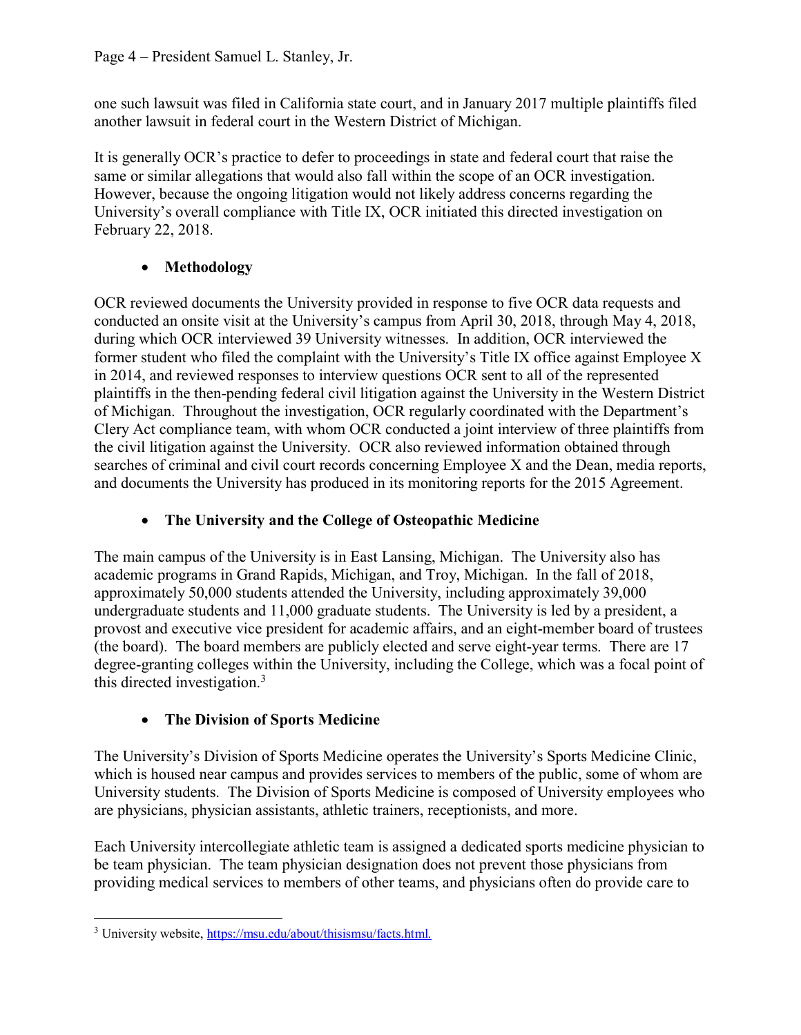one such lawsuit was filed in California state court, and in January 2017 multiple plaintiffs filed another lawsuit in federal court in the Western District of Michigan.

It is generally OCR's practice to defer to proceedings in state and federal court that raise the same or similar allegations that would also fall within the scope of an OCR investigation. However, because the ongoing litigation would not likely address concerns regarding the University's overall compliance with Title IX, OCR initiated this directed investigation on February 22, 2018.

- **Methodology**

OCR reviewed documents the University provided in response to five OCR data requests and conducted an onsite visit at the University's campus from April 30, 2018, through May 4, 2018, during which OCR interviewed 39 University witnesses. In addition, OCR interviewed the former student who filed the complaint with the University's Title IX office against Employee X in 2014, and reviewed responses to interview questions OCR sent to all of the represented plaintiffs in the then-pending federal civil litigation against the University in the Western District of Michigan. Throughout the investigation, OCR regularly coordinated with the Department's Clery Act compliance team, with whom OCR conducted a joint interview of three plaintiffs from the civil litigation against the University. OCR also reviewed information obtained through searches of criminal and civil court records concerning Employee X and the Dean, media reports, and documents the University has produced in its monitoring reports for the 2015 Agreement.

- **The University and the College of Osteopathic Medicine**

The main campus of the University is in East Lansing, Michigan. The University also has academic programs in Grand Rapids, Michigan, and Troy, Michigan. In the fall of 2018, approximately 50,000 students attended the University, including approximately 39,000 undergraduate students and 11,000 graduate students. The University is led by a president, a provost and executive vice president for academic affairs, and an eight-member board of trustees (the board). The board members are publicly elected and serve eight-year terms. There are 17 degree-granting colleges within the University, including the College, which was a focal point of this directed investigation.[3]

- **The Division of Sports Medicine**

The University's Division of Sports Medicine operates the University's Sports Medicine Clinic, which is housed near campus and provides services to members of the public, some of whom are University students. The Division of Sports Medicine is composed of University employees who are physicians, physician assistants, athletic trainers, receptionists, and more.

Each University intercollegiate athletic team is assigned a dedicated sports medicine physician to be team physician. The team physician designation does not prevent those physicians from providing medical services to members of other teams, and physicians often do provide care to

---

[3] University website, https://msu.edu/about/thisismsu/facts.html.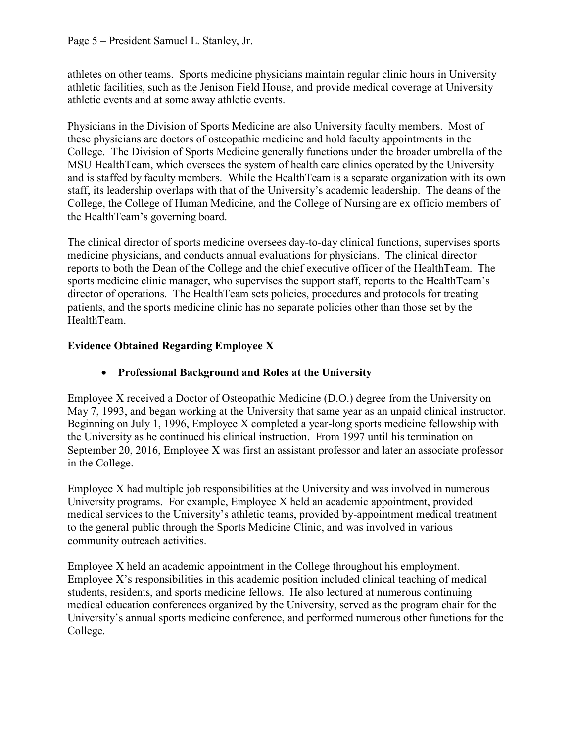athletes on other teams. Sports medicine physicians maintain regular clinic hours in University athletic facilities, such as the Jenison Field House, and provide medical coverage at University athletic events and at some away athletic events.

Physicians in the Division of Sports Medicine are also University faculty members. Most of these physicians are doctors of osteopathic medicine and hold faculty appointments in the College. The Division of Sports Medicine generally functions under the broader umbrella of the MSU HealthTeam, which oversees the system of health care clinics operated by the University and is staffed by faculty members. While the HealthTeam is a separate organization with its own staff, its leadership overlaps with that of the University's academic leadership. The deans of the College, the College of Human Medicine, and the College of Nursing are ex officio members of the HealthTeam's governing board.

The clinical director of sports medicine oversees day-to-day clinical functions, supervises sports medicine physicians, and conducts annual evaluations for physicians. The clinical director reports to both the Dean of the College and the chief executive officer of the HealthTeam. The sports medicine clinic manager, who supervises the support staff, reports to the HealthTeam's director of operations. The HealthTeam sets policies, procedures and protocols for treating patients, and the sports medicine clinic has no separate policies other than those set by the HealthTeam.

## Evidence Obtained Regarding Employee X

- **Professional Background and Roles at the University**

Employee X received a Doctor of Osteopathic Medicine (D.O.) degree from the University on May 7, 1993, and began working at the University that same year as an unpaid clinical instructor. Beginning on July 1, 1996, Employee X completed a year-long sports medicine fellowship with the University as he continued his clinical instruction. From 1997 until his termination on September 20, 2016, Employee X was first an assistant professor and later an associate professor in the College.

Employee X had multiple job responsibilities at the University and was involved in numerous University programs. For example, Employee X held an academic appointment, provided medical services to the University's athletic teams, provided by-appointment medical treatment to the general public through the Sports Medicine Clinic, and was involved in various community outreach activities.

Employee X held an academic appointment in the College throughout his employment. Employee X's responsibilities in this academic position included clinical teaching of medical students, residents, and sports medicine fellows. He also lectured at numerous continuing medical education conferences organized by the University, served as the program chair for the University's annual sports medicine conference, and performed numerous other functions for the College.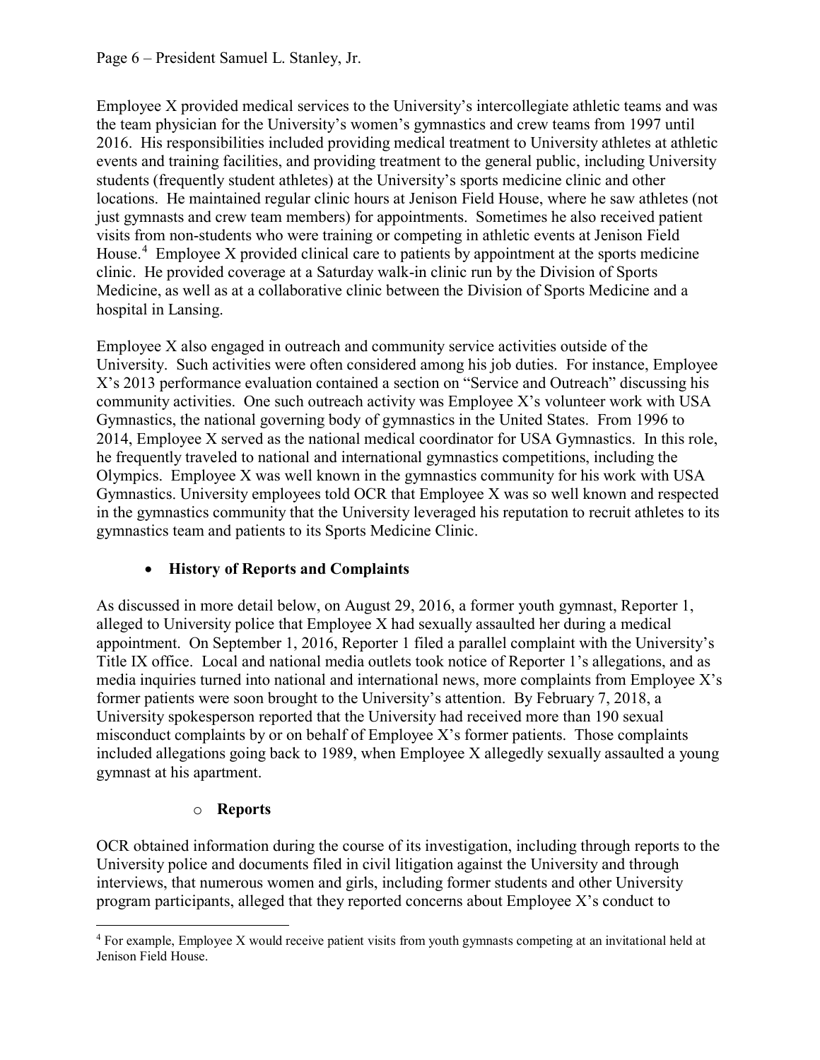Employee X provided medical services to the University's intercollegiate athletic teams and was the team physician for the University's women's gymnastics and crew teams from 1997 until 2016. His responsibilities included providing medical treatment to University athletes at athletic events and training facilities, and providing treatment to the general public, including University students (frequently student athletes) at the University's sports medicine clinic and other locations. He maintained regular clinic hours at Jenison Field House, where he saw athletes (not just gymnasts and crew team members) for appointments. Sometimes he also received patient visits from non-students who were training or competing in athletic events at Jenison Field House.[4] Employee X provided clinical care to patients by appointment at the sports medicine clinic. He provided coverage at a Saturday walk-in clinic run by the Division of Sports Medicine, as well as at a collaborative clinic between the Division of Sports Medicine and a hospital in Lansing.

Employee X also engaged in outreach and community service activities outside of the University. Such activities were often considered among his job duties. For instance, Employee X's 2013 performance evaluation contained a section on "Service and Outreach" discussing his community activities. One such outreach activity was Employee X's volunteer work with USA Gymnastics, the national governing body of gymnastics in the United States. From 1996 to 2014, Employee X served as the national medical coordinator for USA Gymnastics. In this role, he frequently traveled to national and international gymnastics competitions, including the Olympics. Employee X was well known in the gymnastics community for his work with USA Gymnastics. University employees told OCR that Employee X was so well known and respected in the gymnastics community that the University leveraged his reputation to recruit athletes to its gymnastics team and patients to its Sports Medicine Clinic.

- **History of Reports and Complaints**

As discussed in more detail below, on August 29, 2016, a former youth gymnast, Reporter 1, alleged to University police that Employee X had sexually assaulted her during a medical appointment. On September 1, 2016, Reporter 1 filed a parallel complaint with the University's Title IX office. Local and national media outlets took notice of Reporter 1's allegations, and as media inquiries turned into national and international news, more complaints from Employee X's former patients were soon brought to the University's attention. By February 7, 2018, a University spokesperson reported that the University had received more than 190 sexual misconduct complaints by or on behalf of Employee X's former patients. Those complaints included allegations going back to 1989, when Employee X allegedly sexually assaulted a young gymnast at his apartment.

  - **Reports**

OCR obtained information during the course of its investigation, including through reports to the University police and documents filed in civil litigation against the University and through interviews, that numerous women and girls, including former students and other University program participants, alleged that they reported concerns about Employee X's conduct to

[4] For example, Employee X would receive patient visits from youth gymnasts competing at an invitational held at Jenison Field House.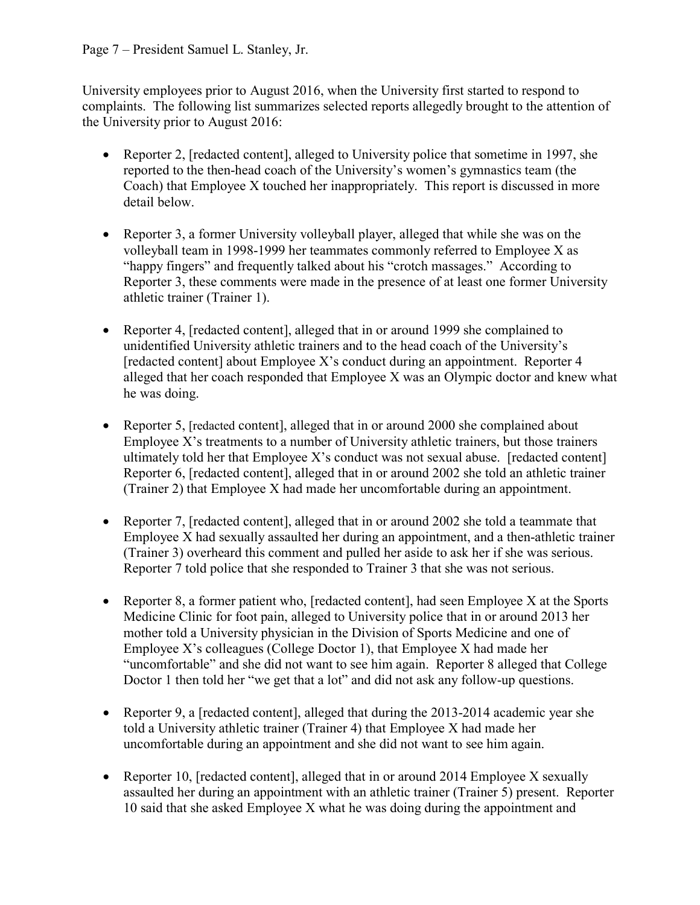University employees prior to August 2016, when the University first started to respond to complaints. The following list summarizes selected reports allegedly brought to the attention of the University prior to August 2016:

- Reporter 2, [redacted content], alleged to University police that sometime in 1997, she reported to the then-head coach of the University's women's gymnastics team (the Coach) that Employee X touched her inappropriately. This report is discussed in more detail below.

- Reporter 3, a former University volleyball player, alleged that while she was on the volleyball team in 1998-1999 her teammates commonly referred to Employee X as "happy fingers" and frequently talked about his "crotch massages." According to Reporter 3, these comments were made in the presence of at least one former University athletic trainer (Trainer 1).

- Reporter 4, [redacted content], alleged that in or around 1999 she complained to unidentified University athletic trainers and to the head coach of the University's [redacted content] about Employee X's conduct during an appointment. Reporter 4 alleged that her coach responded that Employee X was an Olympic doctor and knew what he was doing.

- Reporter 5, [redacted content], alleged that in or around 2000 she complained about Employee X's treatments to a number of University athletic trainers, but those trainers ultimately told her that Employee X's conduct was not sexual abuse. [redacted content] Reporter 6, [redacted content], alleged that in or around 2002 she told an athletic trainer (Trainer 2) that Employee X had made her uncomfortable during an appointment.

- Reporter 7, [redacted content], alleged that in or around 2002 she told a teammate that Employee X had sexually assaulted her during an appointment, and a then-athletic trainer (Trainer 3) overheard this comment and pulled her aside to ask her if she was serious. Reporter 7 told police that she responded to Trainer 3 that she was not serious.

- Reporter 8, a former patient who, [redacted content], had seen Employee X at the Sports Medicine Clinic for foot pain, alleged to University police that in or around 2013 her mother told a University physician in the Division of Sports Medicine and one of Employee X's colleagues (College Doctor 1), that Employee X had made her "uncomfortable" and she did not want to see him again. Reporter 8 alleged that College Doctor 1 then told her "we get that a lot" and did not ask any follow-up questions.

- Reporter 9, a [redacted content], alleged that during the 2013-2014 academic year she told a University athletic trainer (Trainer 4) that Employee X had made her uncomfortable during an appointment and she did not want to see him again.

- Reporter 10, [redacted content], alleged that in or around 2014 Employee X sexually assaulted her during an appointment with an athletic trainer (Trainer 5) present. Reporter 10 said that she asked Employee X what he was doing during the appointment and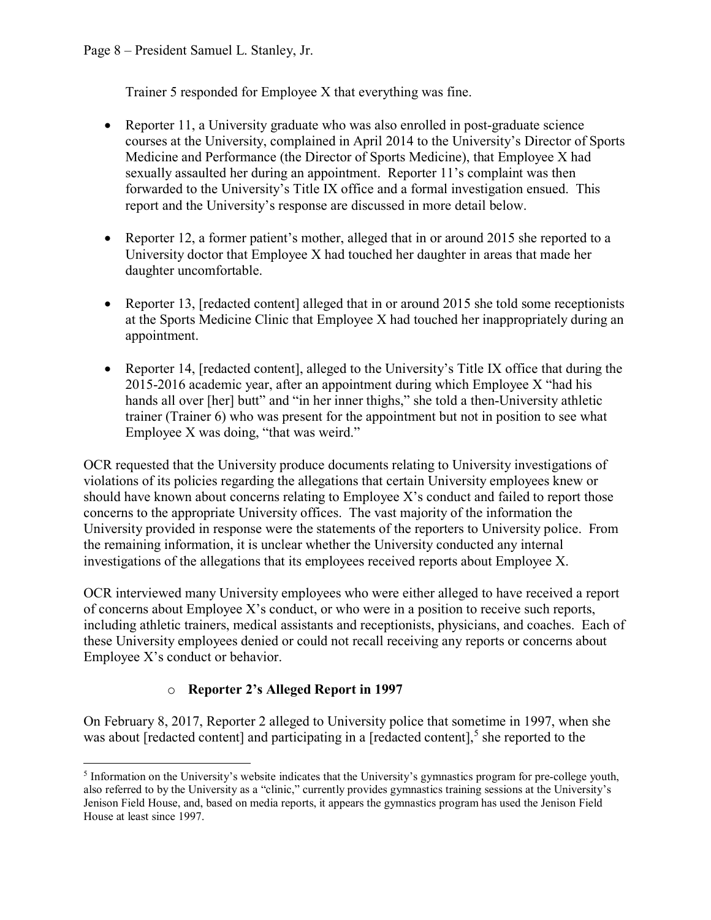Trainer 5 responded for Employee X that everything was fine.

- Reporter 11, a University graduate who was also enrolled in post-graduate science courses at the University, complained in April 2014 to the University's Director of Sports Medicine and Performance (the Director of Sports Medicine), that Employee X had sexually assaulted her during an appointment. Reporter 11's complaint was then forwarded to the University's Title IX office and a formal investigation ensued. This report and the University's response are discussed in more detail below.

- Reporter 12, a former patient's mother, alleged that in or around 2015 she reported to a University doctor that Employee X had touched her daughter in areas that made her daughter uncomfortable.

- Reporter 13, [redacted content] alleged that in or around 2015 she told some receptionists at the Sports Medicine Clinic that Employee X had touched her inappropriately during an appointment.

- Reporter 14, [redacted content], alleged to the University's Title IX office that during the 2015-2016 academic year, after an appointment during which Employee X "had his hands all over [her] butt" and "in her inner thighs," she told a then-University athletic trainer (Trainer 6) who was present for the appointment but not in position to see what Employee X was doing, "that was weird."

OCR requested that the University produce documents relating to University investigations of violations of its policies regarding the allegations that certain University employees knew or should have known about concerns relating to Employee X's conduct and failed to report those concerns to the appropriate University offices. The vast majority of the information the University provided in response were the statements of the reporters to University police. From the remaining information, it is unclear whether the University conducted any internal investigations of the allegations that its employees received reports about Employee X.

OCR interviewed many University employees who were either alleged to have received a report of concerns about Employee X's conduct, or who were in a position to receive such reports, including athletic trainers, medical assistants and receptionists, physicians, and coaches. Each of these University employees denied or could not recall receiving any reports or concerns about Employee X's conduct or behavior.

- **Reporter 2's Alleged Report in 1997**

On February 8, 2017, Reporter 2 alleged to University police that sometime in 1997, when she was about [redacted content] and participating in a [redacted content],[5] she reported to the

[5] Information on the University's website indicates that the University's gymnastics program for pre-college youth, also referred to by the University as a "clinic," currently provides gymnastics training sessions at the University's Jenison Field House, and, based on media reports, it appears the gymnastics program has used the Jenison Field House at least since 1997.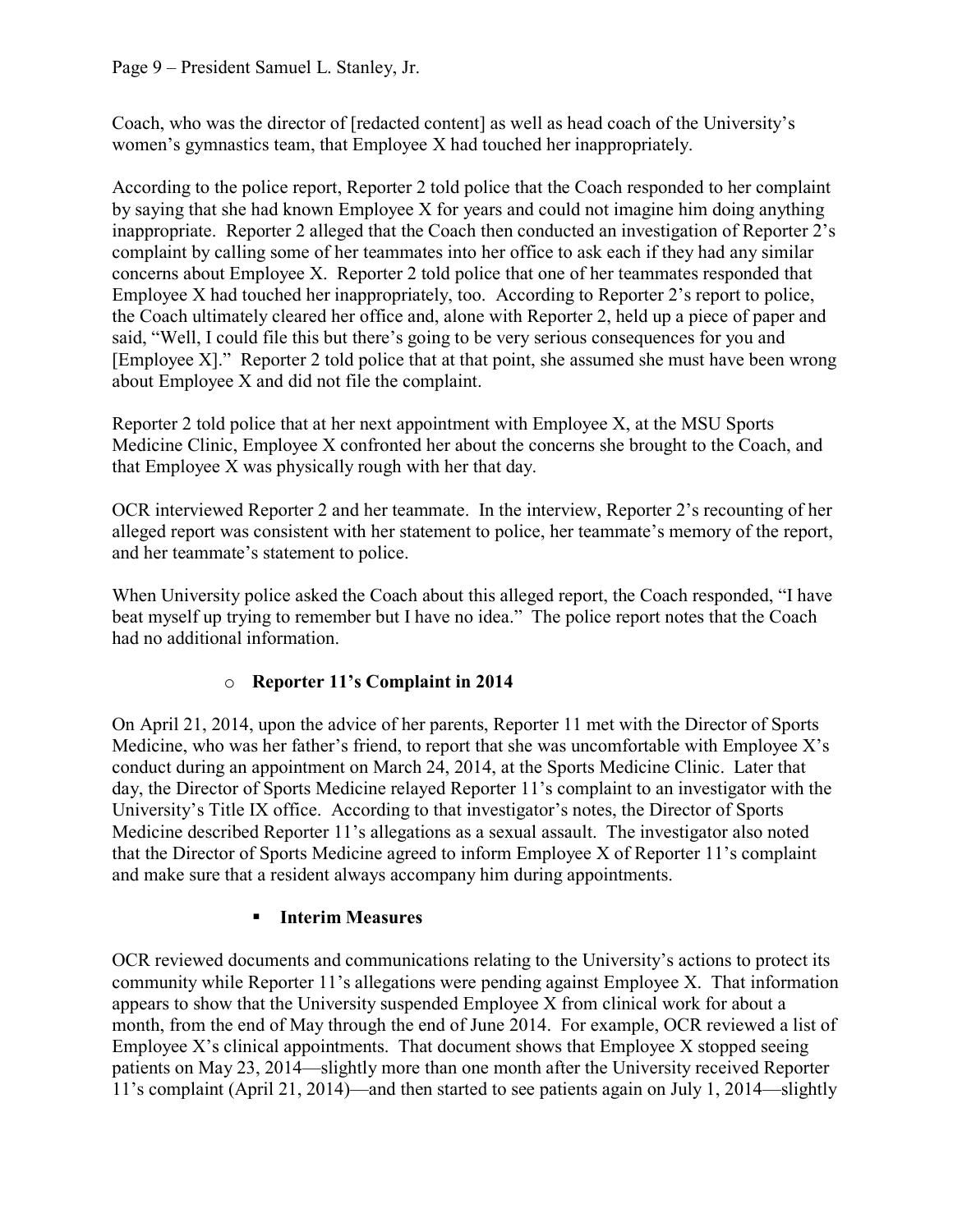Coach, who was the director of [redacted content] as well as head coach of the University's women's gymnastics team, that Employee X had touched her inappropriately.

According to the police report, Reporter 2 told police that the Coach responded to her complaint by saying that she had known Employee X for years and could not imagine him doing anything inappropriate. Reporter 2 alleged that the Coach then conducted an investigation of Reporter 2's complaint by calling some of her teammates into her office to ask each if they had any similar concerns about Employee X. Reporter 2 told police that one of her teammates responded that Employee X had touched her inappropriately, too. According to Reporter 2's report to police, the Coach ultimately cleared her office and, alone with Reporter 2, held up a piece of paper and said, "Well, I could file this but there's going to be very serious consequences for you and [Employee X]." Reporter 2 told police that at that point, she assumed she must have been wrong about Employee X and did not file the complaint.

Reporter 2 told police that at her next appointment with Employee X, at the MSU Sports Medicine Clinic, Employee X confronted her about the concerns she brought to the Coach, and that Employee X was physically rough with her that day.

OCR interviewed Reporter 2 and her teammate. In the interview, Reporter 2's recounting of her alleged report was consistent with her statement to police, her teammate's memory of the report, and her teammate's statement to police.

When University police asked the Coach about this alleged report, the Coach responded, "I have beat myself up trying to remember but I have no idea." The police report notes that the Coach had no additional information.

- **Reporter 11's Complaint in 2014**

On April 21, 2014, upon the advice of her parents, Reporter 11 met with the Director of Sports Medicine, who was her father's friend, to report that she was uncomfortable with Employee X's conduct during an appointment on March 24, 2014, at the Sports Medicine Clinic. Later that day, the Director of Sports Medicine relayed Reporter 11's complaint to an investigator with the University's Title IX office. According to that investigator's notes, the Director of Sports Medicine described Reporter 11's allegations as a sexual assault. The investigator also noted that the Director of Sports Medicine agreed to inform Employee X of Reporter 11's complaint and make sure that a resident always accompany him during appointments.

- **Interim Measures**

OCR reviewed documents and communications relating to the University's actions to protect its community while Reporter 11's allegations were pending against Employee X. That information appears to show that the University suspended Employee X from clinical work for about a month, from the end of May through the end of June 2014. For example, OCR reviewed a list of Employee X's clinical appointments. That document shows that Employee X stopped seeing patients on May 23, 2014—slightly more than one month after the University received Reporter 11's complaint (April 21, 2014)—and then started to see patients again on July 1, 2014—slightly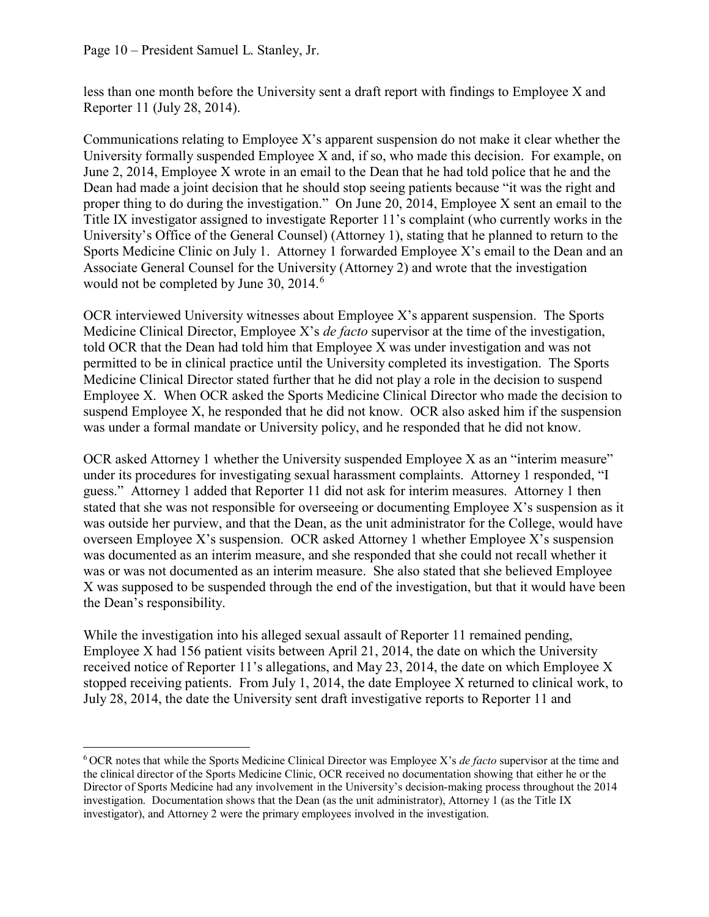less than one month before the University sent a draft report with findings to Employee X and Reporter 11 (July 28, 2014).

Communications relating to Employee X's apparent suspension do not make it clear whether the University formally suspended Employee X and, if so, who made this decision. For example, on June 2, 2014, Employee X wrote in an email to the Dean that he had told police that he and the Dean had made a joint decision that he should stop seeing patients because "it was the right and proper thing to do during the investigation." On June 20, 2014, Employee X sent an email to the Title IX investigator assigned to investigate Reporter 11's complaint (who currently works in the University's Office of the General Counsel) (Attorney 1), stating that he planned to return to the Sports Medicine Clinic on July 1. Attorney 1 forwarded Employee X's email to the Dean and an Associate General Counsel for the University (Attorney 2) and wrote that the investigation would not be completed by June 30, 2014.[6]

OCR interviewed University witnesses about Employee X's apparent suspension. The Sports Medicine Clinical Director, Employee X's *de facto* supervisor at the time of the investigation, told OCR that the Dean had told him that Employee X was under investigation and was not permitted to be in clinical practice until the University completed its investigation. The Sports Medicine Clinical Director stated further that he did not play a role in the decision to suspend Employee X. When OCR asked the Sports Medicine Clinical Director who made the decision to suspend Employee X, he responded that he did not know. OCR also asked him if the suspension was under a formal mandate or University policy, and he responded that he did not know.

OCR asked Attorney 1 whether the University suspended Employee X as an "interim measure" under its procedures for investigating sexual harassment complaints. Attorney 1 responded, "I guess." Attorney 1 added that Reporter 11 did not ask for interim measures. Attorney 1 then stated that she was not responsible for overseeing or documenting Employee X's suspension as it was outside her purview, and that the Dean, as the unit administrator for the College, would have overseen Employee X's suspension. OCR asked Attorney 1 whether Employee X's suspension was documented as an interim measure, and she responded that she could not recall whether it was or was not documented as an interim measure. She also stated that she believed Employee X was supposed to be suspended through the end of the investigation, but that it would have been the Dean's responsibility.

While the investigation into his alleged sexual assault of Reporter 11 remained pending, Employee X had 156 patient visits between April 21, 2014, the date on which the University received notice of Reporter 11's allegations, and May 23, 2014, the date on which Employee X stopped receiving patients. From July 1, 2014, the date Employee X returned to clinical work, to July 28, 2014, the date the University sent draft investigative reports to Reporter 11 and

---

[6] OCR notes that while the Sports Medicine Clinical Director was Employee X's *de facto* supervisor at the time and the clinical director of the Sports Medicine Clinic, OCR received no documentation showing that either he or the Director of Sports Medicine had any involvement in the University's decision-making process throughout the 2014 investigation. Documentation shows that the Dean (as the unit administrator), Attorney 1 (as the Title IX investigator), and Attorney 2 were the primary employees involved in the investigation.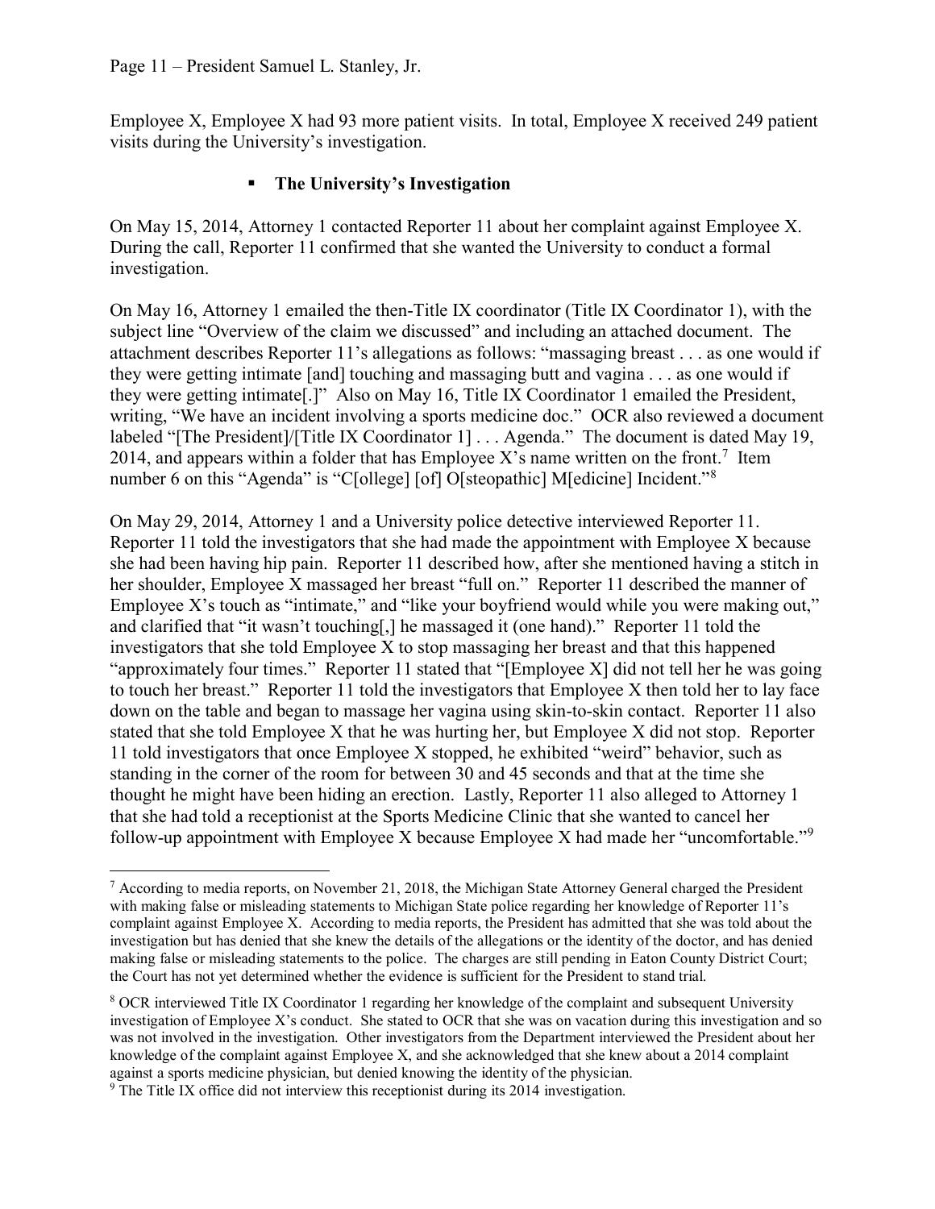Employee X, Employee X had 93 more patient visits. In total, Employee X received 249 patient visits during the University's investigation.

- **The University's Investigation**

On May 15, 2014, Attorney 1 contacted Reporter 11 about her complaint against Employee X. During the call, Reporter 11 confirmed that she wanted the University to conduct a formal investigation.

On May 16, Attorney 1 emailed the then-Title IX coordinator (Title IX Coordinator 1), with the subject line "Overview of the claim we discussed" and including an attached document. The attachment describes Reporter 11's allegations as follows: "massaging breast . . . as one would if they were getting intimate [and] touching and massaging butt and vagina . . . as one would if they were getting intimate[.]" Also on May 16, Title IX Coordinator 1 emailed the President, writing, "We have an incident involving a sports medicine doc." OCR also reviewed a document labeled "[The President]/[Title IX Coordinator 1] . . . Agenda." The document is dated May 19, 2014, and appears within a folder that has Employee X's name written on the front.[7] Item number 6 on this "Agenda" is "C[ollege] [of] O[steopathic] M[edicine] Incident."[8]

On May 29, 2014, Attorney 1 and a University police detective interviewed Reporter 11. Reporter 11 told the investigators that she had made the appointment with Employee X because she had been having hip pain. Reporter 11 described how, after she mentioned having a stitch in her shoulder, Employee X massaged her breast "full on." Reporter 11 described the manner of Employee X's touch as "intimate," and "like your boyfriend would while you were making out," and clarified that "it wasn't touching[,] he massaged it (one hand)." Reporter 11 told the investigators that she told Employee X to stop massaging her breast and that this happened "approximately four times." Reporter 11 stated that "[Employee X] did not tell her he was going to touch her breast." Reporter 11 told the investigators that Employee X then told her to lay face down on the table and began to massage her vagina using skin-to-skin contact. Reporter 11 also stated that she told Employee X that he was hurting her, but Employee X did not stop. Reporter 11 told investigators that once Employee X stopped, he exhibited "weird" behavior, such as standing in the corner of the room for between 30 and 45 seconds and that at the time she thought he might have been hiding an erection. Lastly, Reporter 11 also alleged to Attorney 1 that she had told a receptionist at the Sports Medicine Clinic that she wanted to cancel her follow-up appointment with Employee X because Employee X had made her "uncomfortable."[9]

---

[7] According to media reports, on November 21, 2018, the Michigan State Attorney General charged the President with making false or misleading statements to Michigan State police regarding her knowledge of Reporter 11's complaint against Employee X. According to media reports, the President has admitted that she was told about the investigation but has denied that she knew the details of the allegations or the identity of the doctor, and has denied making false or misleading statements to the police. The charges are still pending in Eaton County District Court; the Court has not yet determined whether the evidence is sufficient for the President to stand trial.

[8] OCR interviewed Title IX Coordinator 1 regarding her knowledge of the complaint and subsequent University investigation of Employee X's conduct. She stated to OCR that she was on vacation during this investigation and so was not involved in the investigation. Other investigators from the Department interviewed the President about her knowledge of the complaint against Employee X, and she acknowledged that she knew about a 2014 complaint against a sports medicine physician, but denied knowing the identity of the physician.

[9] The Title IX office did not interview this receptionist during its 2014 investigation.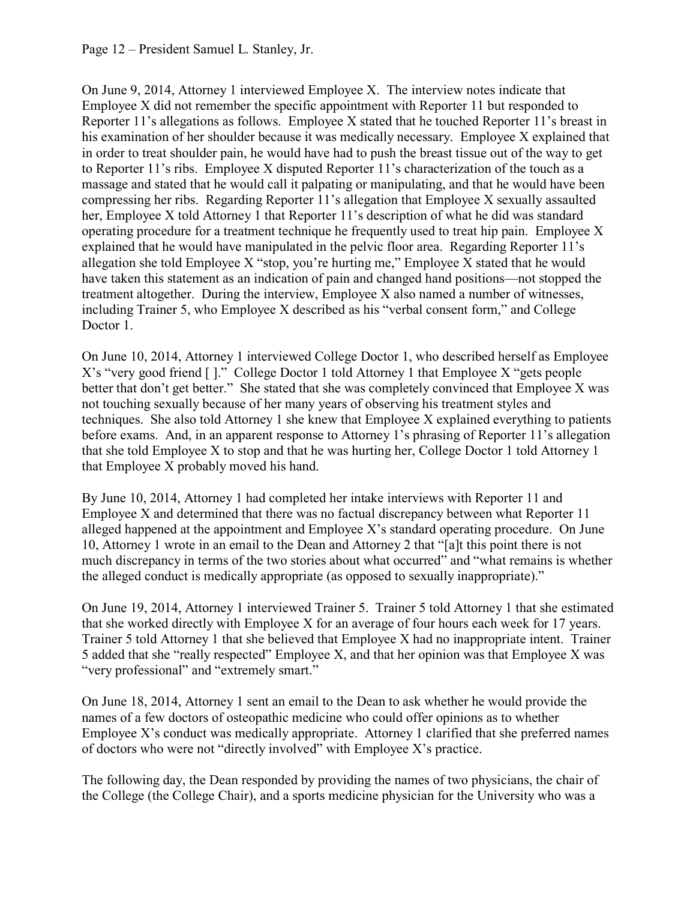On June 9, 2014, Attorney 1 interviewed Employee X. The interview notes indicate that Employee X did not remember the specific appointment with Reporter 11 but responded to Reporter 11's allegations as follows. Employee X stated that he touched Reporter 11's breast in his examination of her shoulder because it was medically necessary. Employee X explained that in order to treat shoulder pain, he would have had to push the breast tissue out of the way to get to Reporter 11's ribs. Employee X disputed Reporter 11's characterization of the touch as a massage and stated that he would call it palpating or manipulating, and that he would have been compressing her ribs. Regarding Reporter 11's allegation that Employee X sexually assaulted her, Employee X told Attorney 1 that Reporter 11's description of what he did was standard operating procedure for a treatment technique he frequently used to treat hip pain. Employee X explained that he would have manipulated in the pelvic floor area. Regarding Reporter 11's allegation she told Employee X "stop, you're hurting me," Employee X stated that he would have taken this statement as an indication of pain and changed hand positions—not stopped the treatment altogether. During the interview, Employee X also named a number of witnesses, including Trainer 5, who Employee X described as his "verbal consent form," and College Doctor 1.

On June 10, 2014, Attorney 1 interviewed College Doctor 1, who described herself as Employee X's "very good friend [ ]." College Doctor 1 told Attorney 1 that Employee X "gets people better that don't get better." She stated that she was completely convinced that Employee X was not touching sexually because of her many years of observing his treatment styles and techniques. She also told Attorney 1 she knew that Employee X explained everything to patients before exams. And, in an apparent response to Attorney 1's phrasing of Reporter 11's allegation that she told Employee X to stop and that he was hurting her, College Doctor 1 told Attorney 1 that Employee X probably moved his hand.

By June 10, 2014, Attorney 1 had completed her intake interviews with Reporter 11 and Employee X and determined that there was no factual discrepancy between what Reporter 11 alleged happened at the appointment and Employee X's standard operating procedure. On June 10, Attorney 1 wrote in an email to the Dean and Attorney 2 that "[a]t this point there is not much discrepancy in terms of the two stories about what occurred" and "what remains is whether the alleged conduct is medically appropriate (as opposed to sexually inappropriate)."

On June 19, 2014, Attorney 1 interviewed Trainer 5. Trainer 5 told Attorney 1 that she estimated that she worked directly with Employee X for an average of four hours each week for 17 years. Trainer 5 told Attorney 1 that she believed that Employee X had no inappropriate intent. Trainer 5 added that she "really respected" Employee X, and that her opinion was that Employee X was "very professional" and "extremely smart."

On June 18, 2014, Attorney 1 sent an email to the Dean to ask whether he would provide the names of a few doctors of osteopathic medicine who could offer opinions as to whether Employee X's conduct was medically appropriate. Attorney 1 clarified that she preferred names of doctors who were not "directly involved" with Employee X's practice.

The following day, the Dean responded by providing the names of two physicians, the chair of the College (the College Chair), and a sports medicine physician for the University who was a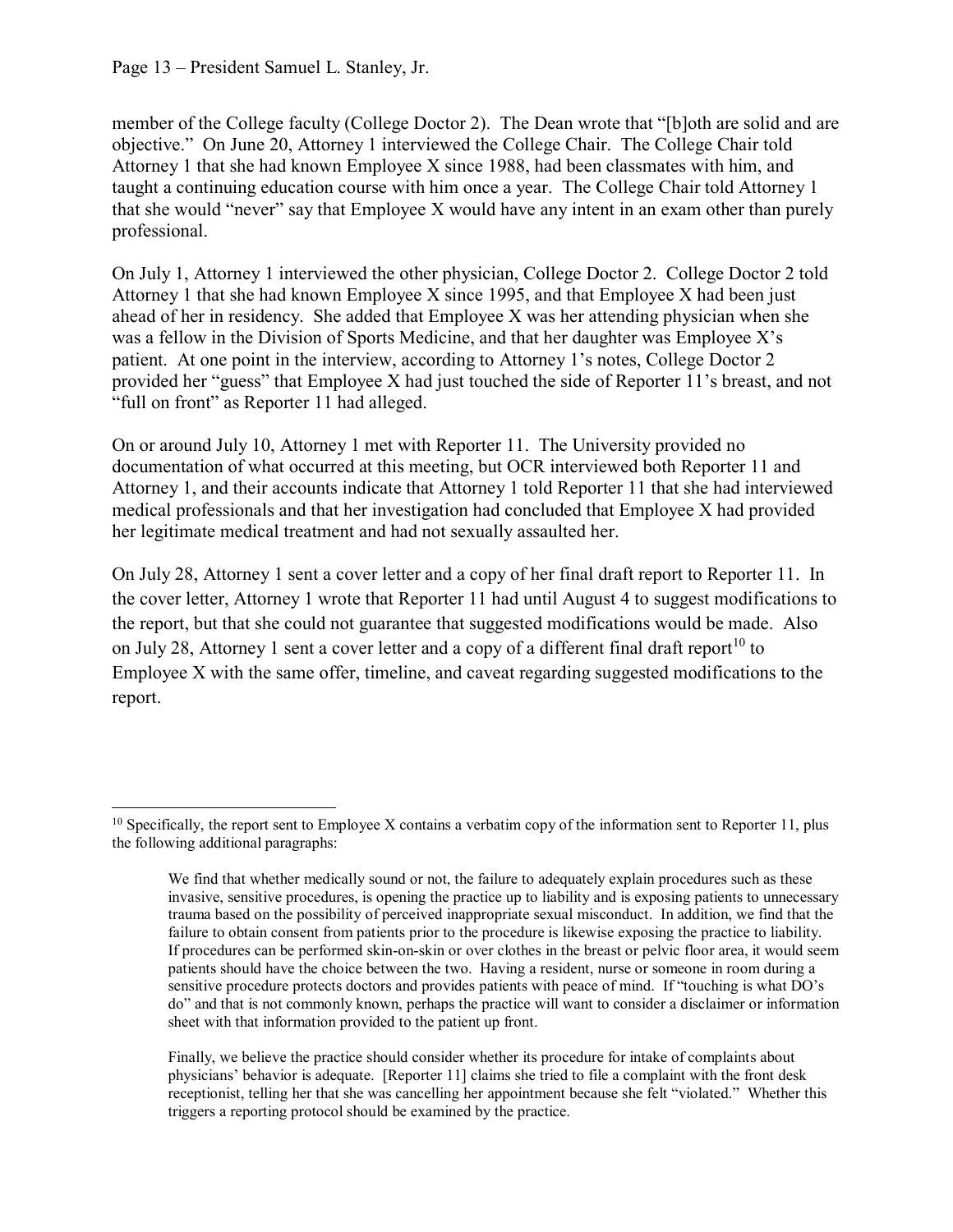member of the College faculty (College Doctor 2). The Dean wrote that "[b]oth are solid and are objective." On June 20, Attorney 1 interviewed the College Chair. The College Chair told Attorney 1 that she had known Employee X since 1988, had been classmates with him, and taught a continuing education course with him once a year. The College Chair told Attorney 1 that she would "never" say that Employee X would have any intent in an exam other than purely professional.

On July 1, Attorney 1 interviewed the other physician, College Doctor 2. College Doctor 2 told Attorney 1 that she had known Employee X since 1995, and that Employee X had been just ahead of her in residency. She added that Employee X was her attending physician when she was a fellow in the Division of Sports Medicine, and that her daughter was Employee X's patient. At one point in the interview, according to Attorney 1's notes, College Doctor 2 provided her "guess" that Employee X had just touched the side of Reporter 11's breast, and not "full on front" as Reporter 11 had alleged.

On or around July 10, Attorney 1 met with Reporter 11. The University provided no documentation of what occurred at this meeting, but OCR interviewed both Reporter 11 and Attorney 1, and their accounts indicate that Attorney 1 told Reporter 11 that she had interviewed medical professionals and that her investigation had concluded that Employee X had provided her legitimate medical treatment and had not sexually assaulted her.

On July 28, Attorney 1 sent a cover letter and a copy of her final draft report to Reporter 11. In the cover letter, Attorney 1 wrote that Reporter 11 had until August 4 to suggest modifications to the report, but that she could not guarantee that suggested modifications would be made. Also on July 28, Attorney 1 sent a cover letter and a copy of a different final draft report[10] to Employee X with the same offer, timeline, and caveat regarding suggested modifications to the report.

---

[10] Specifically, the report sent to Employee X contains a verbatim copy of the information sent to Reporter 11, plus the following additional paragraphs:

> We find that whether medically sound or not, the failure to adequately explain procedures such as these invasive, sensitive procedures, is opening the practice up to liability and is exposing patients to unnecessary trauma based on the possibility of perceived inappropriate sexual misconduct. In addition, we find that the failure to obtain consent from patients prior to the procedure is likewise exposing the practice to liability. If procedures can be performed skin-on-skin or over clothes in the breast or pelvic floor area, it would seem patients should have the choice between the two. Having a resident, nurse or someone in room during a sensitive procedure protects doctors and provides patients with peace of mind. If "touching is what DO's do" and that is not commonly known, perhaps the practice will want to consider a disclaimer or information sheet with that information provided to the patient up front.
>
> Finally, we believe the practice should consider whether its procedure for intake of complaints about physicians' behavior is adequate. [Reporter 11] claims she tried to file a complaint with the front desk receptionist, telling her that she was cancelling her appointment because she felt "violated." Whether this triggers a reporting protocol should be examined by the practice.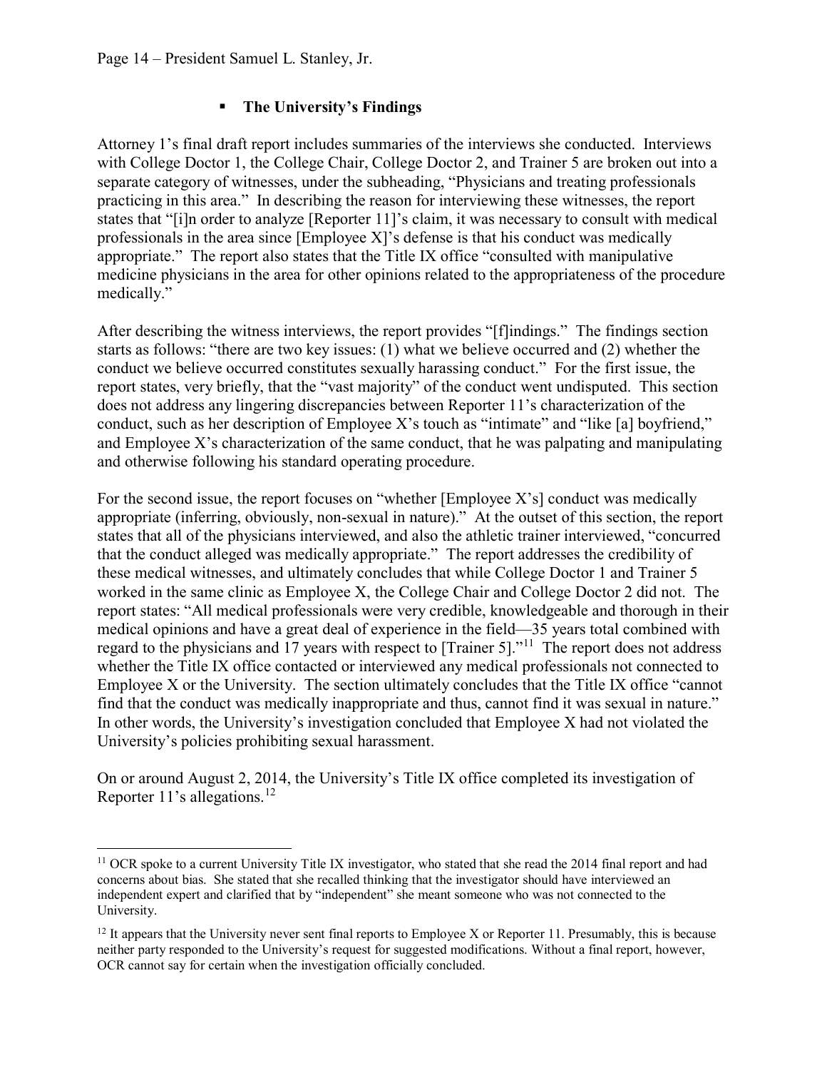- **The University's Findings**

Attorney 1's final draft report includes summaries of the interviews she conducted. Interviews with College Doctor 1, the College Chair, College Doctor 2, and Trainer 5 are broken out into a separate category of witnesses, under the subheading, "Physicians and treating professionals practicing in this area." In describing the reason for interviewing these witnesses, the report states that "[i]n order to analyze [Reporter 11]'s claim, it was necessary to consult with medical professionals in the area since [Employee X]'s defense is that his conduct was medically appropriate." The report also states that the Title IX office "consulted with manipulative medicine physicians in the area for other opinions related to the appropriateness of the procedure medically."

After describing the witness interviews, the report provides "[f]indings." The findings section starts as follows: "there are two key issues: (1) what we believe occurred and (2) whether the conduct we believe occurred constitutes sexually harassing conduct." For the first issue, the report states, very briefly, that the "vast majority" of the conduct went undisputed. This section does not address any lingering discrepancies between Reporter 11's characterization of the conduct, such as her description of Employee X's touch as "intimate" and "like [a] boyfriend," and Employee X's characterization of the same conduct, that he was palpating and manipulating and otherwise following his standard operating procedure.

For the second issue, the report focuses on "whether [Employee X's] conduct was medically appropriate (inferring, obviously, non-sexual in nature)." At the outset of this section, the report states that all of the physicians interviewed, and also the athletic trainer interviewed, "concurred that the conduct alleged was medically appropriate." The report addresses the credibility of these medical witnesses, and ultimately concludes that while College Doctor 1 and Trainer 5 worked in the same clinic as Employee X, the College Chair and College Doctor 2 did not. The report states: "All medical professionals were very credible, knowledgeable and thorough in their medical opinions and have a great deal of experience in the field—35 years total combined with regard to the physicians and 17 years with respect to [Trainer 5]."[11] The report does not address whether the Title IX office contacted or interviewed any medical professionals not connected to Employee X or the University. The section ultimately concludes that the Title IX office "cannot find that the conduct was medically inappropriate and thus, cannot find it was sexual in nature." In other words, the University's investigation concluded that Employee X had not violated the University's policies prohibiting sexual harassment.

On or around August 2, 2014, the University's Title IX office completed its investigation of Reporter 11's allegations.[12]

---

[11] OCR spoke to a current University Title IX investigator, who stated that she read the 2014 final report and had concerns about bias. She stated that she recalled thinking that the investigator should have interviewed an independent expert and clarified that by "independent" she meant someone who was not connected to the University.

[12] It appears that the University never sent final reports to Employee X or Reporter 11. Presumably, this is because neither party responded to the University's request for suggested modifications. Without a final report, however, OCR cannot say for certain when the investigation officially concluded.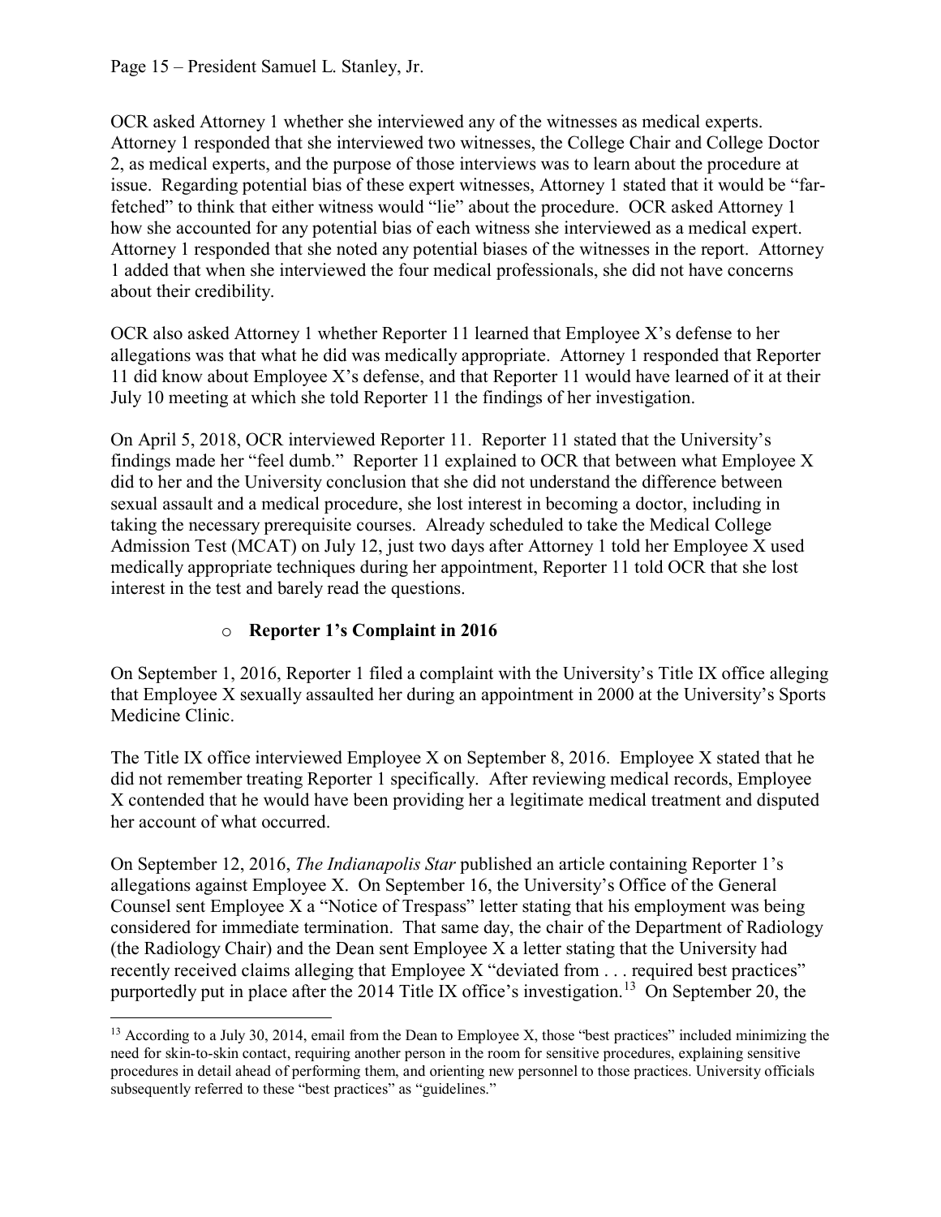OCR asked Attorney 1 whether she interviewed any of the witnesses as medical experts. Attorney 1 responded that she interviewed two witnesses, the College Chair and College Doctor 2, as medical experts, and the purpose of those interviews was to learn about the procedure at issue. Regarding potential bias of these expert witnesses, Attorney 1 stated that it would be "far-fetched" to think that either witness would "lie" about the procedure. OCR asked Attorney 1 how she accounted for any potential bias of each witness she interviewed as a medical expert. Attorney 1 responded that she noted any potential biases of the witnesses in the report. Attorney 1 added that when she interviewed the four medical professionals, she did not have concerns about their credibility.

OCR also asked Attorney 1 whether Reporter 11 learned that Employee X's defense to her allegations was that what he did was medically appropriate. Attorney 1 responded that Reporter 11 did know about Employee X's defense, and that Reporter 11 would have learned of it at their July 10 meeting at which she told Reporter 11 the findings of her investigation.

On April 5, 2018, OCR interviewed Reporter 11. Reporter 11 stated that the University's findings made her "feel dumb." Reporter 11 explained to OCR that between what Employee X did to her and the University conclusion that she did not understand the difference between sexual assault and a medical procedure, she lost interest in becoming a doctor, including in taking the necessary prerequisite courses. Already scheduled to take the Medical College Admission Test (MCAT) on July 12, just two days after Attorney 1 told her Employee X used medically appropriate techniques during her appointment, Reporter 11 told OCR that she lost interest in the test and barely read the questions.

- **Reporter 1's Complaint in 2016**

On September 1, 2016, Reporter 1 filed a complaint with the University's Title IX office alleging that Employee X sexually assaulted her during an appointment in 2000 at the University's Sports Medicine Clinic.

The Title IX office interviewed Employee X on September 8, 2016. Employee X stated that he did not remember treating Reporter 1 specifically. After reviewing medical records, Employee X contended that he would have been providing her a legitimate medical treatment and disputed her account of what occurred.

On September 12, 2016, *The Indianapolis Star* published an article containing Reporter 1's allegations against Employee X. On September 16, the University's Office of the General Counsel sent Employee X a "Notice of Trespass" letter stating that his employment was being considered for immediate termination. That same day, the chair of the Department of Radiology (the Radiology Chair) and the Dean sent Employee X a letter stating that the University had recently received claims alleging that Employee X "deviated from . . . required best practices" purportedly put in place after the 2014 Title IX office's investigation.[13] On September 20, the

[13] According to a July 30, 2014, email from the Dean to Employee X, those "best practices" included minimizing the need for skin-to-skin contact, requiring another person in the room for sensitive procedures, explaining sensitive procedures in detail ahead of performing them, and orienting new personnel to those practices. University officials subsequently referred to these "best practices" as "guidelines."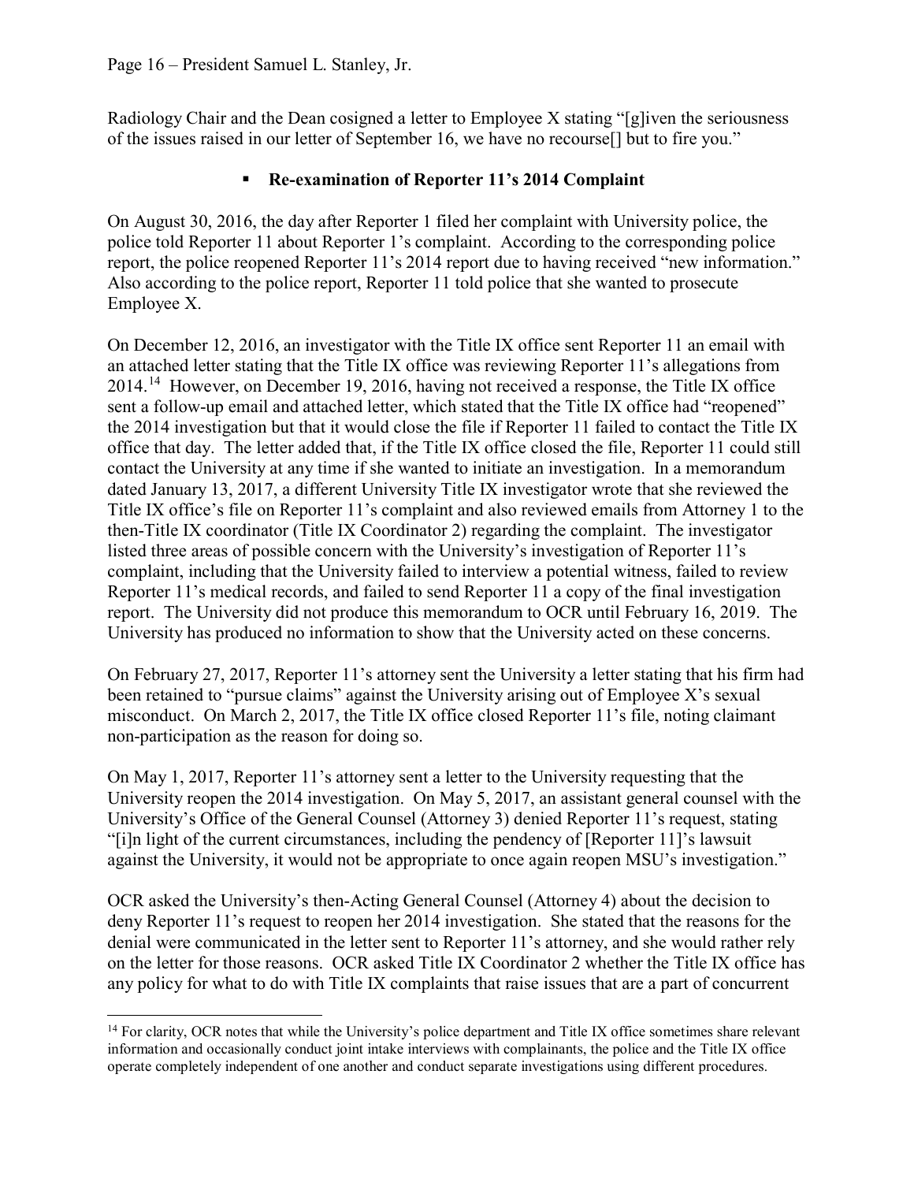Radiology Chair and the Dean cosigned a letter to Employee X stating "[g]iven the seriousness of the issues raised in our letter of September 16, we have no recourse[] but to fire you."

- **Re-examination of Reporter 11's 2014 Complaint**

On August 30, 2016, the day after Reporter 1 filed her complaint with University police, the police told Reporter 11 about Reporter 1's complaint. According to the corresponding police report, the police reopened Reporter 11's 2014 report due to having received "new information." Also according to the police report, Reporter 11 told police that she wanted to prosecute Employee X.

On December 12, 2016, an investigator with the Title IX office sent Reporter 11 an email with an attached letter stating that the Title IX office was reviewing Reporter 11's allegations from 2014.[14] However, on December 19, 2016, having not received a response, the Title IX office sent a follow-up email and attached letter, which stated that the Title IX office had "reopened" the 2014 investigation but that it would close the file if Reporter 11 failed to contact the Title IX office that day. The letter added that, if the Title IX office closed the file, Reporter 11 could still contact the University at any time if she wanted to initiate an investigation. In a memorandum dated January 13, 2017, a different University Title IX investigator wrote that she reviewed the Title IX office's file on Reporter 11's complaint and also reviewed emails from Attorney 1 to the then-Title IX coordinator (Title IX Coordinator 2) regarding the complaint. The investigator listed three areas of possible concern with the University's investigation of Reporter 11's complaint, including that the University failed to interview a potential witness, failed to review Reporter 11's medical records, and failed to send Reporter 11 a copy of the final investigation report. The University did not produce this memorandum to OCR until February 16, 2019. The University has produced no information to show that the University acted on these concerns.

On February 27, 2017, Reporter 11's attorney sent the University a letter stating that his firm had been retained to "pursue claims" against the University arising out of Employee X's sexual misconduct. On March 2, 2017, the Title IX office closed Reporter 11's file, noting claimant non-participation as the reason for doing so.

On May 1, 2017, Reporter 11's attorney sent a letter to the University requesting that the University reopen the 2014 investigation. On May 5, 2017, an assistant general counsel with the University's Office of the General Counsel (Attorney 3) denied Reporter 11's request, stating "[i]n light of the current circumstances, including the pendency of [Reporter 11]'s lawsuit against the University, it would not be appropriate to once again reopen MSU's investigation."

OCR asked the University's then-Acting General Counsel (Attorney 4) about the decision to deny Reporter 11's request to reopen her 2014 investigation. She stated that the reasons for the denial were communicated in the letter sent to Reporter 11's attorney, and she would rather rely on the letter for those reasons. OCR asked Title IX Coordinator 2 whether the Title IX office has any policy for what to do with Title IX complaints that raise issues that are a part of concurrent

[14] For clarity, OCR notes that while the University's police department and Title IX office sometimes share relevant information and occasionally conduct joint intake interviews with complainants, the police and the Title IX office operate completely independent of one another and conduct separate investigations using different procedures.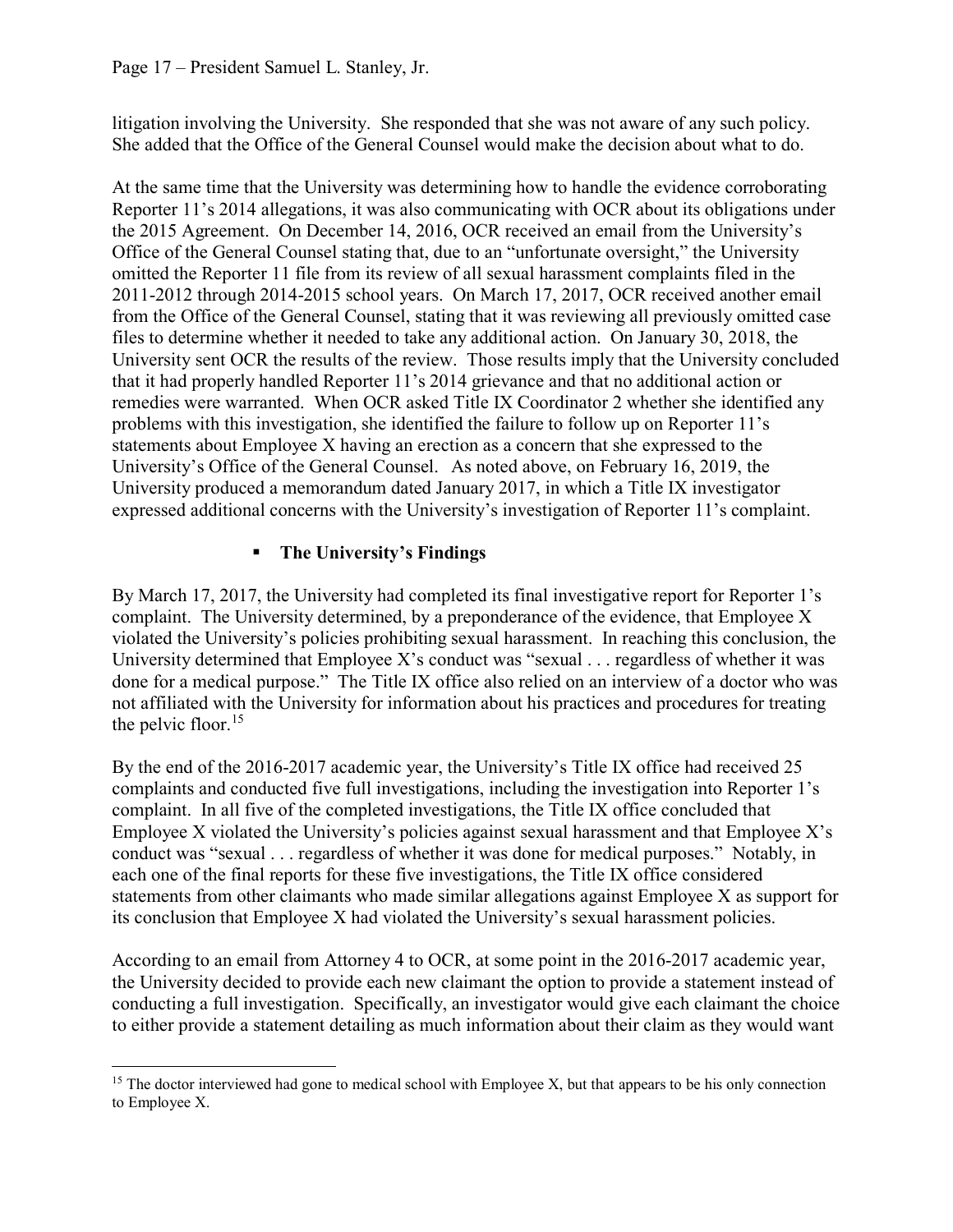litigation involving the University. She responded that she was not aware of any such policy. She added that the Office of the General Counsel would make the decision about what to do.

At the same time that the University was determining how to handle the evidence corroborating Reporter 11's 2014 allegations, it was also communicating with OCR about its obligations under the 2015 Agreement. On December 14, 2016, OCR received an email from the University's Office of the General Counsel stating that, due to an "unfortunate oversight," the University omitted the Reporter 11 file from its review of all sexual harassment complaints filed in the 2011-2012 through 2014-2015 school years. On March 17, 2017, OCR received another email from the Office of the General Counsel, stating that it was reviewing all previously omitted case files to determine whether it needed to take any additional action. On January 30, 2018, the University sent OCR the results of the review. Those results imply that the University concluded that it had properly handled Reporter 11's 2014 grievance and that no additional action or remedies were warranted. When OCR asked Title IX Coordinator 2 whether she identified any problems with this investigation, she identified the failure to follow up on Reporter 11's statements about Employee X having an erection as a concern that she expressed to the University's Office of the General Counsel. As noted above, on February 16, 2019, the University produced a memorandum dated January 2017, in which a Title IX investigator expressed additional concerns with the University's investigation of Reporter 11's complaint.

- **The University's Findings**

By March 17, 2017, the University had completed its final investigative report for Reporter 1's complaint. The University determined, by a preponderance of the evidence, that Employee X violated the University's policies prohibiting sexual harassment. In reaching this conclusion, the University determined that Employee X's conduct was "sexual . . . regardless of whether it was done for a medical purpose." The Title IX office also relied on an interview of a doctor who was not affiliated with the University for information about his practices and procedures for treating the pelvic floor.[15]

By the end of the 2016-2017 academic year, the University's Title IX office had received 25 complaints and conducted five full investigations, including the investigation into Reporter 1's complaint. In all five of the completed investigations, the Title IX office concluded that Employee X violated the University's policies against sexual harassment and that Employee X's conduct was "sexual . . . regardless of whether it was done for medical purposes." Notably, in each one of the final reports for these five investigations, the Title IX office considered statements from other claimants who made similar allegations against Employee X as support for its conclusion that Employee X had violated the University's sexual harassment policies.

According to an email from Attorney 4 to OCR, at some point in the 2016-2017 academic year, the University decided to provide each new claimant the option to provide a statement instead of conducting a full investigation. Specifically, an investigator would give each claimant the choice to either provide a statement detailing as much information about their claim as they would want

[15] The doctor interviewed had gone to medical school with Employee X, but that appears to be his only connection to Employee X.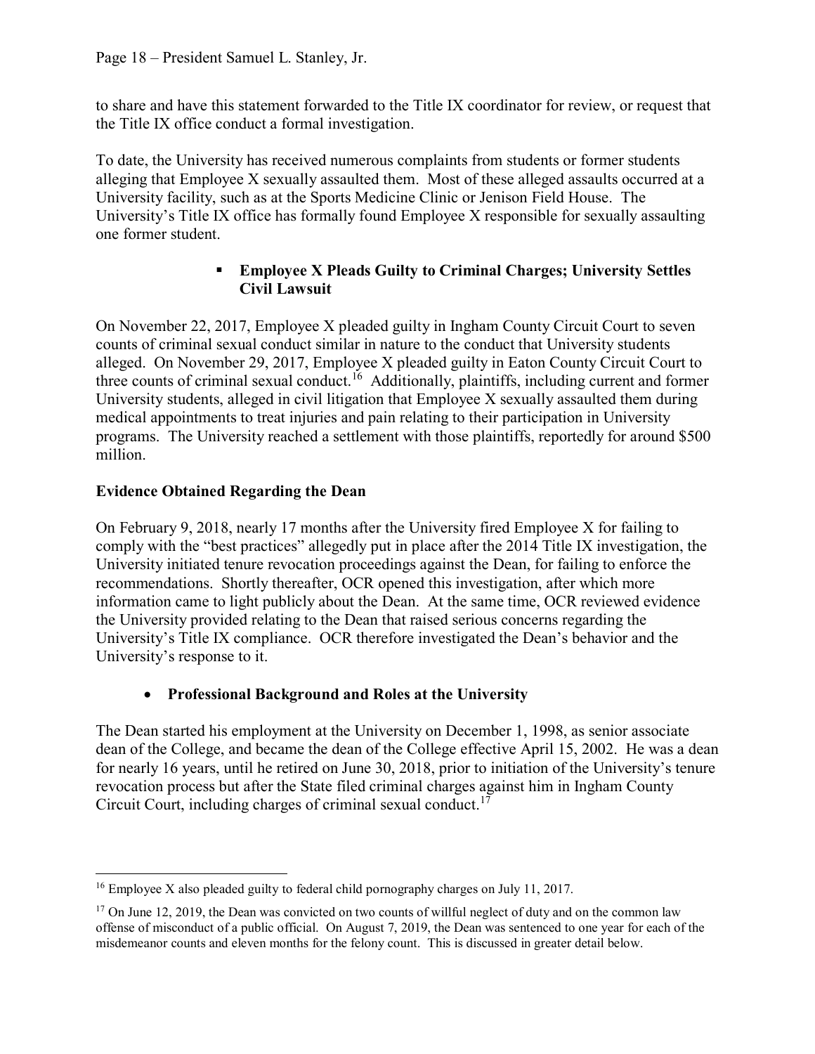to share and have this statement forwarded to the Title IX coordinator for review, or request that the Title IX office conduct a formal investigation.

To date, the University has received numerous complaints from students or former students alleging that Employee X sexually assaulted them. Most of these alleged assaults occurred at a University facility, such as at the Sports Medicine Clinic or Jenison Field House. The University's Title IX office has formally found Employee X responsible for sexually assaulting one former student.

- **Employee X Pleads Guilty to Criminal Charges; University Settles Civil Lawsuit**

On November 22, 2017, Employee X pleaded guilty in Ingham County Circuit Court to seven counts of criminal sexual conduct similar in nature to the conduct that University students alleged. On November 29, 2017, Employee X pleaded guilty in Eaton County Circuit Court to three counts of criminal sexual conduct.[16] Additionally, plaintiffs, including current and former University students, alleged in civil litigation that Employee X sexually assaulted them during medical appointments to treat injuries and pain relating to their participation in University programs. The University reached a settlement with those plaintiffs, reportedly for around $500 million.

**Evidence Obtained Regarding the Dean**

On February 9, 2018, nearly 17 months after the University fired Employee X for failing to comply with the "best practices" allegedly put in place after the 2014 Title IX investigation, the University initiated tenure revocation proceedings against the Dean, for failing to enforce the recommendations. Shortly thereafter, OCR opened this investigation, after which more information came to light publicly about the Dean. At the same time, OCR reviewed evidence the University provided relating to the Dean that raised serious concerns regarding the University's Title IX compliance. OCR therefore investigated the Dean's behavior and the University's response to it.

- **Professional Background and Roles at the University**

The Dean started his employment at the University on December 1, 1998, as senior associate dean of the College, and became the dean of the College effective April 15, 2002. He was a dean for nearly 16 years, until he retired on June 30, 2018, prior to initiation of the University's tenure revocation process but after the State filed criminal charges against him in Ingham County Circuit Court, including charges of criminal sexual conduct.[17]

---

[16] Employee X also pleaded guilty to federal child pornography charges on July 11, 2017.

[17] On June 12, 2019, the Dean was convicted on two counts of willful neglect of duty and on the common law offense of misconduct of a public official. On August 7, 2019, the Dean was sentenced to one year for each of the misdemeanor counts and eleven months for the felony count. This is discussed in greater detail below.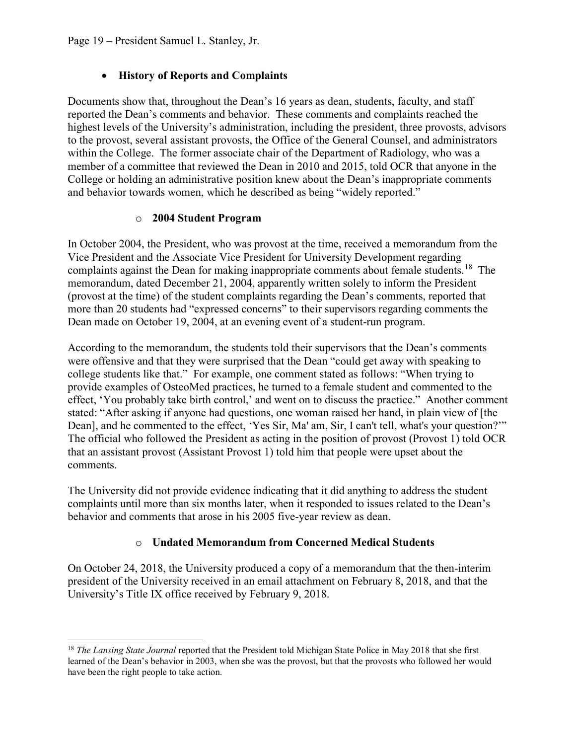- **History of Reports and Complaints**

Documents show that, throughout the Dean's 16 years as dean, students, faculty, and staff reported the Dean's comments and behavior. These comments and complaints reached the highest levels of the University's administration, including the president, three provosts, advisors to the provost, several assistant provosts, the Office of the General Counsel, and administrators within the College. The former associate chair of the Department of Radiology, who was a member of a committee that reviewed the Dean in 2010 and 2015, told OCR that anyone in the College or holding an administrative position knew about the Dean's inappropriate comments and behavior towards women, which he described as being "widely reported."

- **2004 Student Program**

In October 2004, the President, who was provost at the time, received a memorandum from the Vice President and the Associate Vice President for University Development regarding complaints against the Dean for making inappropriate comments about female students.[18] The memorandum, dated December 21, 2004, apparently written solely to inform the President (provost at the time) of the student complaints regarding the Dean's comments, reported that more than 20 students had "expressed concerns" to their supervisors regarding comments the Dean made on October 19, 2004, at an evening event of a student-run program.

According to the memorandum, the students told their supervisors that the Dean's comments were offensive and that they were surprised that the Dean "could get away with speaking to college students like that." For example, one comment stated as follows: "When trying to provide examples of OsteoMed practices, he turned to a female student and commented to the effect, 'You probably take birth control,' and went on to discuss the practice." Another comment stated: "After asking if anyone had questions, one woman raised her hand, in plain view of [the Dean], and he commented to the effect, 'Yes Sir, Ma' am, Sir, I can't tell, what's your question?'" The official who followed the President as acting in the position of provost (Provost 1) told OCR that an assistant provost (Assistant Provost 1) told him that people were upset about the comments.

The University did not provide evidence indicating that it did anything to address the student complaints until more than six months later, when it responded to issues related to the Dean's behavior and comments that arose in his 2005 five-year review as dean.

- **Undated Memorandum from Concerned Medical Students**

On October 24, 2018, the University produced a copy of a memorandum that the then-interim president of the University received in an email attachment on February 8, 2018, and that the University's Title IX office received by February 9, 2018.

---

[18] *The Lansing State Journal* reported that the President told Michigan State Police in May 2018 that she first learned of the Dean's behavior in 2003, when she was the provost, but that the provosts who followed her would have been the right people to take action.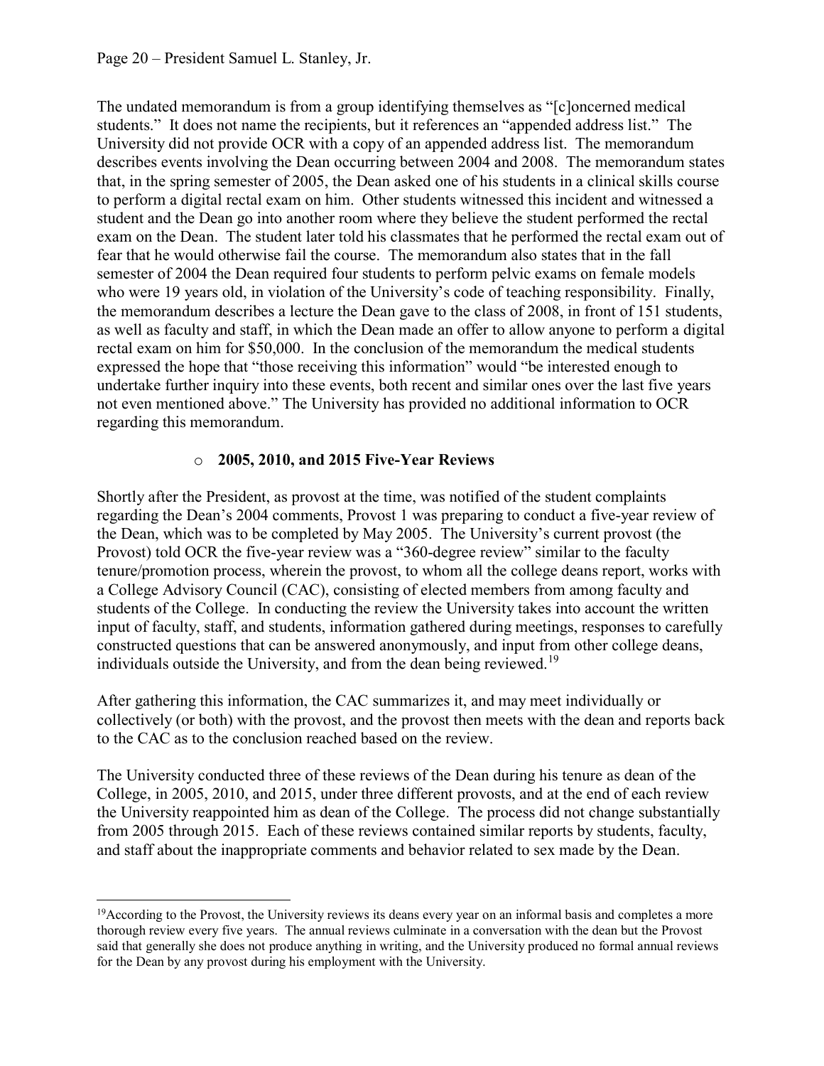The undated memorandum is from a group identifying themselves as "[c]oncerned medical students." It does not name the recipients, but it references an "appended address list." The University did not provide OCR with a copy of an appended address list. The memorandum describes events involving the Dean occurring between 2004 and 2008. The memorandum states that, in the spring semester of 2005, the Dean asked one of his students in a clinical skills course to perform a digital rectal exam on him. Other students witnessed this incident and witnessed a student and the Dean go into another room where they believe the student performed the rectal exam on the Dean. The student later told his classmates that he performed the rectal exam out of fear that he would otherwise fail the course. The memorandum also states that in the fall semester of 2004 the Dean required four students to perform pelvic exams on female models who were 19 years old, in violation of the University's code of teaching responsibility. Finally, the memorandum describes a lecture the Dean gave to the class of 2008, in front of 151 students, as well as faculty and staff, in which the Dean made an offer to allow anyone to perform a digital rectal exam on him for $50,000. In the conclusion of the memorandum the medical students expressed the hope that "those receiving this information" would "be interested enough to undertake further inquiry into these events, both recent and similar ones over the last five years not even mentioned above." The University has provided no additional information to OCR regarding this memorandum.

- **2005, 2010, and 2015 Five-Year Reviews**

Shortly after the President, as provost at the time, was notified of the student complaints regarding the Dean's 2004 comments, Provost 1 was preparing to conduct a five-year review of the Dean, which was to be completed by May 2005. The University's current provost (the Provost) told OCR the five-year review was a "360-degree review" similar to the faculty tenure/promotion process, wherein the provost, to whom all the college deans report, works with a College Advisory Council (CAC), consisting of elected members from among faculty and students of the College. In conducting the review the University takes into account the written input of faculty, staff, and students, information gathered during meetings, responses to carefully constructed questions that can be answered anonymously, and input from other college deans, individuals outside the University, and from the dean being reviewed.[19]

After gathering this information, the CAC summarizes it, and may meet individually or collectively (or both) with the provost, and the provost then meets with the dean and reports back to the CAC as to the conclusion reached based on the review.

The University conducted three of these reviews of the Dean during his tenure as dean of the College, in 2005, 2010, and 2015, under three different provosts, and at the end of each review the University reappointed him as dean of the College. The process did not change substantially from 2005 through 2015. Each of these reviews contained similar reports by students, faculty, and staff about the inappropriate comments and behavior related to sex made by the Dean.

[19] According to the Provost, the University reviews its deans every year on an informal basis and completes a more thorough review every five years. The annual reviews culminate in a conversation with the dean but the Provost said that generally she does not produce anything in writing, and the University produced no formal annual reviews for the Dean by any provost during his employment with the University.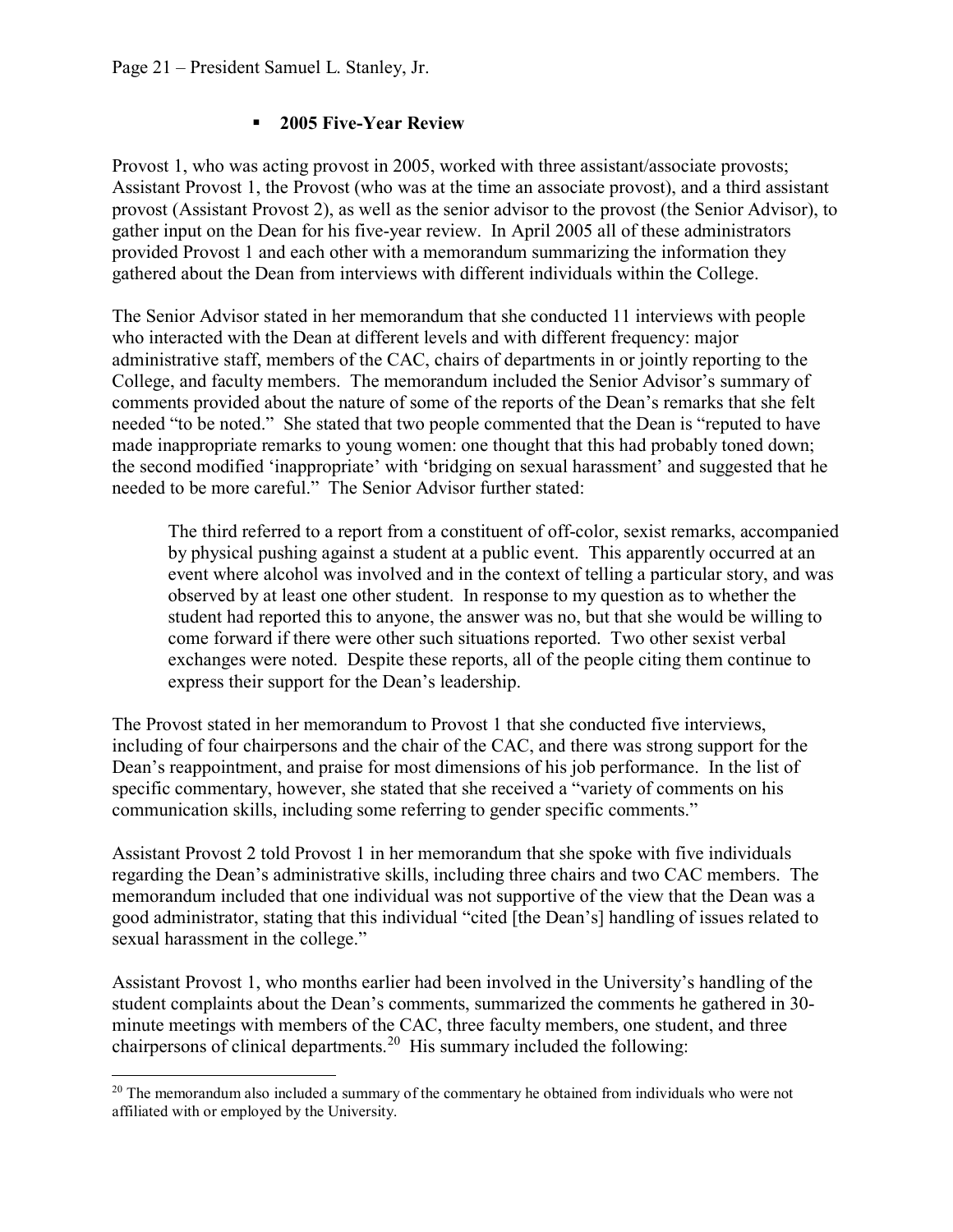- **2005 Five-Year Review**

Provost 1, who was acting provost in 2005, worked with three assistant/associate provosts; Assistant Provost 1, the Provost (who was at the time an associate provost), and a third assistant provost (Assistant Provost 2), as well as the senior advisor to the provost (the Senior Advisor), to gather input on the Dean for his five-year review. In April 2005 all of these administrators provided Provost 1 and each other with a memorandum summarizing the information they gathered about the Dean from interviews with different individuals within the College.

The Senior Advisor stated in her memorandum that she conducted 11 interviews with people who interacted with the Dean at different levels and with different frequency: major administrative staff, members of the CAC, chairs of departments in or jointly reporting to the College, and faculty members. The memorandum included the Senior Advisor's summary of comments provided about the nature of some of the reports of the Dean's remarks that she felt needed "to be noted." She stated that two people commented that the Dean is "reputed to have made inappropriate remarks to young women: one thought that this had probably toned down; the second modified 'inappropriate' with 'bridging on sexual harassment' and suggested that he needed to be more careful." The Senior Advisor further stated:

> The third referred to a report from a constituent of off-color, sexist remarks, accompanied by physical pushing against a student at a public event. This apparently occurred at an event where alcohol was involved and in the context of telling a particular story, and was observed by at least one other student. In response to my question as to whether the student had reported this to anyone, the answer was no, but that she would be willing to come forward if there were other such situations reported. Two other sexist verbal exchanges were noted. Despite these reports, all of the people citing them continue to express their support for the Dean's leadership.

The Provost stated in her memorandum to Provost 1 that she conducted five interviews, including of four chairpersons and the chair of the CAC, and there was strong support for the Dean's reappointment, and praise for most dimensions of his job performance. In the list of specific commentary, however, she stated that she received a "variety of comments on his communication skills, including some referring to gender specific comments."

Assistant Provost 2 told Provost 1 in her memorandum that she spoke with five individuals regarding the Dean's administrative skills, including three chairs and two CAC members. The memorandum included that one individual was not supportive of the view that the Dean was a good administrator, stating that this individual "cited [the Dean's] handling of issues related to sexual harassment in the college."

Assistant Provost 1, who months earlier had been involved in the University's handling of the student complaints about the Dean's comments, summarized the comments he gathered in 30-minute meetings with members of the CAC, three faculty members, one student, and three chairpersons of clinical departments.[20] His summary included the following:

[20] The memorandum also included a summary of the commentary he obtained from individuals who were not affiliated with or employed by the University.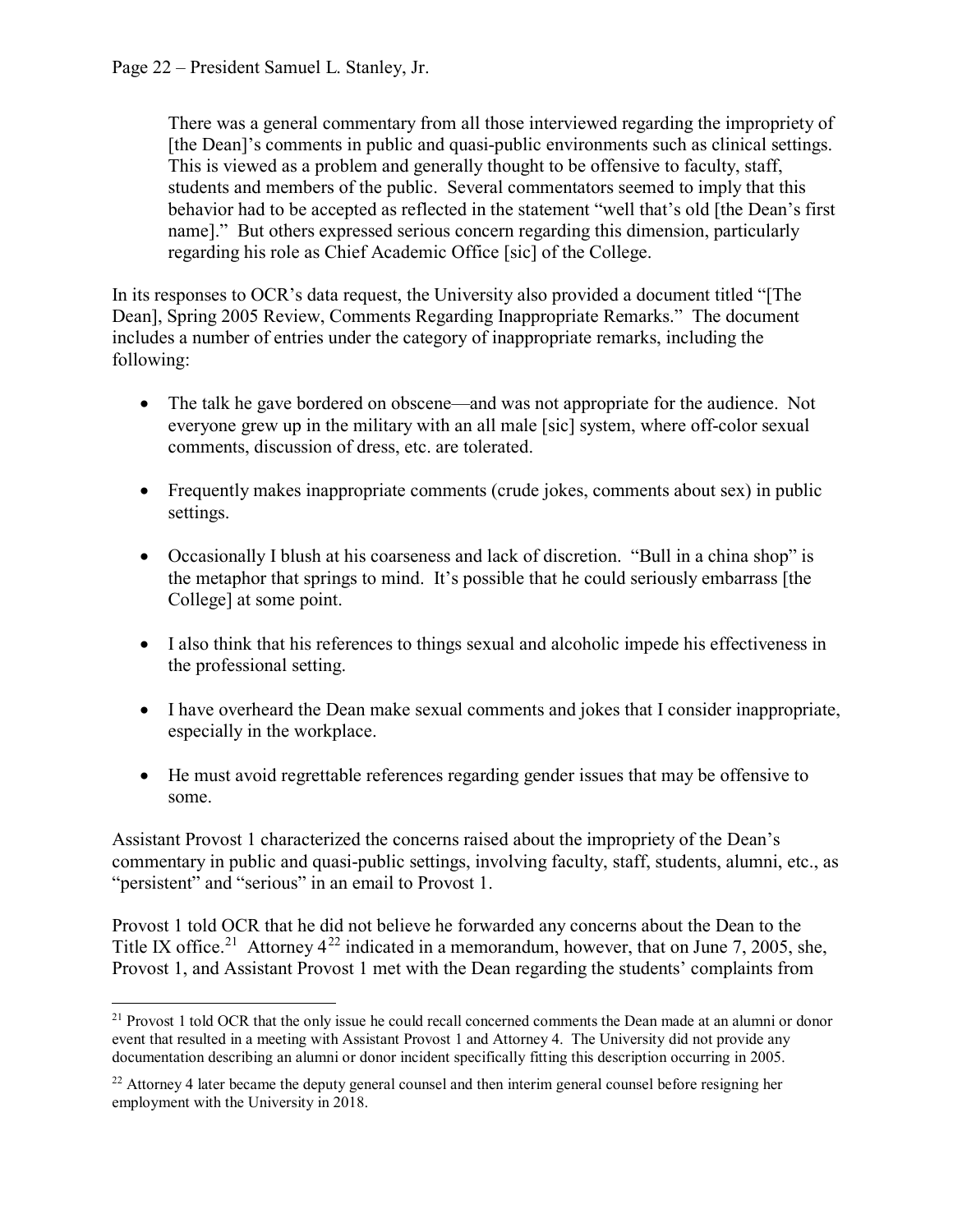> There was a general commentary from all those interviewed regarding the impropriety of [the Dean]'s comments in public and quasi-public environments such as clinical settings. This is viewed as a problem and generally thought to be offensive to faculty, staff, students and members of the public. Several commentators seemed to imply that this behavior had to be accepted as reflected in the statement "well that's old [the Dean's first name]." But others expressed serious concern regarding this dimension, particularly regarding his role as Chief Academic Office [sic] of the College.

In its responses to OCR's data request, the University also provided a document titled "[The Dean], Spring 2005 Review, Comments Regarding Inappropriate Remarks." The document includes a number of entries under the category of inappropriate remarks, including the following:

- The talk he gave bordered on obscene—and was not appropriate for the audience. Not everyone grew up in the military with an all male [sic] system, where off-color sexual comments, discussion of dress, etc. are tolerated.
- Frequently makes inappropriate comments (crude jokes, comments about sex) in public settings.
- Occasionally I blush at his coarseness and lack of discretion. "Bull in a china shop" is the metaphor that springs to mind. It's possible that he could seriously embarrass [the College] at some point.
- I also think that his references to things sexual and alcoholic impede his effectiveness in the professional setting.
- I have overheard the Dean make sexual comments and jokes that I consider inappropriate, especially in the workplace.
- He must avoid regrettable references regarding gender issues that may be offensive to some.

Assistant Provost 1 characterized the concerns raised about the impropriety of the Dean's commentary in public and quasi-public settings, involving faculty, staff, students, alumni, etc., as "persistent" and "serious" in an email to Provost 1.

Provost 1 told OCR that he did not believe he forwarded any concerns about the Dean to the Title IX office.[21] Attorney 4[22] indicated in a memorandum, however, that on June 7, 2005, she, Provost 1, and Assistant Provost 1 met with the Dean regarding the students' complaints from

[21] Provost 1 told OCR that the only issue he could recall concerned comments the Dean made at an alumni or donor event that resulted in a meeting with Assistant Provost 1 and Attorney 4. The University did not provide any documentation describing an alumni or donor incident specifically fitting this description occurring in 2005.

[22] Attorney 4 later became the deputy general counsel and then interim general counsel before resigning her employment with the University in 2018.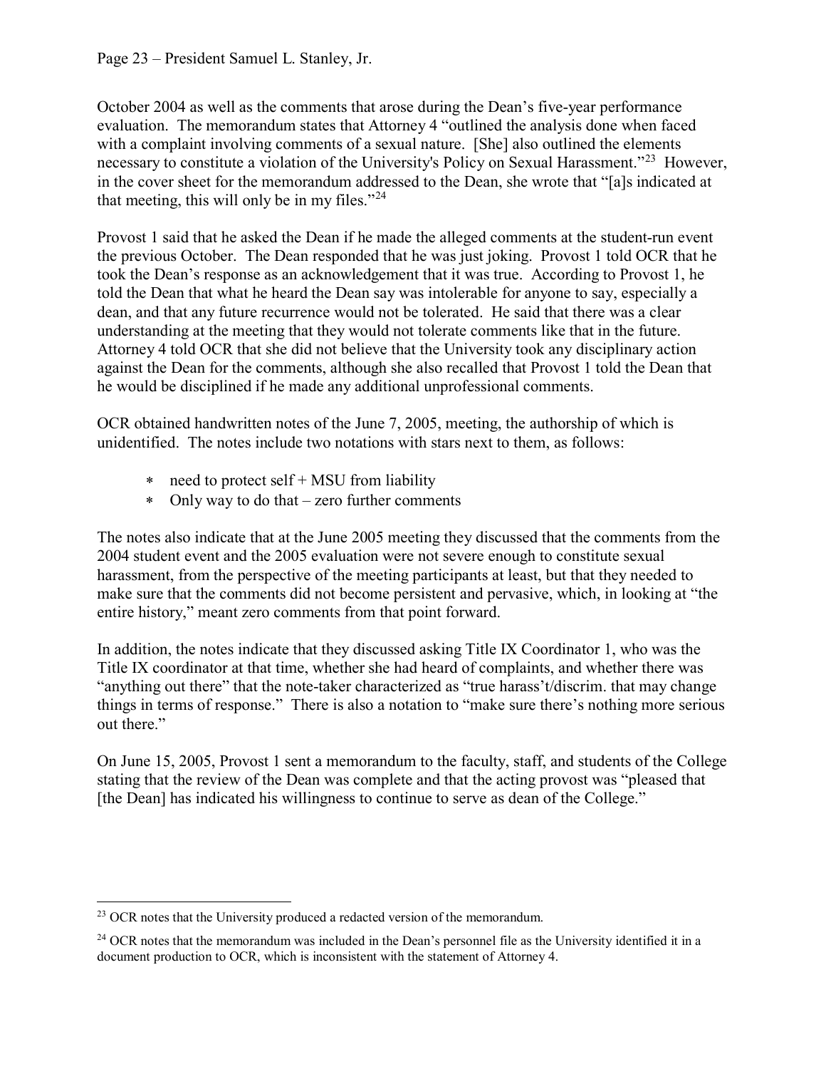October 2004 as well as the comments that arose during the Dean's five-year performance evaluation. The memorandum states that Attorney 4 "outlined the analysis done when faced with a complaint involving comments of a sexual nature. [She] also outlined the elements necessary to constitute a violation of the University's Policy on Sexual Harassment."[23] However, in the cover sheet for the memorandum addressed to the Dean, she wrote that "[a]s indicated at that meeting, this will only be in my files."[24]

Provost 1 said that he asked the Dean if he made the alleged comments at the student-run event the previous October. The Dean responded that he was just joking. Provost 1 told OCR that he took the Dean's response as an acknowledgement that it was true. According to Provost 1, he told the Dean that what he heard the Dean say was intolerable for anyone to say, especially a dean, and that any future recurrence would not be tolerated. He said that there was a clear understanding at the meeting that they would not tolerate comments like that in the future. Attorney 4 told OCR that she did not believe that the University took any disciplinary action against the Dean for the comments, although she also recalled that Provost 1 told the Dean that he would be disciplined if he made any additional unprofessional comments.

OCR obtained handwritten notes of the June 7, 2005, meeting, the authorship of which is unidentified. The notes include two notations with stars next to them, as follows:

- need to protect self + MSU from liability
- Only way to do that – zero further comments

The notes also indicate that at the June 2005 meeting they discussed that the comments from the 2004 student event and the 2005 evaluation were not severe enough to constitute sexual harassment, from the perspective of the meeting participants at least, but that they needed to make sure that the comments did not become persistent and pervasive, which, in looking at "the entire history," meant zero comments from that point forward.

In addition, the notes indicate that they discussed asking Title IX Coordinator 1, who was the Title IX coordinator at that time, whether she had heard of complaints, and whether there was "anything out there" that the note-taker characterized as "true harass't/discrim. that may change things in terms of response." There is also a notation to "make sure there's nothing more serious out there."

On June 15, 2005, Provost 1 sent a memorandum to the faculty, staff, and students of the College stating that the review of the Dean was complete and that the acting provost was "pleased that [the Dean] has indicated his willingness to continue to serve as dean of the College."

---

[23] OCR notes that the University produced a redacted version of the memorandum.

[24] OCR notes that the memorandum was included in the Dean's personnel file as the University identified it in a document production to OCR, which is inconsistent with the statement of Attorney 4.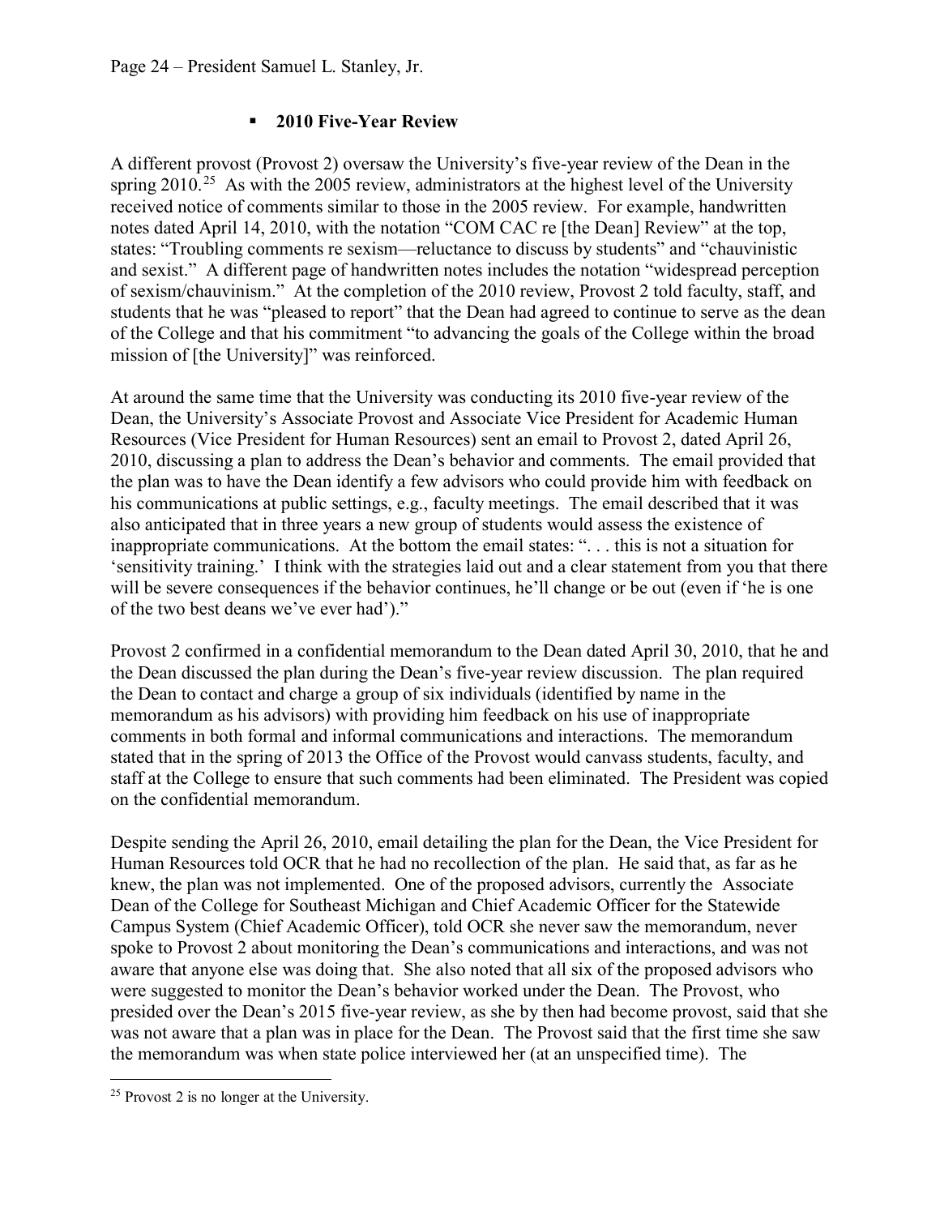- **2010 Five-Year Review**

A different provost (Provost 2) oversaw the University's five-year review of the Dean in the spring 2010.[25] As with the 2005 review, administrators at the highest level of the University received notice of comments similar to those in the 2005 review. For example, handwritten notes dated April 14, 2010, with the notation "COM CAC re [the Dean] Review" at the top, states: "Troubling comments re sexism—reluctance to discuss by students" and "chauvinistic and sexist." A different page of handwritten notes includes the notation "widespread perception of sexism/chauvinism." At the completion of the 2010 review, Provost 2 told faculty, staff, and students that he was "pleased to report" that the Dean had agreed to continue to serve as the dean of the College and that his commitment "to advancing the goals of the College within the broad mission of [the University]" was reinforced.

At around the same time that the University was conducting its 2010 five-year review of the Dean, the University's Associate Provost and Associate Vice President for Academic Human Resources (Vice President for Human Resources) sent an email to Provost 2, dated April 26, 2010, discussing a plan to address the Dean's behavior and comments. The email provided that the plan was to have the Dean identify a few advisors who could provide him with feedback on his communications at public settings, e.g., faculty meetings. The email described that it was also anticipated that in three years a new group of students would assess the existence of inappropriate communications. At the bottom the email states: ". . . this is not a situation for 'sensitivity training.' I think with the strategies laid out and a clear statement from you that there will be severe consequences if the behavior continues, he'll change or be out (even if 'he is one of the two best deans we've ever had')."

Provost 2 confirmed in a confidential memorandum to the Dean dated April 30, 2010, that he and the Dean discussed the plan during the Dean's five-year review discussion. The plan required the Dean to contact and charge a group of six individuals (identified by name in the memorandum as his advisors) with providing him feedback on his use of inappropriate comments in both formal and informal communications and interactions. The memorandum stated that in the spring of 2013 the Office of the Provost would canvass students, faculty, and staff at the College to ensure that such comments had been eliminated. The President was copied on the confidential memorandum.

Despite sending the April 26, 2010, email detailing the plan for the Dean, the Vice President for Human Resources told OCR that he had no recollection of the plan. He said that, as far as he knew, the plan was not implemented. One of the proposed advisors, currently the Associate Dean of the College for Southeast Michigan and Chief Academic Officer for the Statewide Campus System (Chief Academic Officer), told OCR she never saw the memorandum, never spoke to Provost 2 about monitoring the Dean's communications and interactions, and was not aware that anyone else was doing that. She also noted that all six of the proposed advisors who were suggested to monitor the Dean's behavior worked under the Dean. The Provost, who presided over the Dean's 2015 five-year review, as she by then had become provost, said that she was not aware that a plan was in place for the Dean. The Provost said that the first time she saw the memorandum was when state police interviewed her (at an unspecified time). The

[25] Provost 2 is no longer at the University.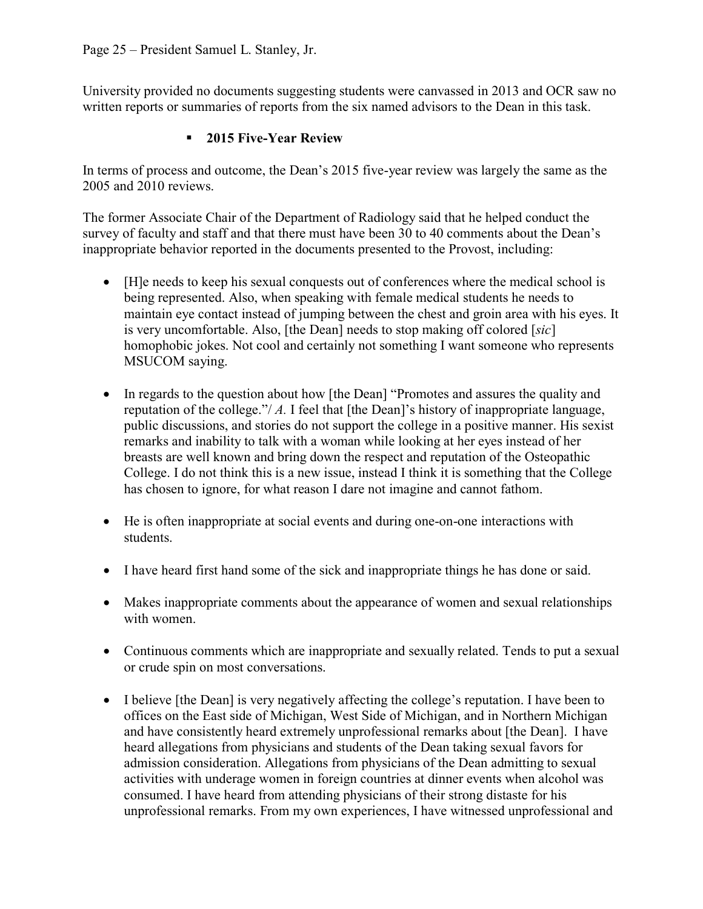University provided no documents suggesting students were canvassed in 2013 and OCR saw no written reports or summaries of reports from the six named advisors to the Dean in this task.

- **2015 Five-Year Review**

In terms of process and outcome, the Dean's 2015 five-year review was largely the same as the 2005 and 2010 reviews.

The former Associate Chair of the Department of Radiology said that he helped conduct the survey of faculty and staff and that there must have been 30 to 40 comments about the Dean's inappropriate behavior reported in the documents presented to the Provost, including:

- [H]e needs to keep his sexual conquests out of conferences where the medical school is being represented. Also, when speaking with female medical students he needs to maintain eye contact instead of jumping between the chest and groin area with his eyes. It is very uncomfortable. Also, [the Dean] needs to stop making off colored [*sic*] homophobic jokes. Not cool and certainly not something I want someone who represents MSUCOM saying.

- In regards to the question about how [the Dean] "Promotes and assures the quality and reputation of the college."/ *A.* I feel that [the Dean]'s history of inappropriate language, public discussions, and stories do not support the college in a positive manner. His sexist remarks and inability to talk with a woman while looking at her eyes instead of her breasts are well known and bring down the respect and reputation of the Osteopathic College. I do not think this is a new issue, instead I think it is something that the College has chosen to ignore, for what reason I dare not imagine and cannot fathom.

- He is often inappropriate at social events and during one-on-one interactions with students.

- I have heard first hand some of the sick and inappropriate things he has done or said.

- Makes inappropriate comments about the appearance of women and sexual relationships with women.

- Continuous comments which are inappropriate and sexually related. Tends to put a sexual or crude spin on most conversations.

- I believe [the Dean] is very negatively affecting the college's reputation. I have been to offices on the East side of Michigan, West Side of Michigan, and in Northern Michigan and have consistently heard extremely unprofessional remarks about [the Dean]. I have heard allegations from physicians and students of the Dean taking sexual favors for admission consideration. Allegations from physicians of the Dean admitting to sexual activities with underage women in foreign countries at dinner events when alcohol was consumed. I have heard from attending physicians of their strong distaste for his unprofessional remarks. From my own experiences, I have witnessed unprofessional and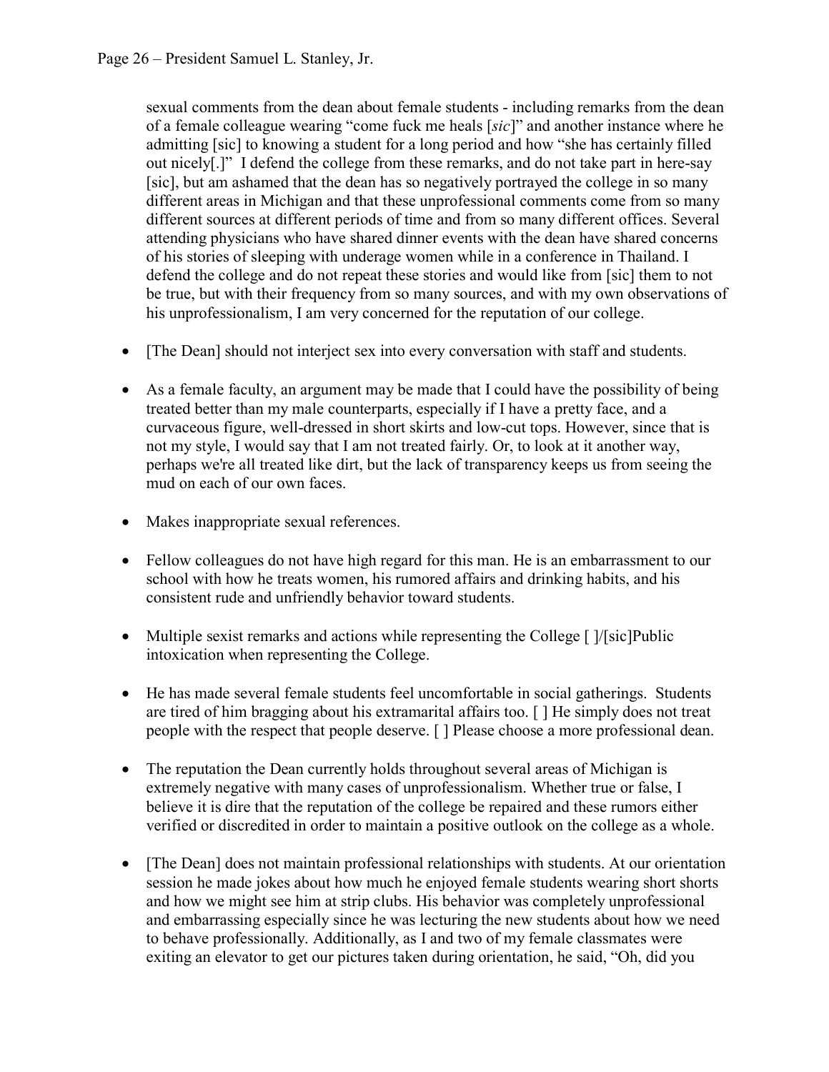sexual comments from the dean about female students - including remarks from the dean of a female colleague wearing "come fuck me heals [*sic*]" and another instance where he admitting [sic] to knowing a student for a long period and how "she has certainly filled out nicely[.]" I defend the college from these remarks, and do not take part in here-say [sic], but am ashamed that the dean has so negatively portrayed the college in so many different areas in Michigan and that these unprofessional comments come from so many different sources at different periods of time and from so many different offices. Several attending physicians who have shared dinner events with the dean have shared concerns of his stories of sleeping with underage women while in a conference in Thailand. I defend the college and do not repeat these stories and would like from [sic] them to not be true, but with their frequency from so many sources, and with my own observations of his unprofessionalism, I am very concerned for the reputation of our college.

- [The Dean] should not interject sex into every conversation with staff and students.

- As a female faculty, an argument may be made that I could have the possibility of being treated better than my male counterparts, especially if I have a pretty face, and a curvaceous figure, well-dressed in short skirts and low-cut tops. However, since that is not my style, I would say that I am not treated fairly. Or, to look at it another way, perhaps we're all treated like dirt, but the lack of transparency keeps us from seeing the mud on each of our own faces.

- Makes inappropriate sexual references.

- Fellow colleagues do not have high regard for this man. He is an embarrassment to our school with how he treats women, his rumored affairs and drinking habits, and his consistent rude and unfriendly behavior toward students.

- Multiple sexist remarks and actions while representing the College [ ]/[sic]Public intoxication when representing the College.

- He has made several female students feel uncomfortable in social gatherings. Students are tired of him bragging about his extramarital affairs too. [ ] He simply does not treat people with the respect that people deserve. [ ] Please choose a more professional dean.

- The reputation the Dean currently holds throughout several areas of Michigan is extremely negative with many cases of unprofessionalism. Whether true or false, I believe it is dire that the reputation of the college be repaired and these rumors either verified or discredited in order to maintain a positive outlook on the college as a whole.

- [The Dean] does not maintain professional relationships with students. At our orientation session he made jokes about how much he enjoyed female students wearing short shorts and how we might see him at strip clubs. His behavior was completely unprofessional and embarrassing especially since he was lecturing the new students about how we need to behave professionally. Additionally, as I and two of my female classmates were exiting an elevator to get our pictures taken during orientation, he said, "Oh, did you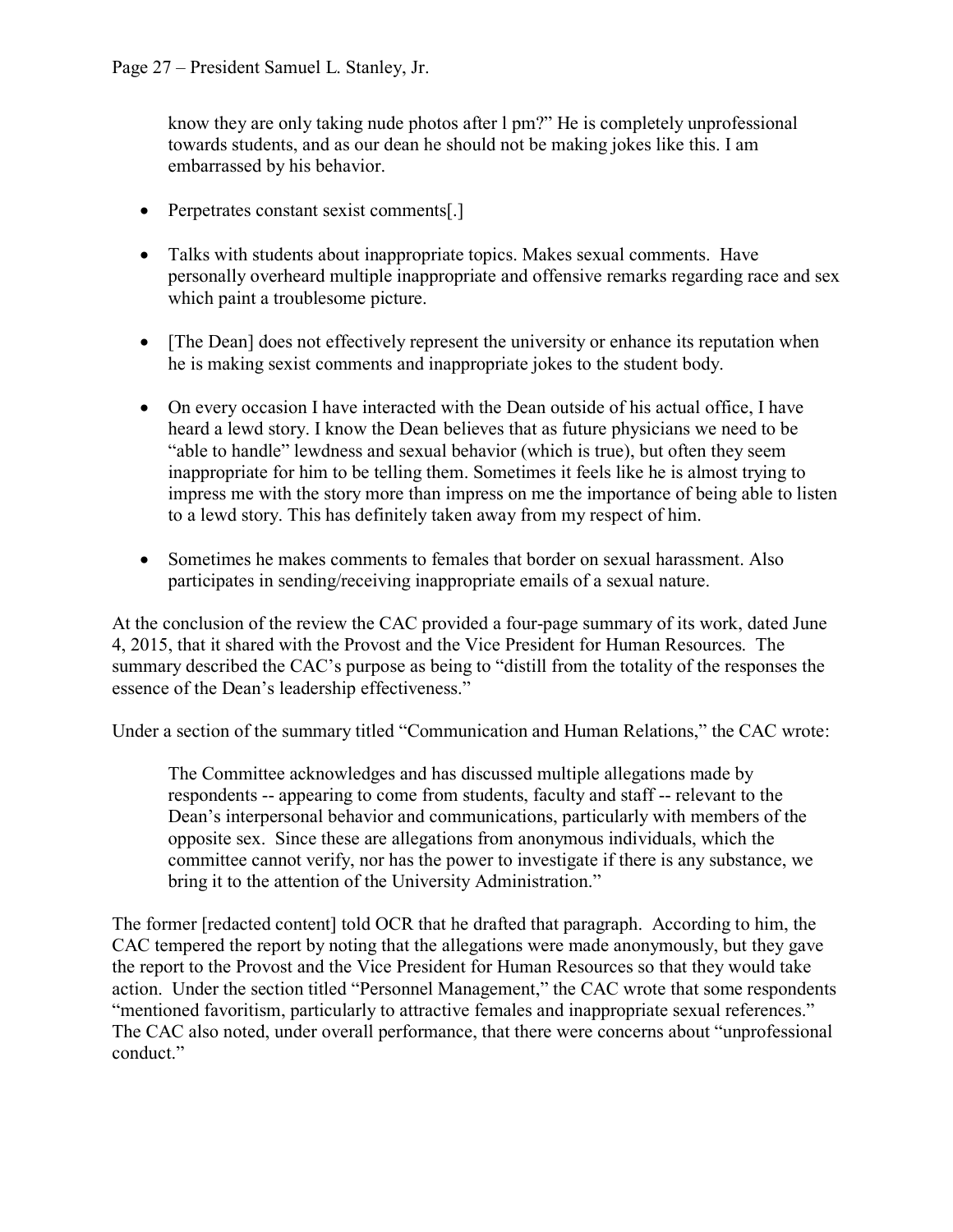know they are only taking nude photos after l pm?" He is completely unprofessional towards students, and as our dean he should not be making jokes like this. I am embarrassed by his behavior.

- Perpetrates constant sexist comments[.]

- Talks with students about inappropriate topics. Makes sexual comments. Have personally overheard multiple inappropriate and offensive remarks regarding race and sex which paint a troublesome picture.

- [The Dean] does not effectively represent the university or enhance its reputation when he is making sexist comments and inappropriate jokes to the student body.

- On every occasion I have interacted with the Dean outside of his actual office, I have heard a lewd story. I know the Dean believes that as future physicians we need to be "able to handle" lewdness and sexual behavior (which is true), but often they seem inappropriate for him to be telling them. Sometimes it feels like he is almost trying to impress me with the story more than impress on me the importance of being able to listen to a lewd story. This has definitely taken away from my respect of him.

- Sometimes he makes comments to females that border on sexual harassment. Also participates in sending/receiving inappropriate emails of a sexual nature.

At the conclusion of the review the CAC provided a four-page summary of its work, dated June 4, 2015, that it shared with the Provost and the Vice President for Human Resources. The summary described the CAC's purpose as being to "distill from the totality of the responses the essence of the Dean's leadership effectiveness."

Under a section of the summary titled "Communication and Human Relations," the CAC wrote:

> The Committee acknowledges and has discussed multiple allegations made by respondents -- appearing to come from students, faculty and staff -- relevant to the Dean's interpersonal behavior and communications, particularly with members of the opposite sex. Since these are allegations from anonymous individuals, which the committee cannot verify, nor has the power to investigate if there is any substance, we bring it to the attention of the University Administration."

The former [redacted content] told OCR that he drafted that paragraph. According to him, the CAC tempered the report by noting that the allegations were made anonymously, but they gave the report to the Provost and the Vice President for Human Resources so that they would take action. Under the section titled "Personnel Management," the CAC wrote that some respondents "mentioned favoritism, particularly to attractive females and inappropriate sexual references." The CAC also noted, under overall performance, that there were concerns about "unprofessional conduct."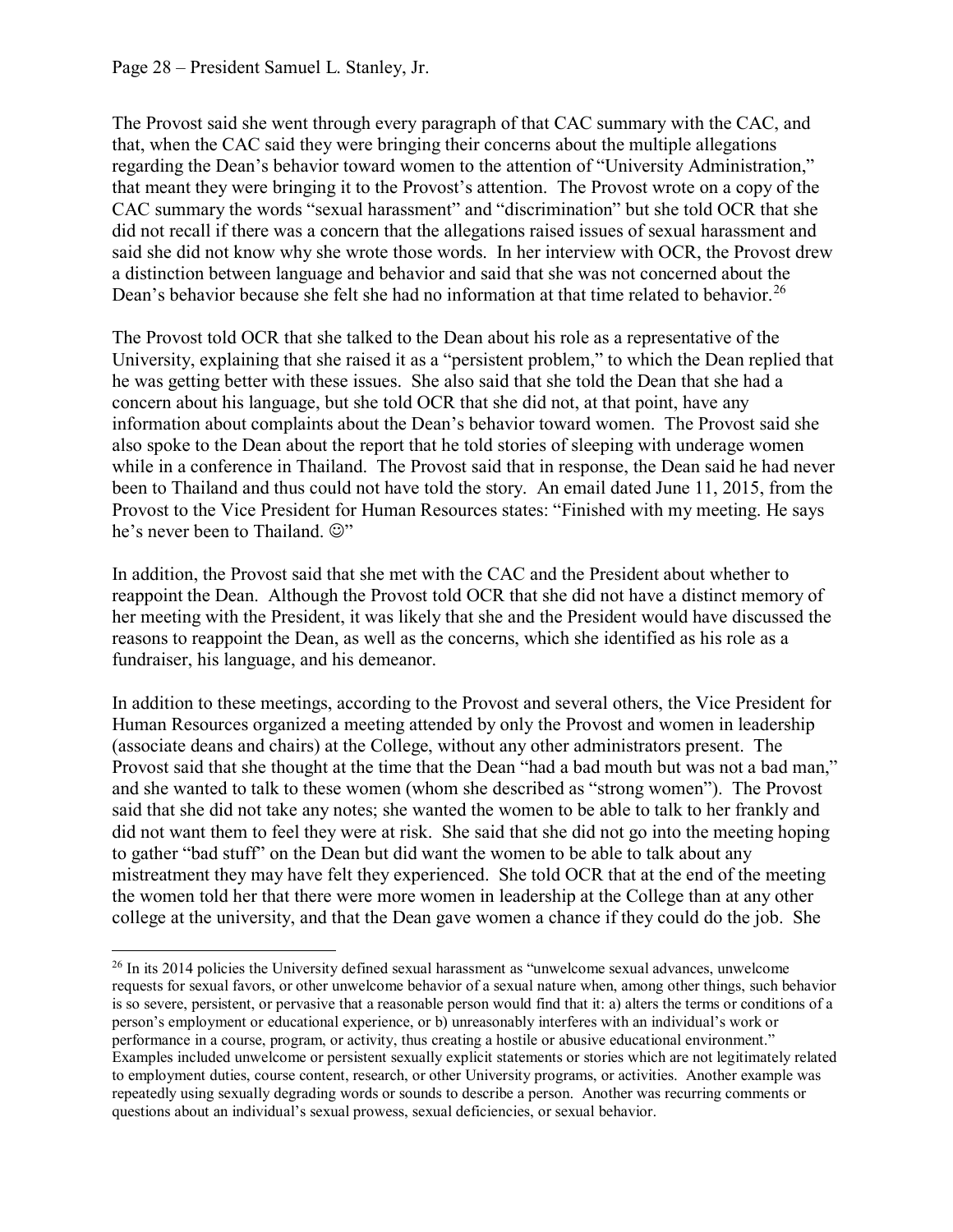The Provost said she went through every paragraph of that CAC summary with the CAC, and that, when the CAC said they were bringing their concerns about the multiple allegations regarding the Dean's behavior toward women to the attention of "University Administration," that meant they were bringing it to the Provost's attention. The Provost wrote on a copy of the CAC summary the words "sexual harassment" and "discrimination" but she told OCR that she did not recall if there was a concern that the allegations raised issues of sexual harassment and said she did not know why she wrote those words. In her interview with OCR, the Provost drew a distinction between language and behavior and said that she was not concerned about the Dean's behavior because she felt she had no information at that time related to behavior.[26]

The Provost told OCR that she talked to the Dean about his role as a representative of the University, explaining that she raised it as a "persistent problem," to which the Dean replied that he was getting better with these issues. She also said that she told the Dean that she had a concern about his language, but she told OCR that she did not, at that point, have any information about complaints about the Dean's behavior toward women. The Provost said she also spoke to the Dean about the report that he told stories of sleeping with underage women while in a conference in Thailand. The Provost said that in response, the Dean said he had never been to Thailand and thus could not have told the story. An email dated June 11, 2015, from the Provost to the Vice President for Human Resources states: "Finished with my meeting. He says he's never been to Thailand. ☺"

In addition, the Provost said that she met with the CAC and the President about whether to reappoint the Dean. Although the Provost told OCR that she did not have a distinct memory of her meeting with the President, it was likely that she and the President would have discussed the reasons to reappoint the Dean, as well as the concerns, which she identified as his role as a fundraiser, his language, and his demeanor.

In addition to these meetings, according to the Provost and several others, the Vice President for Human Resources organized a meeting attended by only the Provost and women in leadership (associate deans and chairs) at the College, without any other administrators present. The Provost said that she thought at the time that the Dean "had a bad mouth but was not a bad man," and she wanted to talk to these women (whom she described as "strong women"). The Provost said that she did not take any notes; she wanted the women to be able to talk to her frankly and did not want them to feel they were at risk. She said that she did not go into the meeting hoping to gather "bad stuff" on the Dean but did want the women to be able to talk about any mistreatment they may have felt they experienced. She told OCR that at the end of the meeting the women told her that there were more women in leadership at the College than at any other college at the university, and that the Dean gave women a chance if they could do the job. She

---

[26] In its 2014 policies the University defined sexual harassment as "unwelcome sexual advances, unwelcome requests for sexual favors, or other unwelcome behavior of a sexual nature when, among other things, such behavior is so severe, persistent, or pervasive that a reasonable person would find that it: a) alters the terms or conditions of a person's employment or educational experience, or b) unreasonably interferes with an individual's work or performance in a course, program, or activity, thus creating a hostile or abusive educational environment." Examples included unwelcome or persistent sexually explicit statements or stories which are not legitimately related to employment duties, course content, research, or other University programs, or activities. Another example was repeatedly using sexually degrading words or sounds to describe a person. Another was recurring comments or questions about an individual's sexual prowess, sexual deficiencies, or sexual behavior.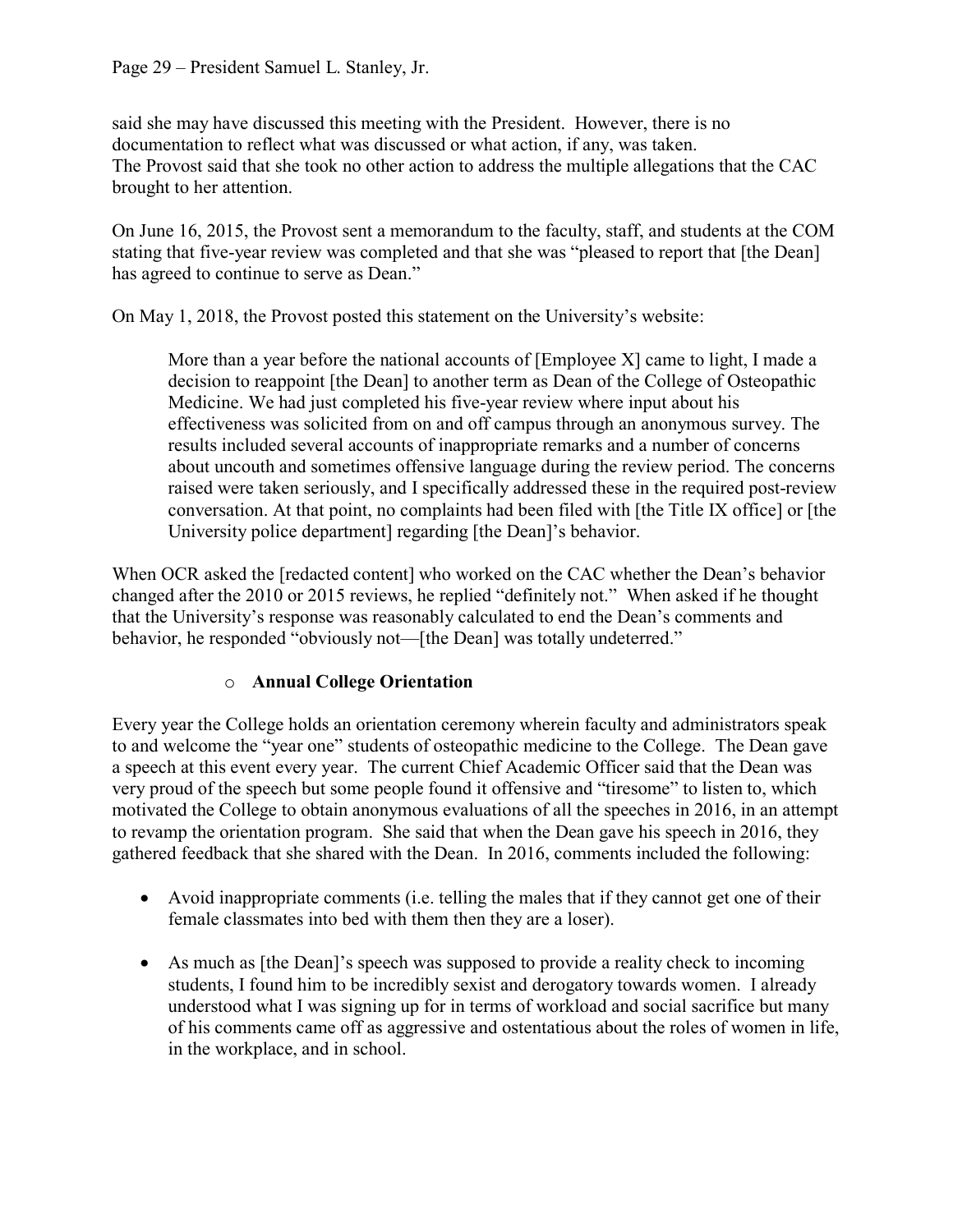said she may have discussed this meeting with the President. However, there is no documentation to reflect what was discussed or what action, if any, was taken. The Provost said that she took no other action to address the multiple allegations that the CAC brought to her attention.

On June 16, 2015, the Provost sent a memorandum to the faculty, staff, and students at the COM stating that five-year review was completed and that she was "pleased to report that [the Dean] has agreed to continue to serve as Dean."

On May 1, 2018, the Provost posted this statement on the University's website:

> More than a year before the national accounts of [Employee X] came to light, I made a decision to reappoint [the Dean] to another term as Dean of the College of Osteopathic Medicine. We had just completed his five-year review where input about his effectiveness was solicited from on and off campus through an anonymous survey. The results included several accounts of inappropriate remarks and a number of concerns about uncouth and sometimes offensive language during the review period. The concerns raised were taken seriously, and I specifically addressed these in the required post-review conversation. At that point, no complaints had been filed with [the Title IX office] or [the University police department] regarding [the Dean]'s behavior.

When OCR asked the [redacted content] who worked on the CAC whether the Dean's behavior changed after the 2010 or 2015 reviews, he replied "definitely not." When asked if he thought that the University's response was reasonably calculated to end the Dean's comments and behavior, he responded "obviously not—[the Dean] was totally undeterred."

- **Annual College Orientation**

Every year the College holds an orientation ceremony wherein faculty and administrators speak to and welcome the "year one" students of osteopathic medicine to the College. The Dean gave a speech at this event every year. The current Chief Academic Officer said that the Dean was very proud of the speech but some people found it offensive and "tiresome" to listen to, which motivated the College to obtain anonymous evaluations of all the speeches in 2016, in an attempt to revamp the orientation program. She said that when the Dean gave his speech in 2016, they gathered feedback that she shared with the Dean. In 2016, comments included the following:

- Avoid inappropriate comments (i.e. telling the males that if they cannot get one of their female classmates into bed with them then they are a loser).
- As much as [the Dean]'s speech was supposed to provide a reality check to incoming students, I found him to be incredibly sexist and derogatory towards women. I already understood what I was signing up for in terms of workload and social sacrifice but many of his comments came off as aggressive and ostentatious about the roles of women in life, in the workplace, and in school.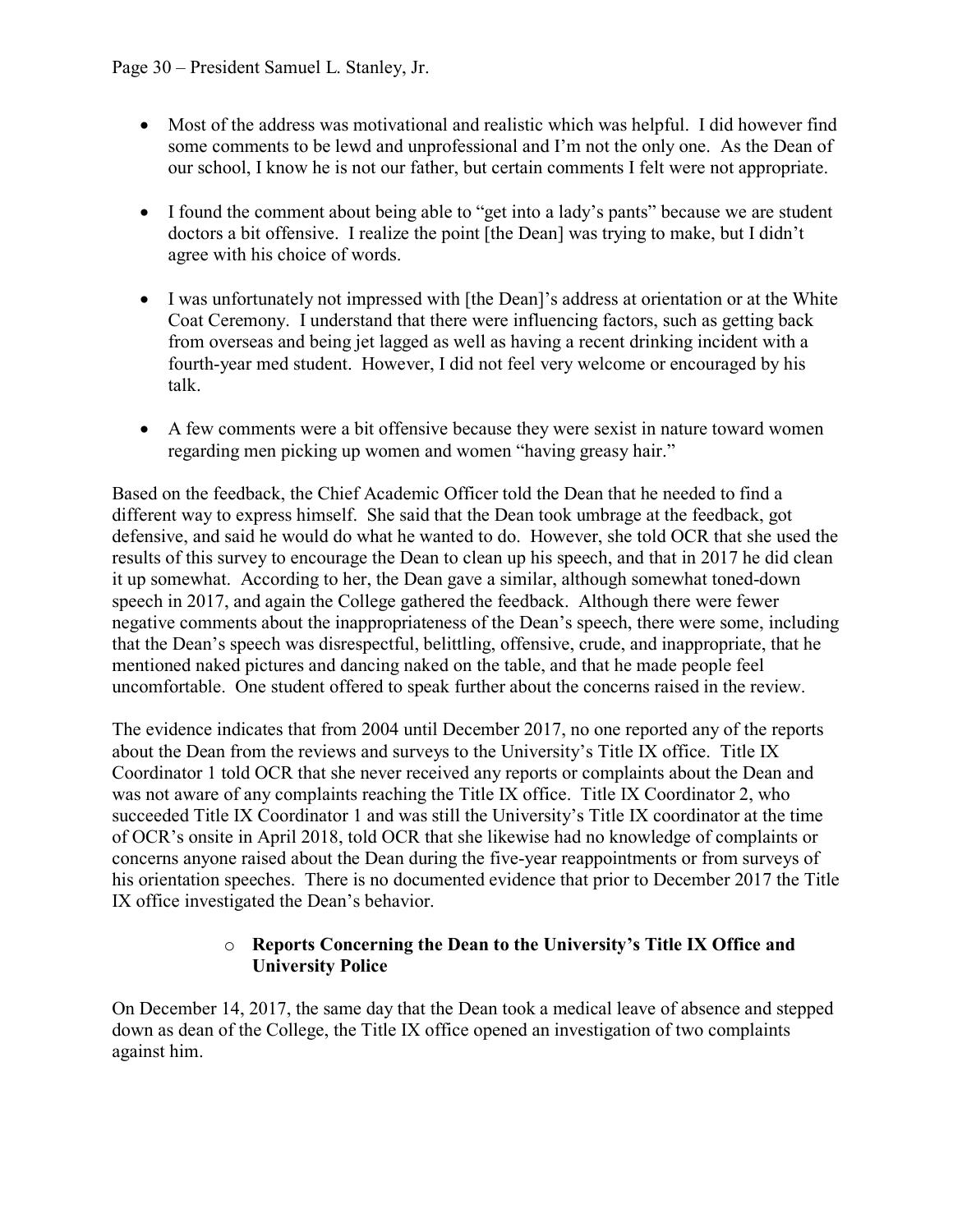- Most of the address was motivational and realistic which was helpful. I did however find some comments to be lewd and unprofessional and I'm not the only one. As the Dean of our school, I know he is not our father, but certain comments I felt were not appropriate.

- I found the comment about being able to "get into a lady's pants" because we are student doctors a bit offensive. I realize the point [the Dean] was trying to make, but I didn't agree with his choice of words.

- I was unfortunately not impressed with [the Dean]'s address at orientation or at the White Coat Ceremony. I understand that there were influencing factors, such as getting back from overseas and being jet lagged as well as having a recent drinking incident with a fourth-year med student. However, I did not feel very welcome or encouraged by his talk.

- A few comments were a bit offensive because they were sexist in nature toward women regarding men picking up women and women "having greasy hair."

Based on the feedback, the Chief Academic Officer told the Dean that he needed to find a different way to express himself. She said that the Dean took umbrage at the feedback, got defensive, and said he would do what he wanted to do. However, she told OCR that she used the results of this survey to encourage the Dean to clean up his speech, and that in 2017 he did clean it up somewhat. According to her, the Dean gave a similar, although somewhat toned-down speech in 2017, and again the College gathered the feedback. Although there were fewer negative comments about the inappropriateness of the Dean's speech, there were some, including that the Dean's speech was disrespectful, belittling, offensive, crude, and inappropriate, that he mentioned naked pictures and dancing naked on the table, and that he made people feel uncomfortable. One student offered to speak further about the concerns raised in the review.

The evidence indicates that from 2004 until December 2017, no one reported any of the reports about the Dean from the reviews and surveys to the University's Title IX office. Title IX Coordinator 1 told OCR that she never received any reports or complaints about the Dean and was not aware of any complaints reaching the Title IX office. Title IX Coordinator 2, who succeeded Title IX Coordinator 1 and was still the University's Title IX coordinator at the time of OCR's onsite in April 2018, told OCR that she likewise had no knowledge of complaints or concerns anyone raised about the Dean during the five-year reappointments or from surveys of his orientation speeches. There is no documented evidence that prior to December 2017 the Title IX office investigated the Dean's behavior.

- **Reports Concerning the Dean to the University's Title IX Office and University Police**

On December 14, 2017, the same day that the Dean took a medical leave of absence and stepped down as dean of the College, the Title IX office opened an investigation of two complaints against him.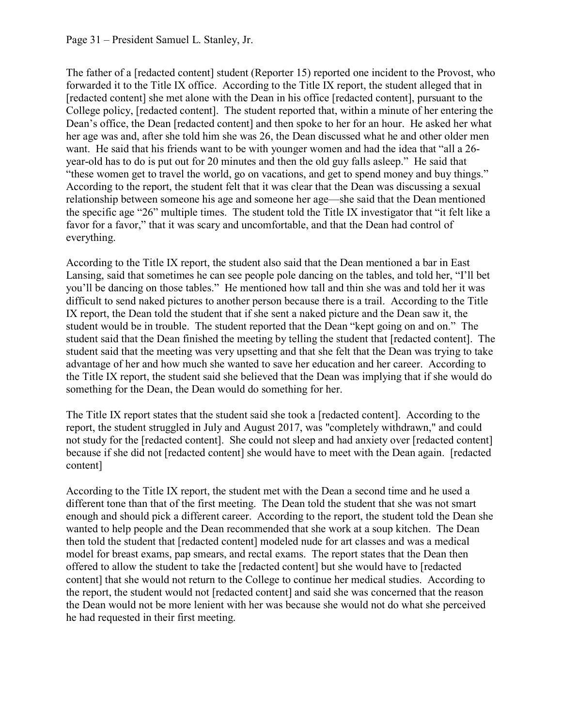The father of a [redacted content] student (Reporter 15) reported one incident to the Provost, who forwarded it to the Title IX office. According to the Title IX report, the student alleged that in [redacted content] she met alone with the Dean in his office [redacted content], pursuant to the College policy, [redacted content]. The student reported that, within a minute of her entering the Dean's office, the Dean [redacted content] and then spoke to her for an hour. He asked her what her age was and, after she told him she was 26, the Dean discussed what he and other older men want. He said that his friends want to be with younger women and had the idea that "all a 26-year-old has to do is put out for 20 minutes and then the old guy falls asleep." He said that "these women get to travel the world, go on vacations, and get to spend money and buy things." According to the report, the student felt that it was clear that the Dean was discussing a sexual relationship between someone his age and someone her age—she said that the Dean mentioned the specific age "26" multiple times. The student told the Title IX investigator that "it felt like a favor for a favor," that it was scary and uncomfortable, and that the Dean had control of everything.

According to the Title IX report, the student also said that the Dean mentioned a bar in East Lansing, said that sometimes he can see people pole dancing on the tables, and told her, "I'll bet you'll be dancing on those tables." He mentioned how tall and thin she was and told her it was difficult to send naked pictures to another person because there is a trail. According to the Title IX report, the Dean told the student that if she sent a naked picture and the Dean saw it, the student would be in trouble. The student reported that the Dean "kept going on and on." The student said that the Dean finished the meeting by telling the student that [redacted content]. The student said that the meeting was very upsetting and that she felt that the Dean was trying to take advantage of her and how much she wanted to save her education and her career. According to the Title IX report, the student said she believed that the Dean was implying that if she would do something for the Dean, the Dean would do something for her.

The Title IX report states that the student said she took a [redacted content]. According to the report, the student struggled in July and August 2017, was "completely withdrawn," and could not study for the [redacted content]. She could not sleep and had anxiety over [redacted content] because if she did not [redacted content] she would have to meet with the Dean again. [redacted content]

According to the Title IX report, the student met with the Dean a second time and he used a different tone than that of the first meeting. The Dean told the student that she was not smart enough and should pick a different career. According to the report, the student told the Dean she wanted to help people and the Dean recommended that she work at a soup kitchen. The Dean then told the student that [redacted content] modeled nude for art classes and was a medical model for breast exams, pap smears, and rectal exams. The report states that the Dean then offered to allow the student to take the [redacted content] but she would have to [redacted content] that she would not return to the College to continue her medical studies. According to the report, the student would not [redacted content] and said she was concerned that the reason the Dean would not be more lenient with her was because she would not do what she perceived he had requested in their first meeting.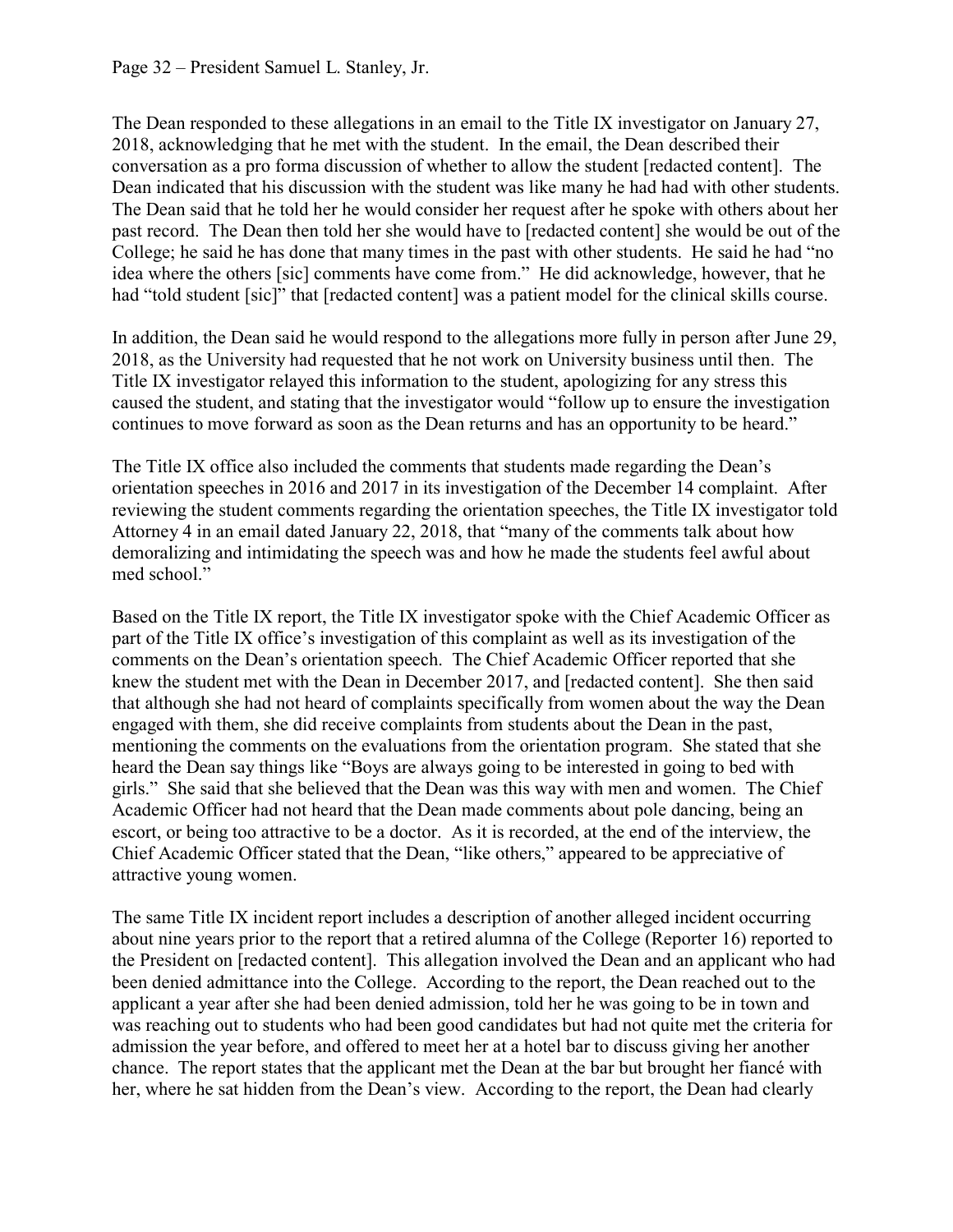The Dean responded to these allegations in an email to the Title IX investigator on January 27, 2018, acknowledging that he met with the student. In the email, the Dean described their conversation as a pro forma discussion of whether to allow the student [redacted content]. The Dean indicated that his discussion with the student was like many he had had with other students. The Dean said that he told her he would consider her request after he spoke with others about her past record. The Dean then told her she would have to [redacted content] she would be out of the College; he said he has done that many times in the past with other students. He said he had "no idea where the others [sic] comments have come from." He did acknowledge, however, that he had "told student [sic]" that [redacted content] was a patient model for the clinical skills course.

In addition, the Dean said he would respond to the allegations more fully in person after June 29, 2018, as the University had requested that he not work on University business until then. The Title IX investigator relayed this information to the student, apologizing for any stress this caused the student, and stating that the investigator would "follow up to ensure the investigation continues to move forward as soon as the Dean returns and has an opportunity to be heard."

The Title IX office also included the comments that students made regarding the Dean's orientation speeches in 2016 and 2017 in its investigation of the December 14 complaint. After reviewing the student comments regarding the orientation speeches, the Title IX investigator told Attorney 4 in an email dated January 22, 2018, that "many of the comments talk about how demoralizing and intimidating the speech was and how he made the students feel awful about med school."

Based on the Title IX report, the Title IX investigator spoke with the Chief Academic Officer as part of the Title IX office's investigation of this complaint as well as its investigation of the comments on the Dean's orientation speech. The Chief Academic Officer reported that she knew the student met with the Dean in December 2017, and [redacted content]. She then said that although she had not heard of complaints specifically from women about the way the Dean engaged with them, she did receive complaints from students about the Dean in the past, mentioning the comments on the evaluations from the orientation program. She stated that she heard the Dean say things like "Boys are always going to be interested in going to bed with girls." She said that she believed that the Dean was this way with men and women. The Chief Academic Officer had not heard that the Dean made comments about pole dancing, being an escort, or being too attractive to be a doctor. As it is recorded, at the end of the interview, the Chief Academic Officer stated that the Dean, "like others," appeared to be appreciative of attractive young women.

The same Title IX incident report includes a description of another alleged incident occurring about nine years prior to the report that a retired alumna of the College (Reporter 16) reported to the President on [redacted content]. This allegation involved the Dean and an applicant who had been denied admittance into the College. According to the report, the Dean reached out to the applicant a year after she had been denied admission, told her he was going to be in town and was reaching out to students who had been good candidates but had not quite met the criteria for admission the year before, and offered to meet her at a hotel bar to discuss giving her another chance. The report states that the applicant met the Dean at the bar but brought her fiancé with her, where he sat hidden from the Dean's view. According to the report, the Dean had clearly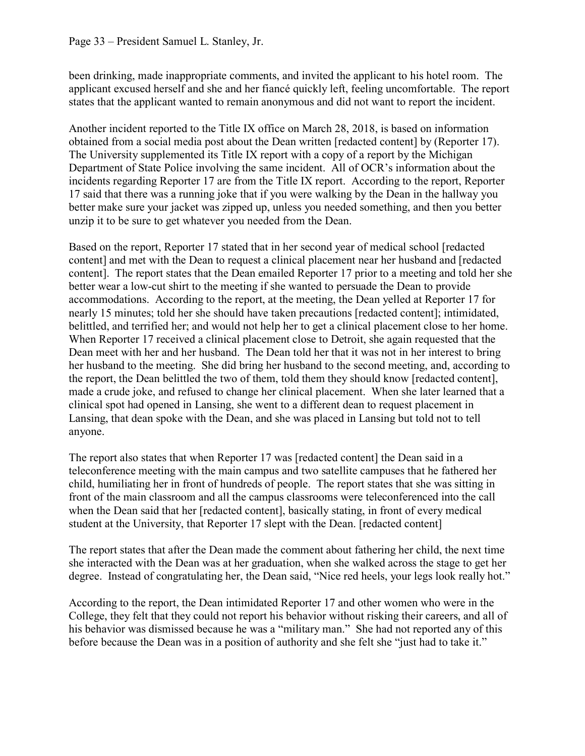been drinking, made inappropriate comments, and invited the applicant to his hotel room. The applicant excused herself and she and her fiancé quickly left, feeling uncomfortable. The report states that the applicant wanted to remain anonymous and did not want to report the incident.

Another incident reported to the Title IX office on March 28, 2018, is based on information obtained from a social media post about the Dean written [redacted content] by (Reporter 17). The University supplemented its Title IX report with a copy of a report by the Michigan Department of State Police involving the same incident. All of OCR's information about the incidents regarding Reporter 17 are from the Title IX report. According to the report, Reporter 17 said that there was a running joke that if you were walking by the Dean in the hallway you better make sure your jacket was zipped up, unless you needed something, and then you better unzip it to be sure to get whatever you needed from the Dean.

Based on the report, Reporter 17 stated that in her second year of medical school [redacted content] and met with the Dean to request a clinical placement near her husband and [redacted content]. The report states that the Dean emailed Reporter 17 prior to a meeting and told her she better wear a low-cut shirt to the meeting if she wanted to persuade the Dean to provide accommodations. According to the report, at the meeting, the Dean yelled at Reporter 17 for nearly 15 minutes; told her she should have taken precautions [redacted content]; intimidated, belittled, and terrified her; and would not help her to get a clinical placement close to her home. When Reporter 17 received a clinical placement close to Detroit, she again requested that the Dean meet with her and her husband. The Dean told her that it was not in her interest to bring her husband to the meeting. She did bring her husband to the second meeting, and, according to the report, the Dean belittled the two of them, told them they should know [redacted content], made a crude joke, and refused to change her clinical placement. When she later learned that a clinical spot had opened in Lansing, she went to a different dean to request placement in Lansing, that dean spoke with the Dean, and she was placed in Lansing but told not to tell anyone.

The report also states that when Reporter 17 was [redacted content] the Dean said in a teleconference meeting with the main campus and two satellite campuses that he fathered her child, humiliating her in front of hundreds of people. The report states that she was sitting in front of the main classroom and all the campus classrooms were teleconferenced into the call when the Dean said that her [redacted content], basically stating, in front of every medical student at the University, that Reporter 17 slept with the Dean. [redacted content]

The report states that after the Dean made the comment about fathering her child, the next time she interacted with the Dean was at her graduation, when she walked across the stage to get her degree. Instead of congratulating her, the Dean said, "Nice red heels, your legs look really hot."

According to the report, the Dean intimidated Reporter 17 and other women who were in the College, they felt that they could not report his behavior without risking their careers, and all of his behavior was dismissed because he was a "military man." She had not reported any of this before because the Dean was in a position of authority and she felt she "just had to take it."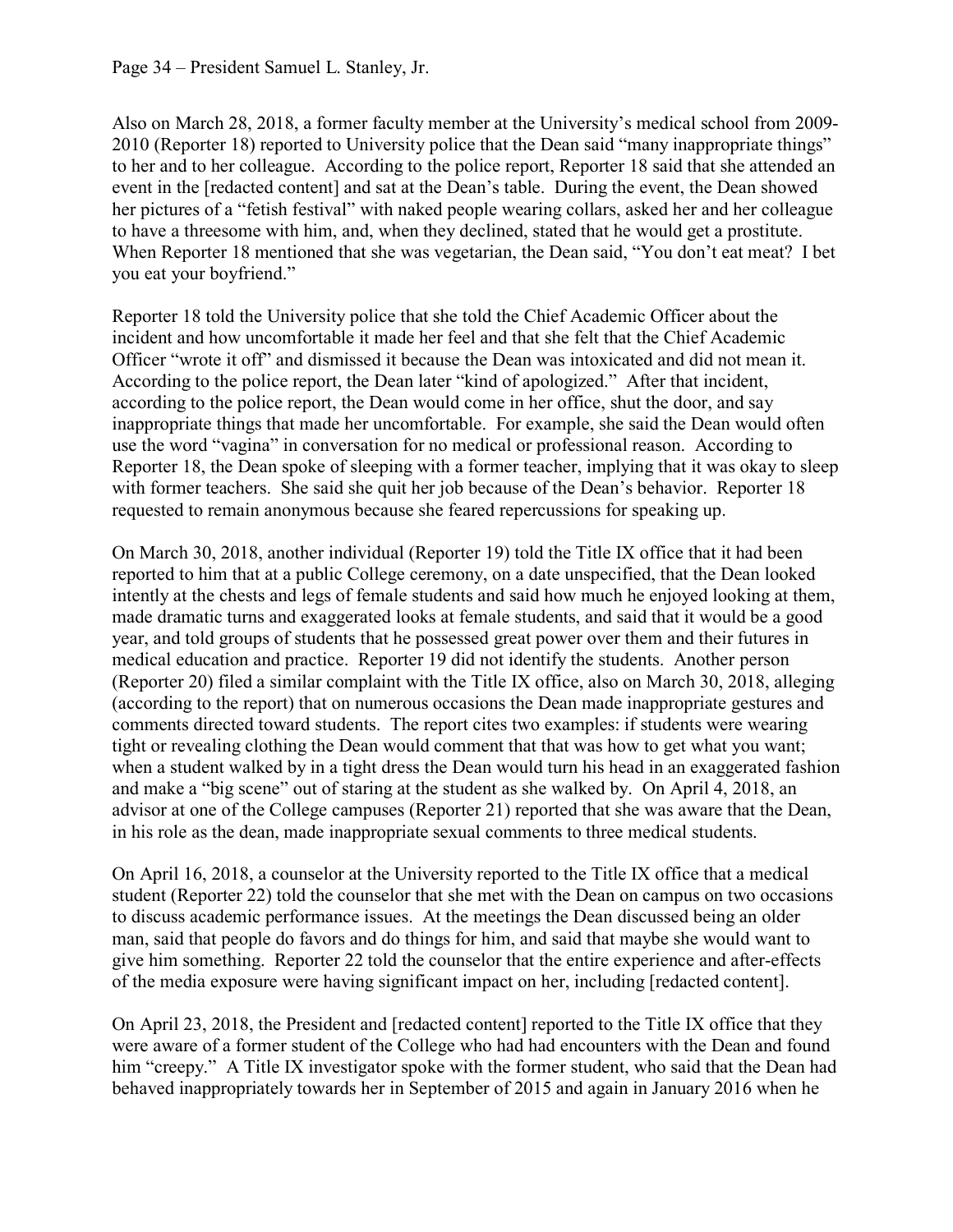Also on March 28, 2018, a former faculty member at the University's medical school from 2009-2010 (Reporter 18) reported to University police that the Dean said "many inappropriate things" to her and to her colleague. According to the police report, Reporter 18 said that she attended an event in the [redacted content] and sat at the Dean's table. During the event, the Dean showed her pictures of a "fetish festival" with naked people wearing collars, asked her and her colleague to have a threesome with him, and, when they declined, stated that he would get a prostitute. When Reporter 18 mentioned that she was vegetarian, the Dean said, "You don't eat meat? I bet you eat your boyfriend."

Reporter 18 told the University police that she told the Chief Academic Officer about the incident and how uncomfortable it made her feel and that she felt that the Chief Academic Officer "wrote it off" and dismissed it because the Dean was intoxicated and did not mean it. According to the police report, the Dean later "kind of apologized." After that incident, according to the police report, the Dean would come in her office, shut the door, and say inappropriate things that made her uncomfortable. For example, she said the Dean would often use the word "vagina" in conversation for no medical or professional reason. According to Reporter 18, the Dean spoke of sleeping with a former teacher, implying that it was okay to sleep with former teachers. She said she quit her job because of the Dean's behavior. Reporter 18 requested to remain anonymous because she feared repercussions for speaking up.

On March 30, 2018, another individual (Reporter 19) told the Title IX office that it had been reported to him that at a public College ceremony, on a date unspecified, that the Dean looked intently at the chests and legs of female students and said how much he enjoyed looking at them, made dramatic turns and exaggerated looks at female students, and said that it would be a good year, and told groups of students that he possessed great power over them and their futures in medical education and practice. Reporter 19 did not identify the students. Another person (Reporter 20) filed a similar complaint with the Title IX office, also on March 30, 2018, alleging (according to the report) that on numerous occasions the Dean made inappropriate gestures and comments directed toward students. The report cites two examples: if students were wearing tight or revealing clothing the Dean would comment that that was how to get what you want; when a student walked by in a tight dress the Dean would turn his head in an exaggerated fashion and make a "big scene" out of staring at the student as she walked by. On April 4, 2018, an advisor at one of the College campuses (Reporter 21) reported that she was aware that the Dean, in his role as the dean, made inappropriate sexual comments to three medical students.

On April 16, 2018, a counselor at the University reported to the Title IX office that a medical student (Reporter 22) told the counselor that she met with the Dean on campus on two occasions to discuss academic performance issues. At the meetings the Dean discussed being an older man, said that people do favors and do things for him, and said that maybe she would want to give him something. Reporter 22 told the counselor that the entire experience and after-effects of the media exposure were having significant impact on her, including [redacted content].

On April 23, 2018, the President and [redacted content] reported to the Title IX office that they were aware of a former student of the College who had had encounters with the Dean and found him "creepy." A Title IX investigator spoke with the former student, who said that the Dean had behaved inappropriately towards her in September of 2015 and again in January 2016 when he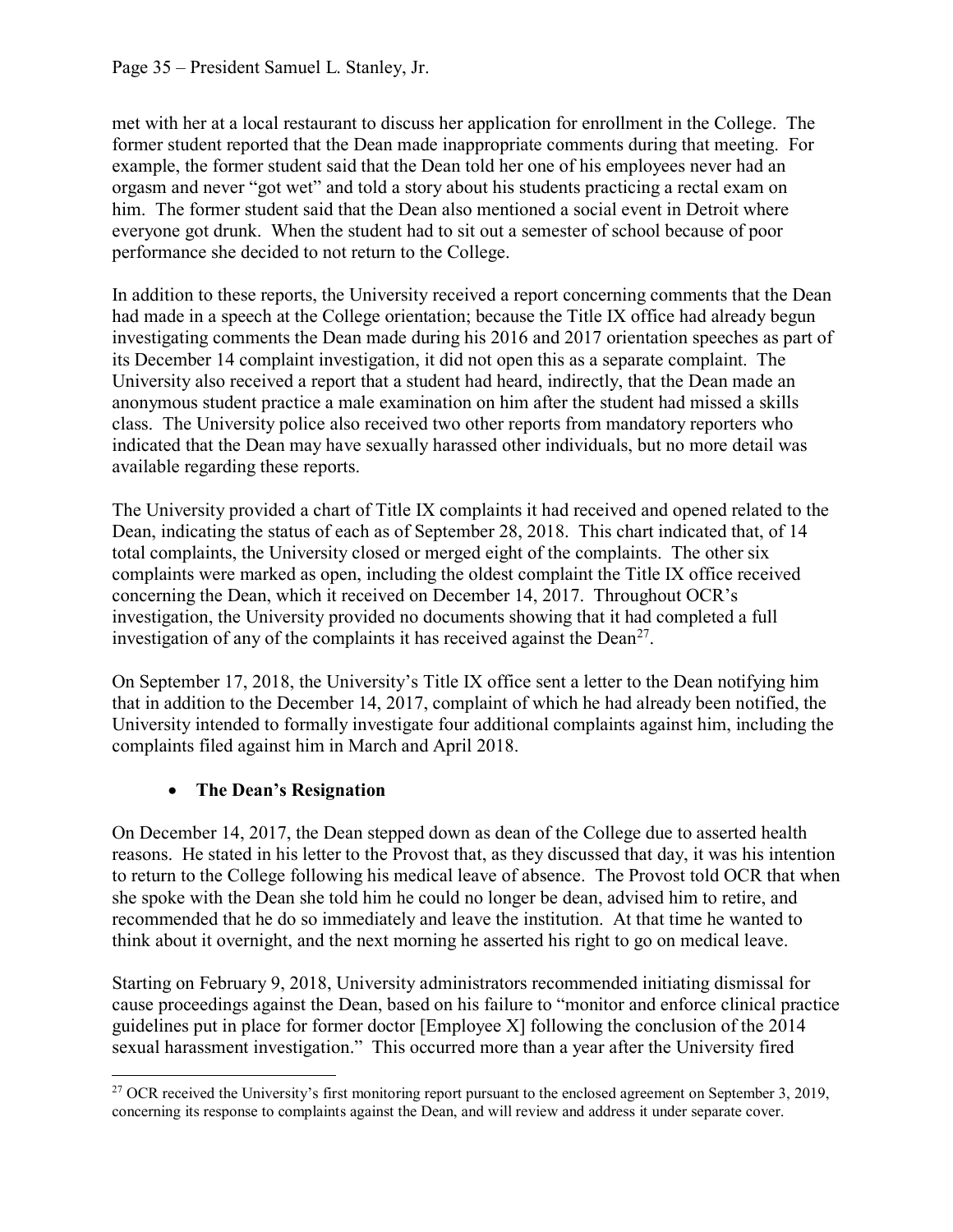met with her at a local restaurant to discuss her application for enrollment in the College. The former student reported that the Dean made inappropriate comments during that meeting. For example, the former student said that the Dean told her one of his employees never had an orgasm and never "got wet" and told a story about his students practicing a rectal exam on him. The former student said that the Dean also mentioned a social event in Detroit where everyone got drunk. When the student had to sit out a semester of school because of poor performance she decided to not return to the College.

In addition to these reports, the University received a report concerning comments that the Dean had made in a speech at the College orientation; because the Title IX office had already begun investigating comments the Dean made during his 2016 and 2017 orientation speeches as part of its December 14 complaint investigation, it did not open this as a separate complaint. The University also received a report that a student had heard, indirectly, that the Dean made an anonymous student practice a male examination on him after the student had missed a skills class. The University police also received two other reports from mandatory reporters who indicated that the Dean may have sexually harassed other individuals, but no more detail was available regarding these reports.

The University provided a chart of Title IX complaints it had received and opened related to the Dean, indicating the status of each as of September 28, 2018. This chart indicated that, of 14 total complaints, the University closed or merged eight of the complaints. The other six complaints were marked as open, including the oldest complaint the Title IX office received concerning the Dean, which it received on December 14, 2017. Throughout OCR's investigation, the University provided no documents showing that it had completed a full investigation of any of the complaints it has received against the Dean[27].

On September 17, 2018, the University's Title IX office sent a letter to the Dean notifying him that in addition to the December 14, 2017, complaint of which he had already been notified, the University intended to formally investigate four additional complaints against him, including the complaints filed against him in March and April 2018.

- **The Dean's Resignation**

On December 14, 2017, the Dean stepped down as dean of the College due to asserted health reasons. He stated in his letter to the Provost that, as they discussed that day, it was his intention to return to the College following his medical leave of absence. The Provost told OCR that when she spoke with the Dean she told him he could no longer be dean, advised him to retire, and recommended that he do so immediately and leave the institution. At that time he wanted to think about it overnight, and the next morning he asserted his right to go on medical leave.

Starting on February 9, 2018, University administrators recommended initiating dismissal for cause proceedings against the Dean, based on his failure to "monitor and enforce clinical practice guidelines put in place for former doctor [Employee X] following the conclusion of the 2014 sexual harassment investigation." This occurred more than a year after the University fired

[27] OCR received the University's first monitoring report pursuant to the enclosed agreement on September 3, 2019, concerning its response to complaints against the Dean, and will review and address it under separate cover.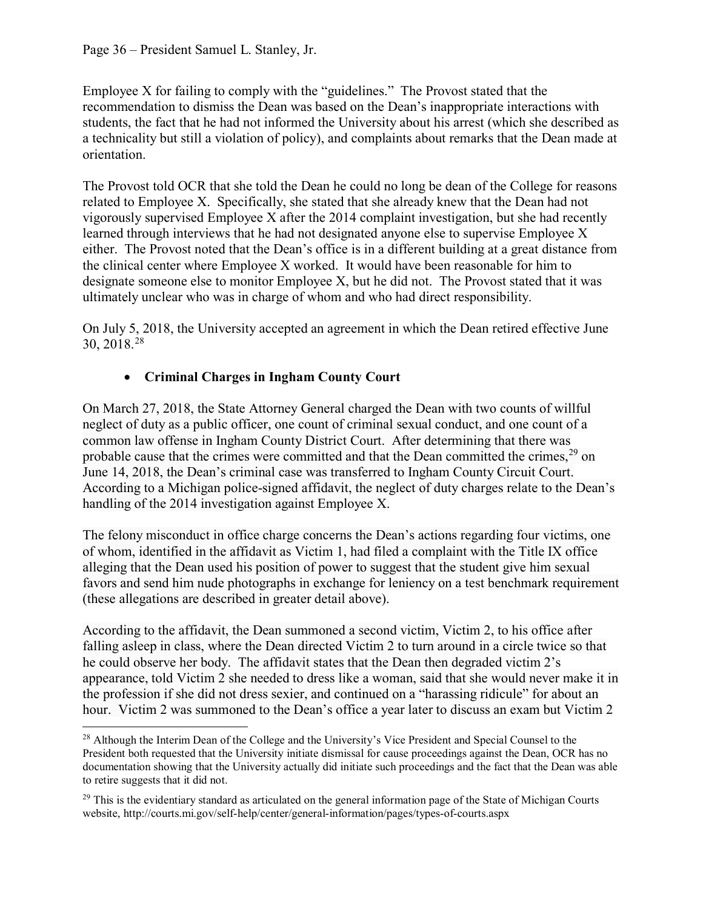Employee X for failing to comply with the "guidelines." The Provost stated that the recommendation to dismiss the Dean was based on the Dean's inappropriate interactions with students, the fact that he had not informed the University about his arrest (which she described as a technicality but still a violation of policy), and complaints about remarks that the Dean made at orientation.

The Provost told OCR that she told the Dean he could no long be dean of the College for reasons related to Employee X. Specifically, she stated that she already knew that the Dean had not vigorously supervised Employee X after the 2014 complaint investigation, but she had recently learned through interviews that he had not designated anyone else to supervise Employee X either. The Provost noted that the Dean's office is in a different building at a great distance from the clinical center where Employee X worked. It would have been reasonable for him to designate someone else to monitor Employee X, but he did not. The Provost stated that it was ultimately unclear who was in charge of whom and who had direct responsibility.

On July 5, 2018, the University accepted an agreement in which the Dean retired effective June 30, 2018.[28]

- **Criminal Charges in Ingham County Court**

On March 27, 2018, the State Attorney General charged the Dean with two counts of willful neglect of duty as a public officer, one count of criminal sexual conduct, and one count of a common law offense in Ingham County District Court. After determining that there was probable cause that the crimes were committed and that the Dean committed the crimes,[29] on June 14, 2018, the Dean's criminal case was transferred to Ingham County Circuit Court. According to a Michigan police-signed affidavit, the neglect of duty charges relate to the Dean's handling of the 2014 investigation against Employee X.

The felony misconduct in office charge concerns the Dean's actions regarding four victims, one of whom, identified in the affidavit as Victim 1, had filed a complaint with the Title IX office alleging that the Dean used his position of power to suggest that the student give him sexual favors and send him nude photographs in exchange for leniency on a test benchmark requirement (these allegations are described in greater detail above).

According to the affidavit, the Dean summoned a second victim, Victim 2, to his office after falling asleep in class, where the Dean directed Victim 2 to turn around in a circle twice so that he could observe her body. The affidavit states that the Dean then degraded victim 2's appearance, told Victim 2 she needed to dress like a woman, said that she would never make it in the profession if she did not dress sexier, and continued on a "harassing ridicule" for about an hour. Victim 2 was summoned to the Dean's office a year later to discuss an exam but Victim 2

---

[28] Although the Interim Dean of the College and the University's Vice President and Special Counsel to the President both requested that the University initiate dismissal for cause proceedings against the Dean, OCR has no documentation showing that the University actually did initiate such proceedings and the fact that the Dean was able to retire suggests that it did not.

[29] This is the evidentiary standard as articulated on the general information page of the State of Michigan Courts website, http://courts.mi.gov/self-help/center/general-information/pages/types-of-courts.aspx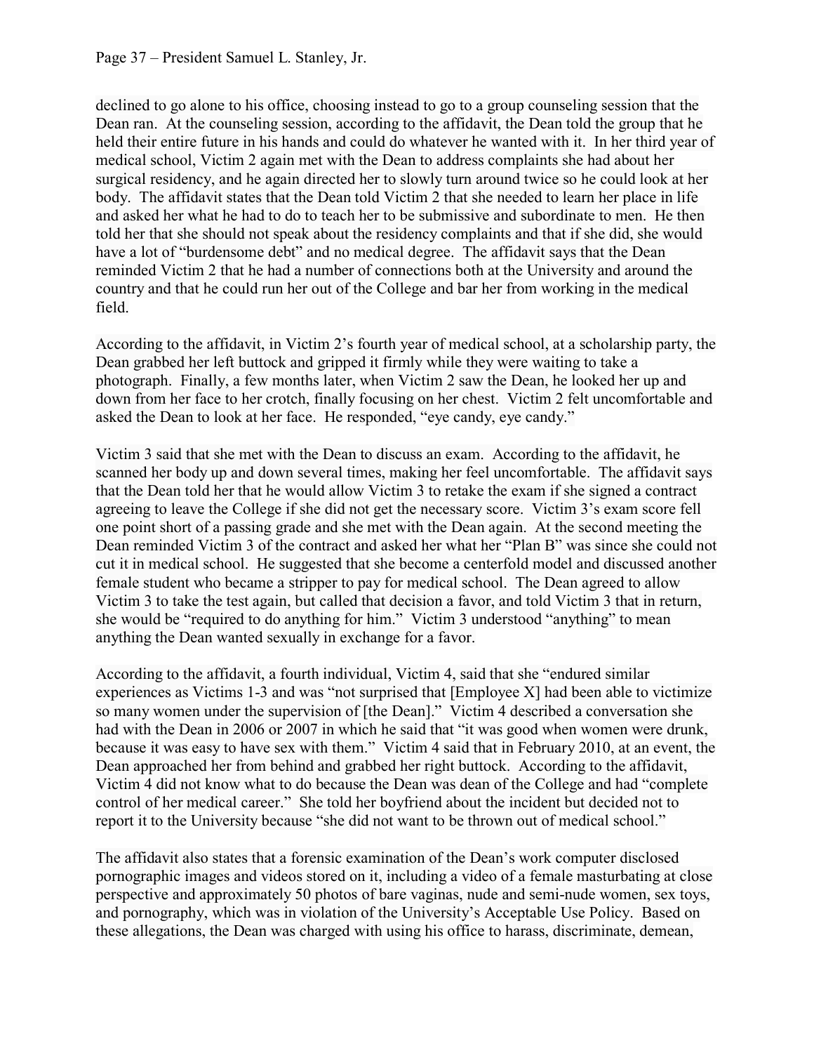declined to go alone to his office, choosing instead to go to a group counseling session that the Dean ran. At the counseling session, according to the affidavit, the Dean told the group that he held their entire future in his hands and could do whatever he wanted with it. In her third year of medical school, Victim 2 again met with the Dean to address complaints she had about her surgical residency, and he again directed her to slowly turn around twice so he could look at her body. The affidavit states that the Dean told Victim 2 that she needed to learn her place in life and asked her what he had to do to teach her to be submissive and subordinate to men. He then told her that she should not speak about the residency complaints and that if she did, she would have a lot of "burdensome debt" and no medical degree. The affidavit says that the Dean reminded Victim 2 that he had a number of connections both at the University and around the country and that he could run her out of the College and bar her from working in the medical field.

According to the affidavit, in Victim 2's fourth year of medical school, at a scholarship party, the Dean grabbed her left buttock and gripped it firmly while they were waiting to take a photograph. Finally, a few months later, when Victim 2 saw the Dean, he looked her up and down from her face to her crotch, finally focusing on her chest. Victim 2 felt uncomfortable and asked the Dean to look at her face. He responded, "eye candy, eye candy."

Victim 3 said that she met with the Dean to discuss an exam. According to the affidavit, he scanned her body up and down several times, making her feel uncomfortable. The affidavit says that the Dean told her that he would allow Victim 3 to retake the exam if she signed a contract agreeing to leave the College if she did not get the necessary score. Victim 3's exam score fell one point short of a passing grade and she met with the Dean again. At the second meeting the Dean reminded Victim 3 of the contract and asked her what her "Plan B" was since she could not cut it in medical school. He suggested that she become a centerfold model and discussed another female student who became a stripper to pay for medical school. The Dean agreed to allow Victim 3 to take the test again, but called that decision a favor, and told Victim 3 that in return, she would be "required to do anything for him." Victim 3 understood "anything" to mean anything the Dean wanted sexually in exchange for a favor.

According to the affidavit, a fourth individual, Victim 4, said that she "endured similar experiences as Victims 1-3 and was "not surprised that [Employee X] had been able to victimize so many women under the supervision of [the Dean]." Victim 4 described a conversation she had with the Dean in 2006 or 2007 in which he said that "it was good when women were drunk, because it was easy to have sex with them." Victim 4 said that in February 2010, at an event, the Dean approached her from behind and grabbed her right buttock. According to the affidavit, Victim 4 did not know what to do because the Dean was dean of the College and had "complete control of her medical career." She told her boyfriend about the incident but decided not to report it to the University because "she did not want to be thrown out of medical school."

The affidavit also states that a forensic examination of the Dean's work computer disclosed pornographic images and videos stored on it, including a video of a female masturbating at close perspective and approximately 50 photos of bare vaginas, nude and semi-nude women, sex toys, and pornography, which was in violation of the University's Acceptable Use Policy. Based on these allegations, the Dean was charged with using his office to harass, discriminate, demean,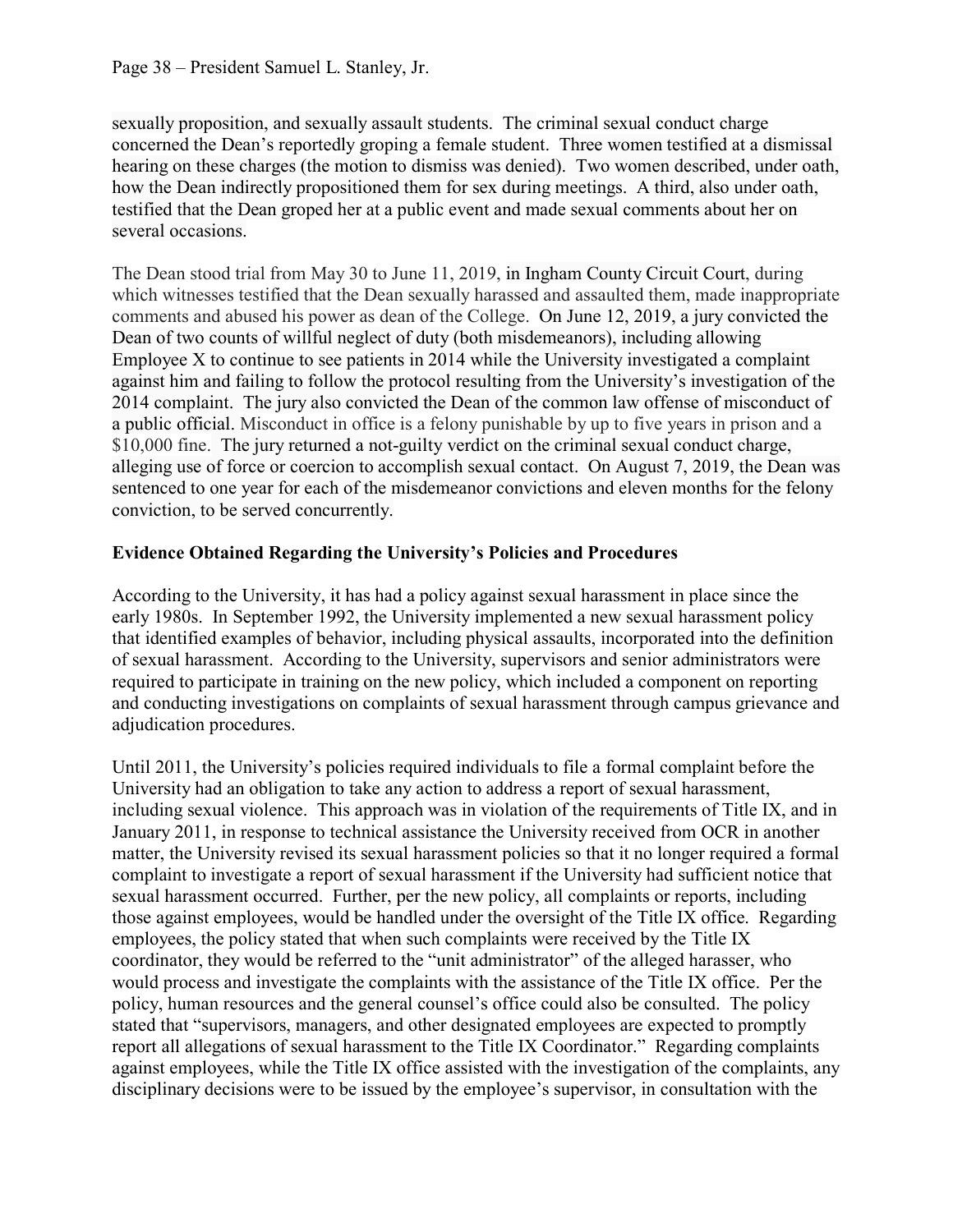sexually proposition, and sexually assault students. The criminal sexual conduct charge concerned the Dean's reportedly groping a female student. Three women testified at a dismissal hearing on these charges (the motion to dismiss was denied). Two women described, under oath, how the Dean indirectly propositioned them for sex during meetings. A third, also under oath, testified that the Dean groped her at a public event and made sexual comments about her on several occasions.

The Dean stood trial from May 30 to June 11, 2019, in Ingham County Circuit Court, during which witnesses testified that the Dean sexually harassed and assaulted them, made inappropriate comments and abused his power as dean of the College. On June 12, 2019, a jury convicted the Dean of two counts of willful neglect of duty (both misdemeanors), including allowing Employee X to continue to see patients in 2014 while the University investigated a complaint against him and failing to follow the protocol resulting from the University's investigation of the 2014 complaint. The jury also convicted the Dean of the common law offense of misconduct of a public official. Misconduct in office is a felony punishable by up to five years in prison and a $10,000 fine. The jury returned a not-guilty verdict on the criminal sexual conduct charge, alleging use of force or coercion to accomplish sexual contact. On August 7, 2019, the Dean was sentenced to one year for each of the misdemeanor convictions and eleven months for the felony conviction, to be served concurrently.

**Evidence Obtained Regarding the University's Policies and Procedures**

According to the University, it has had a policy against sexual harassment in place since the early 1980s. In September 1992, the University implemented a new sexual harassment policy that identified examples of behavior, including physical assaults, incorporated into the definition of sexual harassment. According to the University, supervisors and senior administrators were required to participate in training on the new policy, which included a component on reporting and conducting investigations on complaints of sexual harassment through campus grievance and adjudication procedures.

Until 2011, the University's policies required individuals to file a formal complaint before the University had an obligation to take any action to address a report of sexual harassment, including sexual violence. This approach was in violation of the requirements of Title IX, and in January 2011, in response to technical assistance the University received from OCR in another matter, the University revised its sexual harassment policies so that it no longer required a formal complaint to investigate a report of sexual harassment if the University had sufficient notice that sexual harassment occurred. Further, per the new policy, all complaints or reports, including those against employees, would be handled under the oversight of the Title IX office. Regarding employees, the policy stated that when such complaints were received by the Title IX coordinator, they would be referred to the "unit administrator" of the alleged harasser, who would process and investigate the complaints with the assistance of the Title IX office. Per the policy, human resources and the general counsel's office could also be consulted. The policy stated that "supervisors, managers, and other designated employees are expected to promptly report all allegations of sexual harassment to the Title IX Coordinator." Regarding complaints against employees, while the Title IX office assisted with the investigation of the complaints, any disciplinary decisions were to be issued by the employee's supervisor, in consultation with the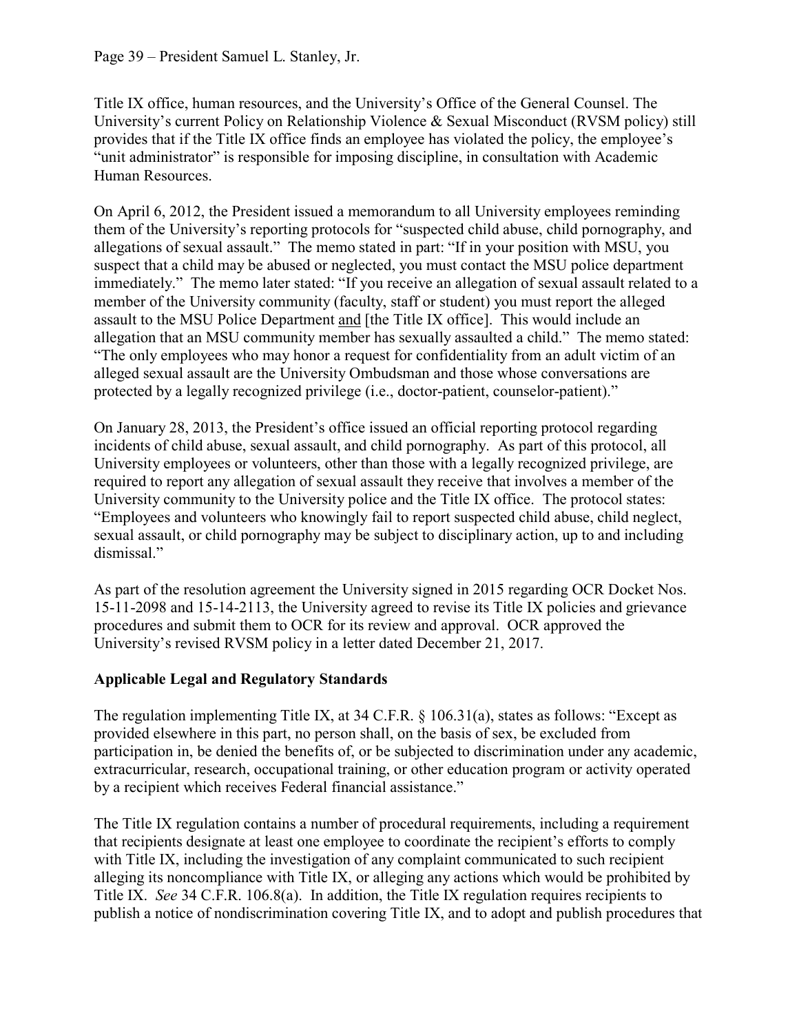Title IX office, human resources, and the University's Office of the General Counsel. The University's current Policy on Relationship Violence & Sexual Misconduct (RVSM policy) still provides that if the Title IX office finds an employee has violated the policy, the employee's "unit administrator" is responsible for imposing discipline, in consultation with Academic Human Resources.

On April 6, 2012, the President issued a memorandum to all University employees reminding them of the University's reporting protocols for "suspected child abuse, child pornography, and allegations of sexual assault." The memo stated in part: "If in your position with MSU, you suspect that a child may be abused or neglected, you must contact the MSU police department immediately." The memo later stated: "If you receive an allegation of sexual assault related to a member of the University community (faculty, staff or student) you must report the alleged assault to the MSU Police Department and [the Title IX office]. This would include an allegation that an MSU community member has sexually assaulted a child." The memo stated: "The only employees who may honor a request for confidentiality from an adult victim of an alleged sexual assault are the University Ombudsman and those whose conversations are protected by a legally recognized privilege (i.e., doctor-patient, counselor-patient)."

On January 28, 2013, the President's office issued an official reporting protocol regarding incidents of child abuse, sexual assault, and child pornography. As part of this protocol, all University employees or volunteers, other than those with a legally recognized privilege, are required to report any allegation of sexual assault they receive that involves a member of the University community to the University police and the Title IX office. The protocol states: "Employees and volunteers who knowingly fail to report suspected child abuse, child neglect, sexual assault, or child pornography may be subject to disciplinary action, up to and including dismissal."

As part of the resolution agreement the University signed in 2015 regarding OCR Docket Nos. 15-11-2098 and 15-14-2113, the University agreed to revise its Title IX policies and grievance procedures and submit them to OCR for its review and approval. OCR approved the University's revised RVSM policy in a letter dated December 21, 2017.

**Applicable Legal and Regulatory Standards**

The regulation implementing Title IX, at 34 C.F.R. § 106.31(a), states as follows: "Except as provided elsewhere in this part, no person shall, on the basis of sex, be excluded from participation in, be denied the benefits of, or be subjected to discrimination under any academic, extracurricular, research, occupational training, or other education program or activity operated by a recipient which receives Federal financial assistance."

The Title IX regulation contains a number of procedural requirements, including a requirement that recipients designate at least one employee to coordinate the recipient's efforts to comply with Title IX, including the investigation of any complaint communicated to such recipient alleging its noncompliance with Title IX, or alleging any actions which would be prohibited by Title IX. *See* 34 C.F.R. 106.8(a). In addition, the Title IX regulation requires recipients to publish a notice of nondiscrimination covering Title IX, and to adopt and publish procedures that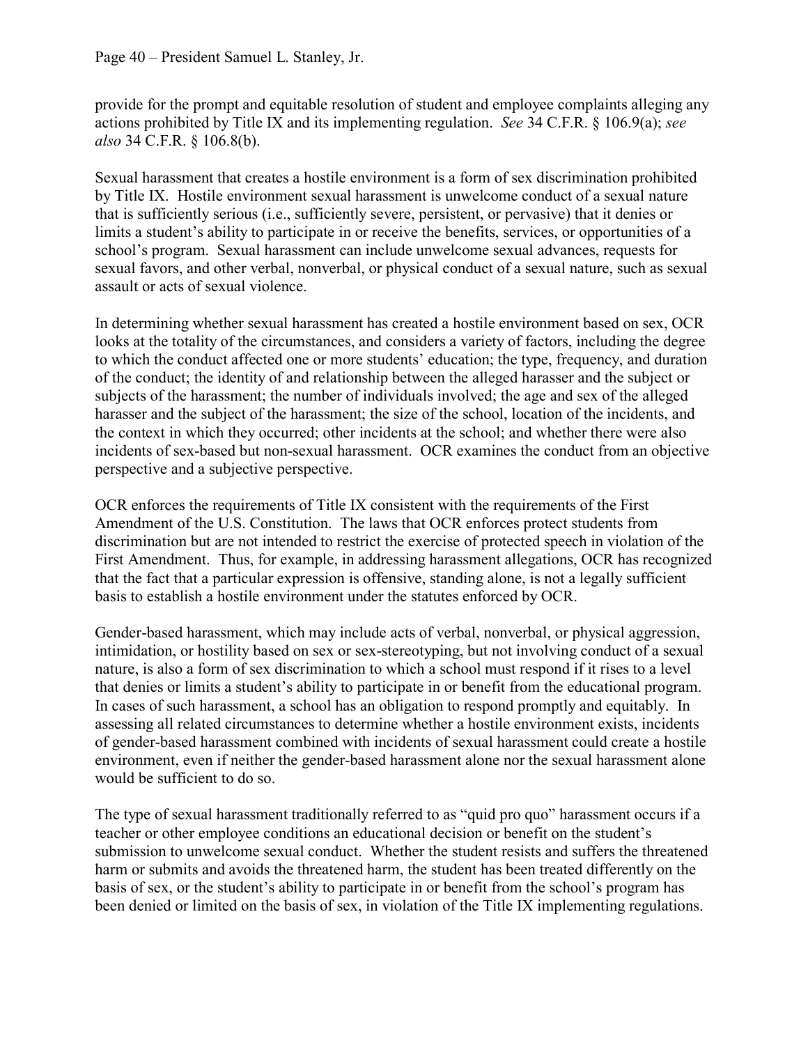provide for the prompt and equitable resolution of student and employee complaints alleging any actions prohibited by Title IX and its implementing regulation. *See* 34 C.F.R. § 106.9(a); *see also* 34 C.F.R. § 106.8(b).

Sexual harassment that creates a hostile environment is a form of sex discrimination prohibited by Title IX. Hostile environment sexual harassment is unwelcome conduct of a sexual nature that is sufficiently serious (i.e., sufficiently severe, persistent, or pervasive) that it denies or limits a student's ability to participate in or receive the benefits, services, or opportunities of a school's program. Sexual harassment can include unwelcome sexual advances, requests for sexual favors, and other verbal, nonverbal, or physical conduct of a sexual nature, such as sexual assault or acts of sexual violence.

In determining whether sexual harassment has created a hostile environment based on sex, OCR looks at the totality of the circumstances, and considers a variety of factors, including the degree to which the conduct affected one or more students' education; the type, frequency, and duration of the conduct; the identity of and relationship between the alleged harasser and the subject or subjects of the harassment; the number of individuals involved; the age and sex of the alleged harasser and the subject of the harassment; the size of the school, location of the incidents, and the context in which they occurred; other incidents at the school; and whether there were also incidents of sex-based but non-sexual harassment. OCR examines the conduct from an objective perspective and a subjective perspective.

OCR enforces the requirements of Title IX consistent with the requirements of the First Amendment of the U.S. Constitution. The laws that OCR enforces protect students from discrimination but are not intended to restrict the exercise of protected speech in violation of the First Amendment. Thus, for example, in addressing harassment allegations, OCR has recognized that the fact that a particular expression is offensive, standing alone, is not a legally sufficient basis to establish a hostile environment under the statutes enforced by OCR.

Gender-based harassment, which may include acts of verbal, nonverbal, or physical aggression, intimidation, or hostility based on sex or sex-stereotyping, but not involving conduct of a sexual nature, is also a form of sex discrimination to which a school must respond if it rises to a level that denies or limits a student's ability to participate in or benefit from the educational program. In cases of such harassment, a school has an obligation to respond promptly and equitably. In assessing all related circumstances to determine whether a hostile environment exists, incidents of gender-based harassment combined with incidents of sexual harassment could create a hostile environment, even if neither the gender-based harassment alone nor the sexual harassment alone would be sufficient to do so.

The type of sexual harassment traditionally referred to as "quid pro quo" harassment occurs if a teacher or other employee conditions an educational decision or benefit on the student's submission to unwelcome sexual conduct. Whether the student resists and suffers the threatened harm or submits and avoids the threatened harm, the student has been treated differently on the basis of sex, or the student's ability to participate in or benefit from the school's program has been denied or limited on the basis of sex, in violation of the Title IX implementing regulations.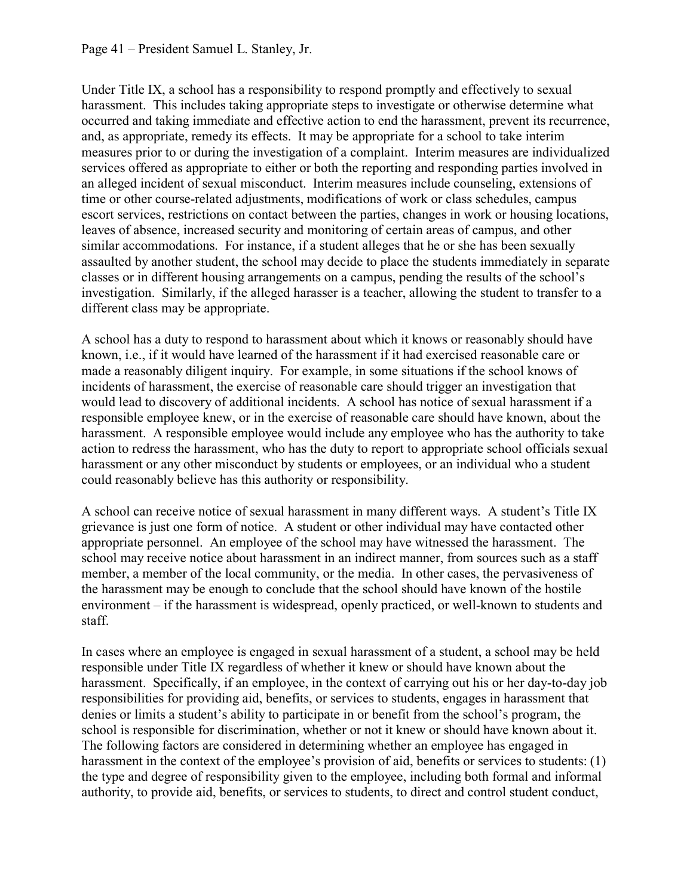Under Title IX, a school has a responsibility to respond promptly and effectively to sexual harassment. This includes taking appropriate steps to investigate or otherwise determine what occurred and taking immediate and effective action to end the harassment, prevent its recurrence, and, as appropriate, remedy its effects. It may be appropriate for a school to take interim measures prior to or during the investigation of a complaint. Interim measures are individualized services offered as appropriate to either or both the reporting and responding parties involved in an alleged incident of sexual misconduct. Interim measures include counseling, extensions of time or other course-related adjustments, modifications of work or class schedules, campus escort services, restrictions on contact between the parties, changes in work or housing locations, leaves of absence, increased security and monitoring of certain areas of campus, and other similar accommodations. For instance, if a student alleges that he or she has been sexually assaulted by another student, the school may decide to place the students immediately in separate classes or in different housing arrangements on a campus, pending the results of the school's investigation. Similarly, if the alleged harasser is a teacher, allowing the student to transfer to a different class may be appropriate.

A school has a duty to respond to harassment about which it knows or reasonably should have known, i.e., if it would have learned of the harassment if it had exercised reasonable care or made a reasonably diligent inquiry. For example, in some situations if the school knows of incidents of harassment, the exercise of reasonable care should trigger an investigation that would lead to discovery of additional incidents. A school has notice of sexual harassment if a responsible employee knew, or in the exercise of reasonable care should have known, about the harassment. A responsible employee would include any employee who has the authority to take action to redress the harassment, who has the duty to report to appropriate school officials sexual harassment or any other misconduct by students or employees, or an individual who a student could reasonably believe has this authority or responsibility.

A school can receive notice of sexual harassment in many different ways. A student's Title IX grievance is just one form of notice. A student or other individual may have contacted other appropriate personnel. An employee of the school may have witnessed the harassment. The school may receive notice about harassment in an indirect manner, from sources such as a staff member, a member of the local community, or the media. In other cases, the pervasiveness of the harassment may be enough to conclude that the school should have known of the hostile environment – if the harassment is widespread, openly practiced, or well-known to students and staff.

In cases where an employee is engaged in sexual harassment of a student, a school may be held responsible under Title IX regardless of whether it knew or should have known about the harassment. Specifically, if an employee, in the context of carrying out his or her day-to-day job responsibilities for providing aid, benefits, or services to students, engages in harassment that denies or limits a student's ability to participate in or benefit from the school's program, the school is responsible for discrimination, whether or not it knew or should have known about it. The following factors are considered in determining whether an employee has engaged in harassment in the context of the employee's provision of aid, benefits or services to students: (1) the type and degree of responsibility given to the employee, including both formal and informal authority, to provide aid, benefits, or services to students, to direct and control student conduct,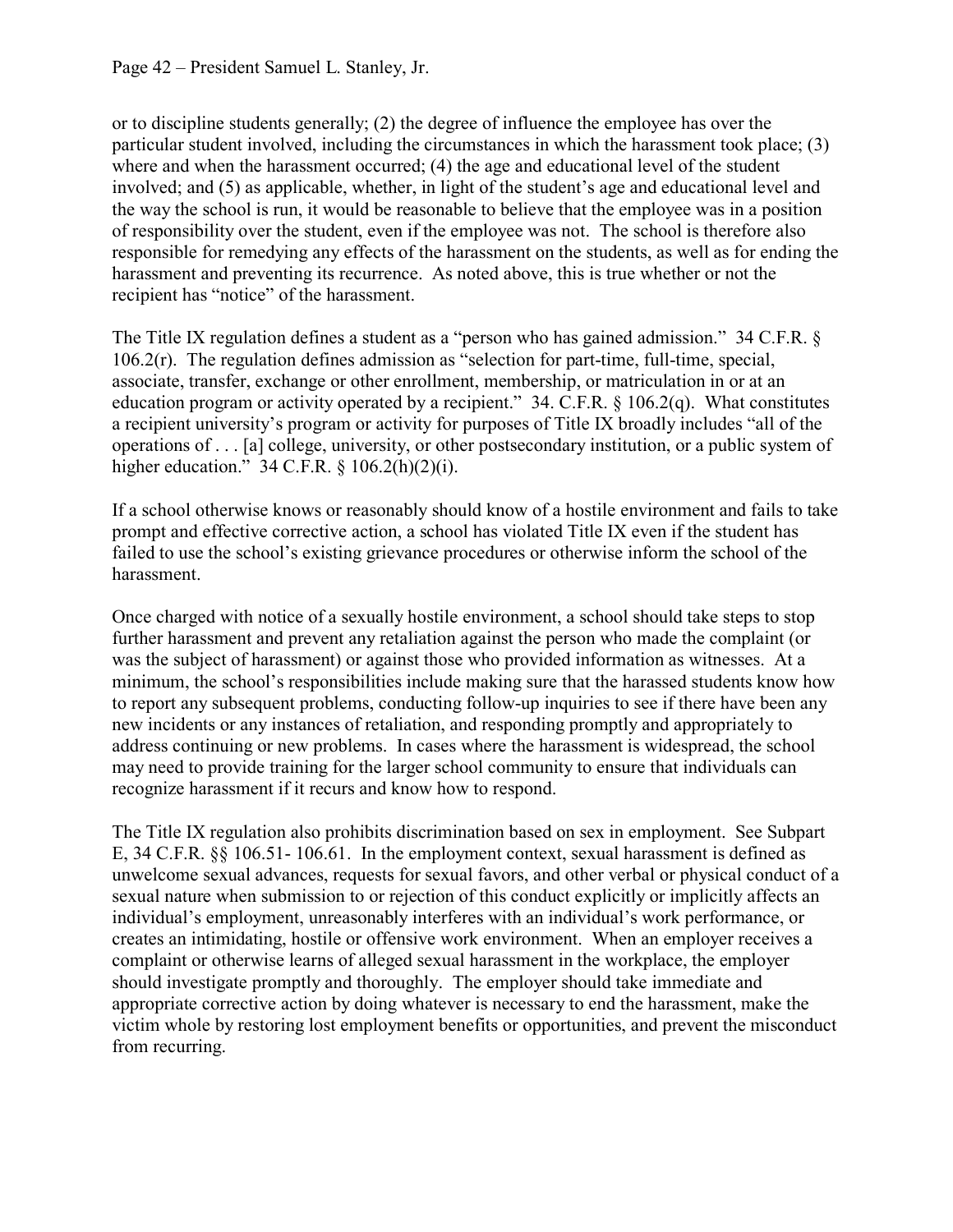or to discipline students generally; (2) the degree of influence the employee has over the particular student involved, including the circumstances in which the harassment took place; (3) where and when the harassment occurred; (4) the age and educational level of the student involved; and (5) as applicable, whether, in light of the student's age and educational level and the way the school is run, it would be reasonable to believe that the employee was in a position of responsibility over the student, even if the employee was not. The school is therefore also responsible for remedying any effects of the harassment on the students, as well as for ending the harassment and preventing its recurrence. As noted above, this is true whether or not the recipient has "notice" of the harassment.

The Title IX regulation defines a student as a "person who has gained admission." 34 C.F.R. § 106.2(r). The regulation defines admission as "selection for part-time, full-time, special, associate, transfer, exchange or other enrollment, membership, or matriculation in or at an education program or activity operated by a recipient." 34. C.F.R. § 106.2(q). What constitutes a recipient university's program or activity for purposes of Title IX broadly includes "all of the operations of . . . [a] college, university, or other postsecondary institution, or a public system of higher education." 34 C.F.R. § 106.2(h)(2)(i).

If a school otherwise knows or reasonably should know of a hostile environment and fails to take prompt and effective corrective action, a school has violated Title IX even if the student has failed to use the school's existing grievance procedures or otherwise inform the school of the harassment.

Once charged with notice of a sexually hostile environment, a school should take steps to stop further harassment and prevent any retaliation against the person who made the complaint (or was the subject of harassment) or against those who provided information as witnesses. At a minimum, the school's responsibilities include making sure that the harassed students know how to report any subsequent problems, conducting follow-up inquiries to see if there have been any new incidents or any instances of retaliation, and responding promptly and appropriately to address continuing or new problems. In cases where the harassment is widespread, the school may need to provide training for the larger school community to ensure that individuals can recognize harassment if it recurs and know how to respond.

The Title IX regulation also prohibits discrimination based on sex in employment. See Subpart E, 34 C.F.R. §§ 106.51- 106.61. In the employment context, sexual harassment is defined as unwelcome sexual advances, requests for sexual favors, and other verbal or physical conduct of a sexual nature when submission to or rejection of this conduct explicitly or implicitly affects an individual's employment, unreasonably interferes with an individual's work performance, or creates an intimidating, hostile or offensive work environment. When an employer receives a complaint or otherwise learns of alleged sexual harassment in the workplace, the employer should investigate promptly and thoroughly. The employer should take immediate and appropriate corrective action by doing whatever is necessary to end the harassment, make the victim whole by restoring lost employment benefits or opportunities, and prevent the misconduct from recurring.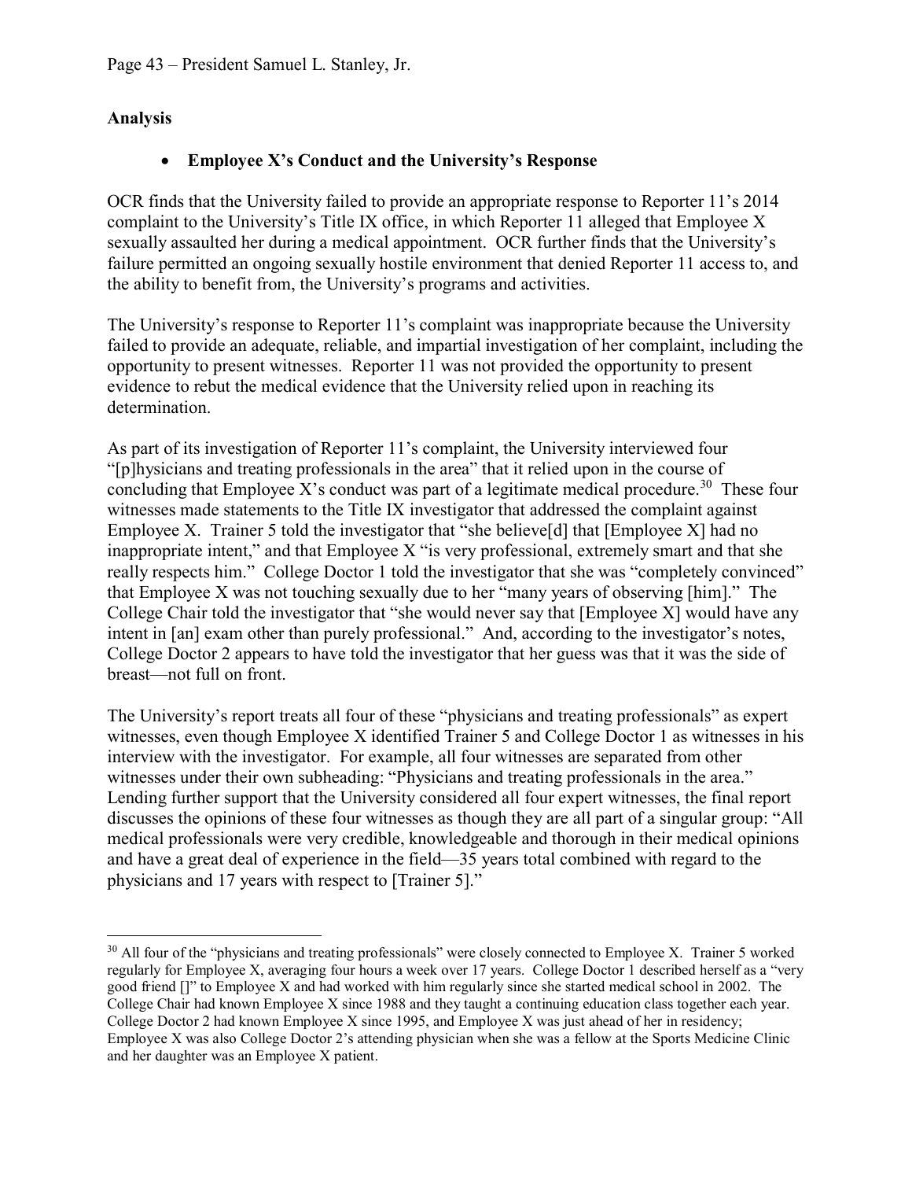**Analysis**

- **Employee X's Conduct and the University's Response**

OCR finds that the University failed to provide an appropriate response to Reporter 11's 2014 complaint to the University's Title IX office, in which Reporter 11 alleged that Employee X sexually assaulted her during a medical appointment. OCR further finds that the University's failure permitted an ongoing sexually hostile environment that denied Reporter 11 access to, and the ability to benefit from, the University's programs and activities.

The University's response to Reporter 11's complaint was inappropriate because the University failed to provide an adequate, reliable, and impartial investigation of her complaint, including the opportunity to present witnesses. Reporter 11 was not provided the opportunity to present evidence to rebut the medical evidence that the University relied upon in reaching its determination.

As part of its investigation of Reporter 11's complaint, the University interviewed four "[p]hysicians and treating professionals in the area" that it relied upon in the course of concluding that Employee X's conduct was part of a legitimate medical procedure.[30] These four witnesses made statements to the Title IX investigator that addressed the complaint against Employee X. Trainer 5 told the investigator that "she believe[d] that [Employee X] had no inappropriate intent," and that Employee X "is very professional, extremely smart and that she really respects him." College Doctor 1 told the investigator that she was "completely convinced" that Employee X was not touching sexually due to her "many years of observing [him]." The College Chair told the investigator that "she would never say that [Employee X] would have any intent in [an] exam other than purely professional." And, according to the investigator's notes, College Doctor 2 appears to have told the investigator that her guess was that it was the side of breast—not full on front.

The University's report treats all four of these "physicians and treating professionals" as expert witnesses, even though Employee X identified Trainer 5 and College Doctor 1 as witnesses in his interview with the investigator. For example, all four witnesses are separated from other witnesses under their own subheading: "Physicians and treating professionals in the area." Lending further support that the University considered all four expert witnesses, the final report discusses the opinions of these four witnesses as though they are all part of a singular group: "All medical professionals were very credible, knowledgeable and thorough in their medical opinions and have a great deal of experience in the field—35 years total combined with regard to the physicians and 17 years with respect to [Trainer 5]."

[30] All four of the "physicians and treating professionals" were closely connected to Employee X. Trainer 5 worked regularly for Employee X, averaging four hours a week over 17 years. College Doctor 1 described herself as a "very good friend []" to Employee X and had worked with him regularly since she started medical school in 2002. The College Chair had known Employee X since 1988 and they taught a continuing education class together each year. College Doctor 2 had known Employee X since 1995, and Employee X was just ahead of her in residency; Employee X was also College Doctor 2's attending physician when she was a fellow at the Sports Medicine Clinic and her daughter was an Employee X patient.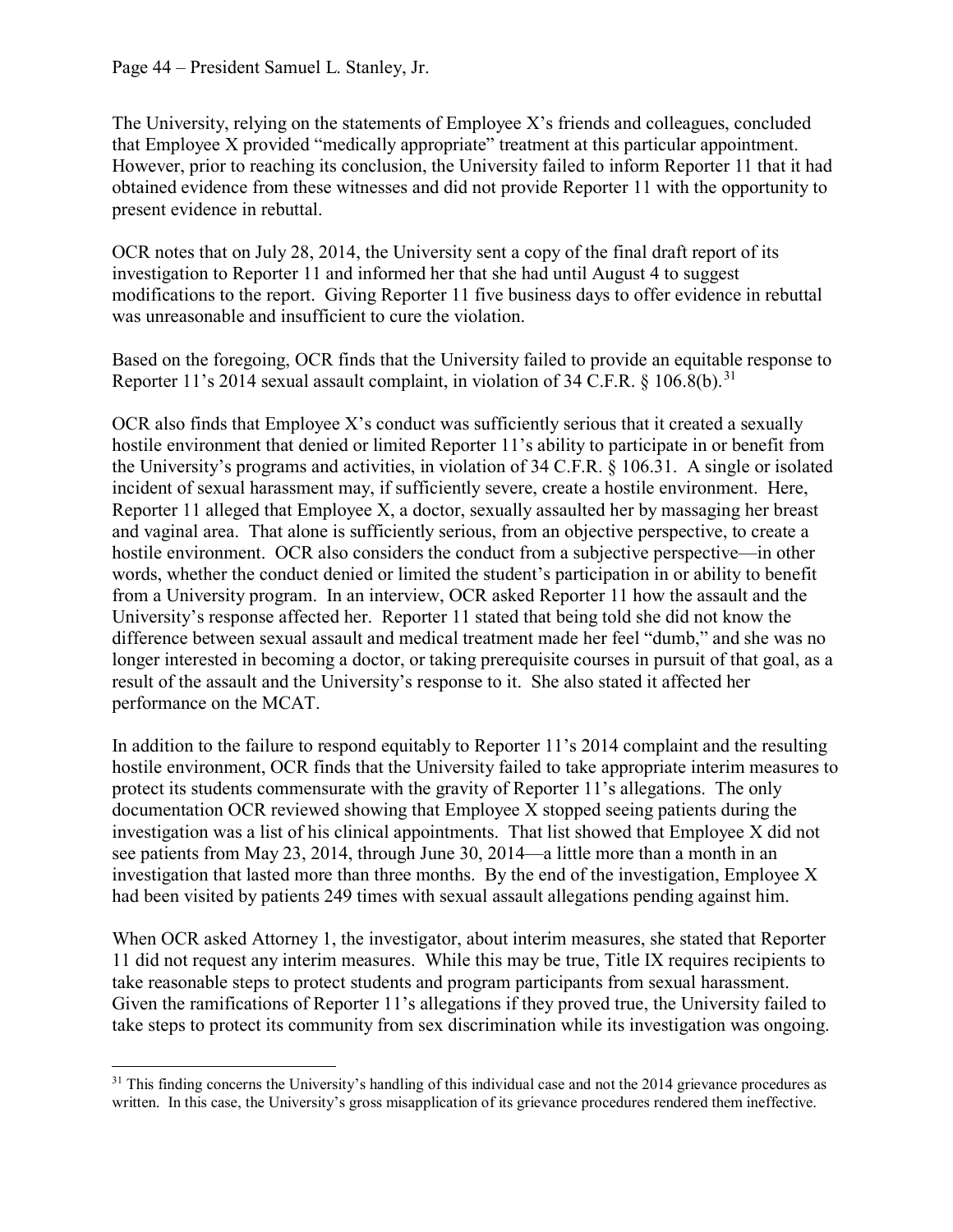The University, relying on the statements of Employee X's friends and colleagues, concluded that Employee X provided "medically appropriate" treatment at this particular appointment. However, prior to reaching its conclusion, the University failed to inform Reporter 11 that it had obtained evidence from these witnesses and did not provide Reporter 11 with the opportunity to present evidence in rebuttal.

OCR notes that on July 28, 2014, the University sent a copy of the final draft report of its investigation to Reporter 11 and informed her that she had until August 4 to suggest modifications to the report. Giving Reporter 11 five business days to offer evidence in rebuttal was unreasonable and insufficient to cure the violation.

Based on the foregoing, OCR finds that the University failed to provide an equitable response to Reporter 11's 2014 sexual assault complaint, in violation of 34 C.F.R. § 106.8(b).[31]

OCR also finds that Employee X's conduct was sufficiently serious that it created a sexually hostile environment that denied or limited Reporter 11's ability to participate in or benefit from the University's programs and activities, in violation of 34 C.F.R. § 106.31. A single or isolated incident of sexual harassment may, if sufficiently severe, create a hostile environment. Here, Reporter 11 alleged that Employee X, a doctor, sexually assaulted her by massaging her breast and vaginal area. That alone is sufficiently serious, from an objective perspective, to create a hostile environment. OCR also considers the conduct from a subjective perspective—in other words, whether the conduct denied or limited the student's participation in or ability to benefit from a University program. In an interview, OCR asked Reporter 11 how the assault and the University's response affected her. Reporter 11 stated that being told she did not know the difference between sexual assault and medical treatment made her feel "dumb," and she was no longer interested in becoming a doctor, or taking prerequisite courses in pursuit of that goal, as a result of the assault and the University's response to it. She also stated it affected her performance on the MCAT.

In addition to the failure to respond equitably to Reporter 11's 2014 complaint and the resulting hostile environment, OCR finds that the University failed to take appropriate interim measures to protect its students commensurate with the gravity of Reporter 11's allegations. The only documentation OCR reviewed showing that Employee X stopped seeing patients during the investigation was a list of his clinical appointments. That list showed that Employee X did not see patients from May 23, 2014, through June 30, 2014—a little more than a month in an investigation that lasted more than three months. By the end of the investigation, Employee X had been visited by patients 249 times with sexual assault allegations pending against him.

When OCR asked Attorney 1, the investigator, about interim measures, she stated that Reporter 11 did not request any interim measures. While this may be true, Title IX requires recipients to take reasonable steps to protect students and program participants from sexual harassment. Given the ramifications of Reporter 11's allegations if they proved true, the University failed to take steps to protect its community from sex discrimination while its investigation was ongoing.

---

[31] This finding concerns the University's handling of this individual case and not the 2014 grievance procedures as written. In this case, the University's gross misapplication of its grievance procedures rendered them ineffective.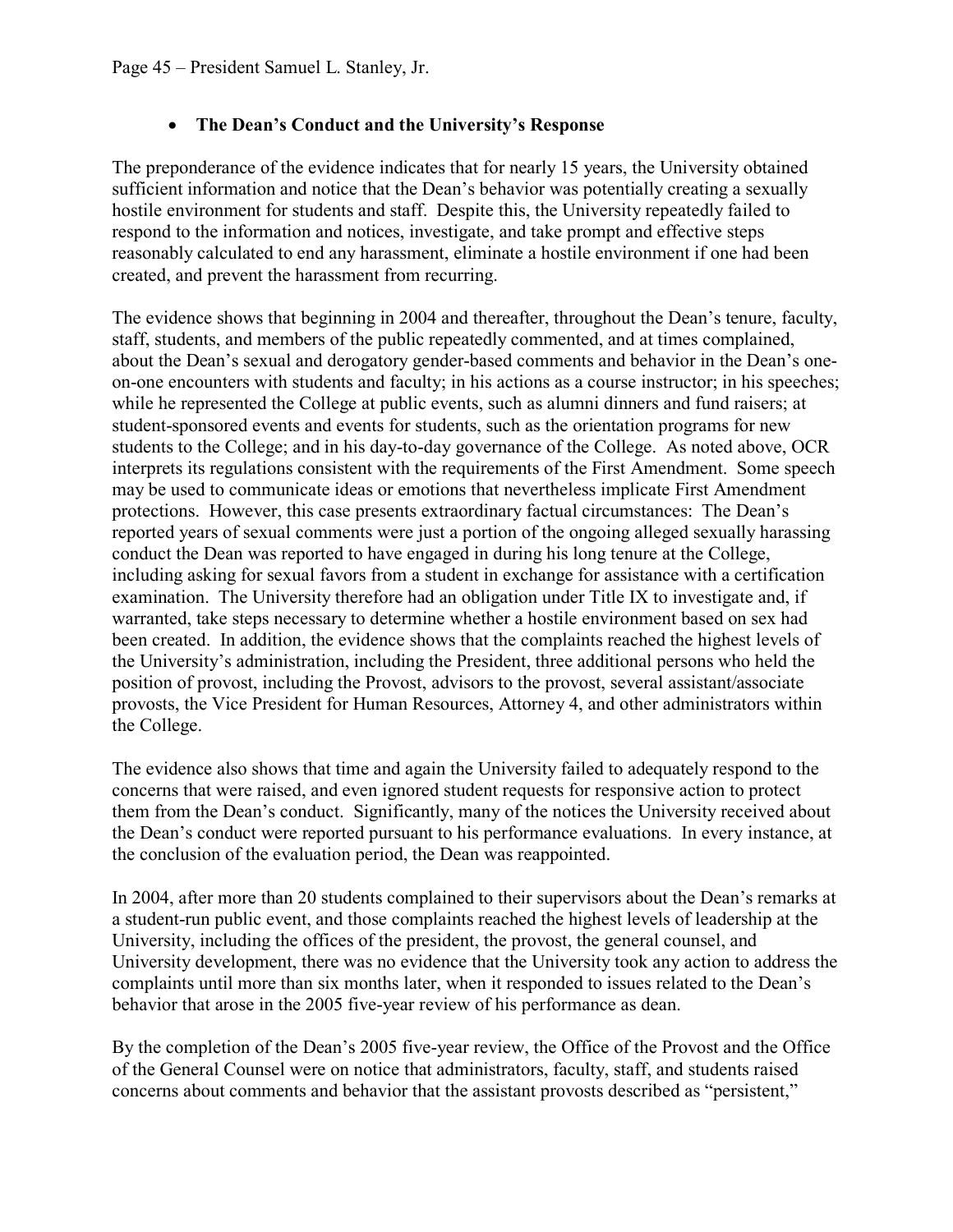- **The Dean's Conduct and the University's Response**

The preponderance of the evidence indicates that for nearly 15 years, the University obtained sufficient information and notice that the Dean's behavior was potentially creating a sexually hostile environment for students and staff. Despite this, the University repeatedly failed to respond to the information and notices, investigate, and take prompt and effective steps reasonably calculated to end any harassment, eliminate a hostile environment if one had been created, and prevent the harassment from recurring.

The evidence shows that beginning in 2004 and thereafter, throughout the Dean's tenure, faculty, staff, students, and members of the public repeatedly commented, and at times complained, about the Dean's sexual and derogatory gender-based comments and behavior in the Dean's one-on-one encounters with students and faculty; in his actions as a course instructor; in his speeches; while he represented the College at public events, such as alumni dinners and fund raisers; at student-sponsored events and events for students, such as the orientation programs for new students to the College; and in his day-to-day governance of the College. As noted above, OCR interprets its regulations consistent with the requirements of the First Amendment. Some speech may be used to communicate ideas or emotions that nevertheless implicate First Amendment protections. However, this case presents extraordinary factual circumstances: The Dean's reported years of sexual comments were just a portion of the ongoing alleged sexually harassing conduct the Dean was reported to have engaged in during his long tenure at the College, including asking for sexual favors from a student in exchange for assistance with a certification examination. The University therefore had an obligation under Title IX to investigate and, if warranted, take steps necessary to determine whether a hostile environment based on sex had been created. In addition, the evidence shows that the complaints reached the highest levels of the University's administration, including the President, three additional persons who held the position of provost, including the Provost, advisors to the provost, several assistant/associate provosts, the Vice President for Human Resources, Attorney 4, and other administrators within the College.

The evidence also shows that time and again the University failed to adequately respond to the concerns that were raised, and even ignored student requests for responsive action to protect them from the Dean's conduct. Significantly, many of the notices the University received about the Dean's conduct were reported pursuant to his performance evaluations. In every instance, at the conclusion of the evaluation period, the Dean was reappointed.

In 2004, after more than 20 students complained to their supervisors about the Dean's remarks at a student-run public event, and those complaints reached the highest levels of leadership at the University, including the offices of the president, the provost, the general counsel, and University development, there was no evidence that the University took any action to address the complaints until more than six months later, when it responded to issues related to the Dean's behavior that arose in the 2005 five-year review of his performance as dean.

By the completion of the Dean's 2005 five-year review, the Office of the Provost and the Office of the General Counsel were on notice that administrators, faculty, staff, and students raised concerns about comments and behavior that the assistant provosts described as "persistent,"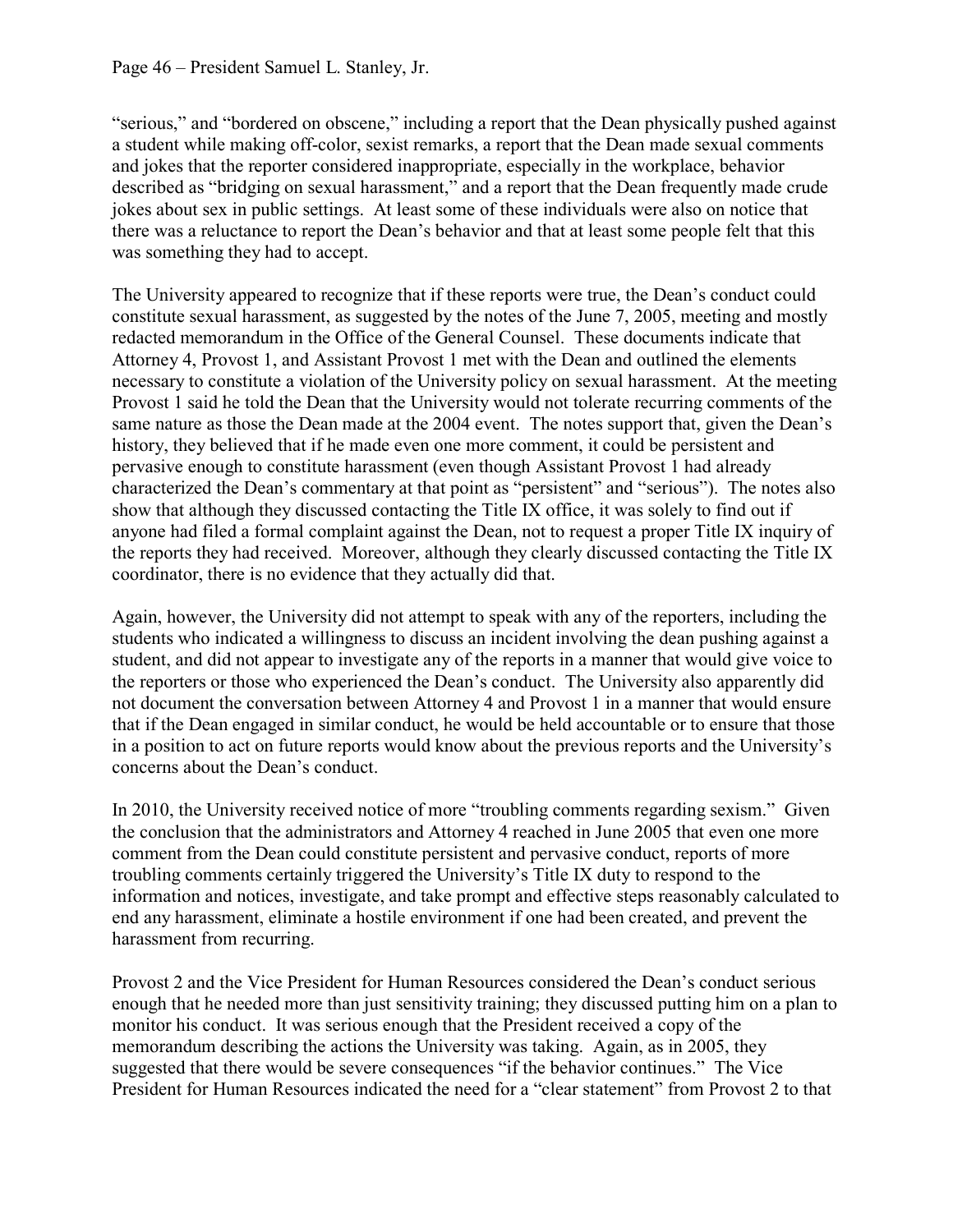"serious," and "bordered on obscene," including a report that the Dean physically pushed against a student while making off-color, sexist remarks, a report that the Dean made sexual comments and jokes that the reporter considered inappropriate, especially in the workplace, behavior described as "bridging on sexual harassment," and a report that the Dean frequently made crude jokes about sex in public settings. At least some of these individuals were also on notice that there was a reluctance to report the Dean's behavior and that at least some people felt that this was something they had to accept.

The University appeared to recognize that if these reports were true, the Dean's conduct could constitute sexual harassment, as suggested by the notes of the June 7, 2005, meeting and mostly redacted memorandum in the Office of the General Counsel. These documents indicate that Attorney 4, Provost 1, and Assistant Provost 1 met with the Dean and outlined the elements necessary to constitute a violation of the University policy on sexual harassment. At the meeting Provost 1 said he told the Dean that the University would not tolerate recurring comments of the same nature as those the Dean made at the 2004 event. The notes support that, given the Dean's history, they believed that if he made even one more comment, it could be persistent and pervasive enough to constitute harassment (even though Assistant Provost 1 had already characterized the Dean's commentary at that point as "persistent" and "serious"). The notes also show that although they discussed contacting the Title IX office, it was solely to find out if anyone had filed a formal complaint against the Dean, not to request a proper Title IX inquiry of the reports they had received. Moreover, although they clearly discussed contacting the Title IX coordinator, there is no evidence that they actually did that.

Again, however, the University did not attempt to speak with any of the reporters, including the students who indicated a willingness to discuss an incident involving the dean pushing against a student, and did not appear to investigate any of the reports in a manner that would give voice to the reporters or those who experienced the Dean's conduct. The University also apparently did not document the conversation between Attorney 4 and Provost 1 in a manner that would ensure that if the Dean engaged in similar conduct, he would be held accountable or to ensure that those in a position to act on future reports would know about the previous reports and the University's concerns about the Dean's conduct.

In 2010, the University received notice of more "troubling comments regarding sexism." Given the conclusion that the administrators and Attorney 4 reached in June 2005 that even one more comment from the Dean could constitute persistent and pervasive conduct, reports of more troubling comments certainly triggered the University's Title IX duty to respond to the information and notices, investigate, and take prompt and effective steps reasonably calculated to end any harassment, eliminate a hostile environment if one had been created, and prevent the harassment from recurring.

Provost 2 and the Vice President for Human Resources considered the Dean's conduct serious enough that he needed more than just sensitivity training; they discussed putting him on a plan to monitor his conduct. It was serious enough that the President received a copy of the memorandum describing the actions the University was taking. Again, as in 2005, they suggested that there would be severe consequences "if the behavior continues." The Vice President for Human Resources indicated the need for a "clear statement" from Provost 2 to that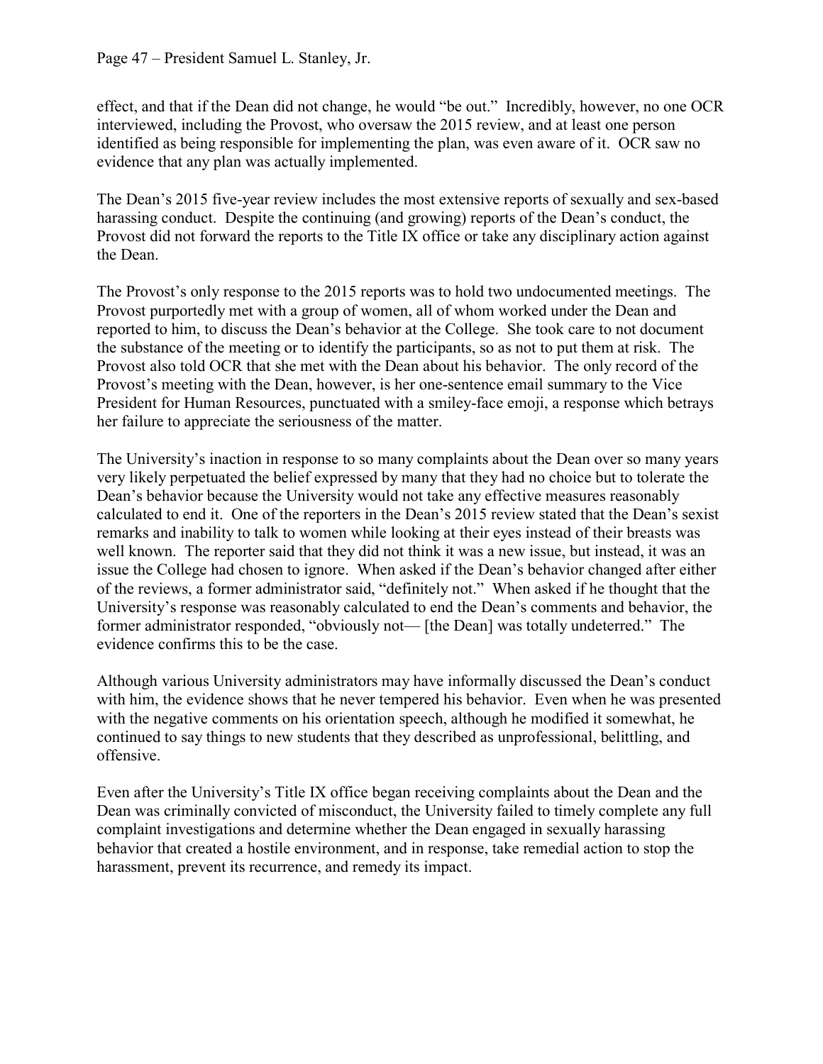effect, and that if the Dean did not change, he would "be out." Incredibly, however, no one OCR interviewed, including the Provost, who oversaw the 2015 review, and at least one person identified as being responsible for implementing the plan, was even aware of it. OCR saw no evidence that any plan was actually implemented.

The Dean's 2015 five-year review includes the most extensive reports of sexually and sex-based harassing conduct. Despite the continuing (and growing) reports of the Dean's conduct, the Provost did not forward the reports to the Title IX office or take any disciplinary action against the Dean.

The Provost's only response to the 2015 reports was to hold two undocumented meetings. The Provost purportedly met with a group of women, all of whom worked under the Dean and reported to him, to discuss the Dean's behavior at the College. She took care to not document the substance of the meeting or to identify the participants, so as not to put them at risk. The Provost also told OCR that she met with the Dean about his behavior. The only record of the Provost's meeting with the Dean, however, is her one-sentence email summary to the Vice President for Human Resources, punctuated with a smiley-face emoji, a response which betrays her failure to appreciate the seriousness of the matter.

The University's inaction in response to so many complaints about the Dean over so many years very likely perpetuated the belief expressed by many that they had no choice but to tolerate the Dean's behavior because the University would not take any effective measures reasonably calculated to end it. One of the reporters in the Dean's 2015 review stated that the Dean's sexist remarks and inability to talk to women while looking at their eyes instead of their breasts was well known. The reporter said that they did not think it was a new issue, but instead, it was an issue the College had chosen to ignore. When asked if the Dean's behavior changed after either of the reviews, a former administrator said, "definitely not." When asked if he thought that the University's response was reasonably calculated to end the Dean's comments and behavior, the former administrator responded, "obviously not— [the Dean] was totally undeterred." The evidence confirms this to be the case.

Although various University administrators may have informally discussed the Dean's conduct with him, the evidence shows that he never tempered his behavior. Even when he was presented with the negative comments on his orientation speech, although he modified it somewhat, he continued to say things to new students that they described as unprofessional, belittling, and offensive.

Even after the University's Title IX office began receiving complaints about the Dean and the Dean was criminally convicted of misconduct, the University failed to timely complete any full complaint investigations and determine whether the Dean engaged in sexually harassing behavior that created a hostile environment, and in response, take remedial action to stop the harassment, prevent its recurrence, and remedy its impact.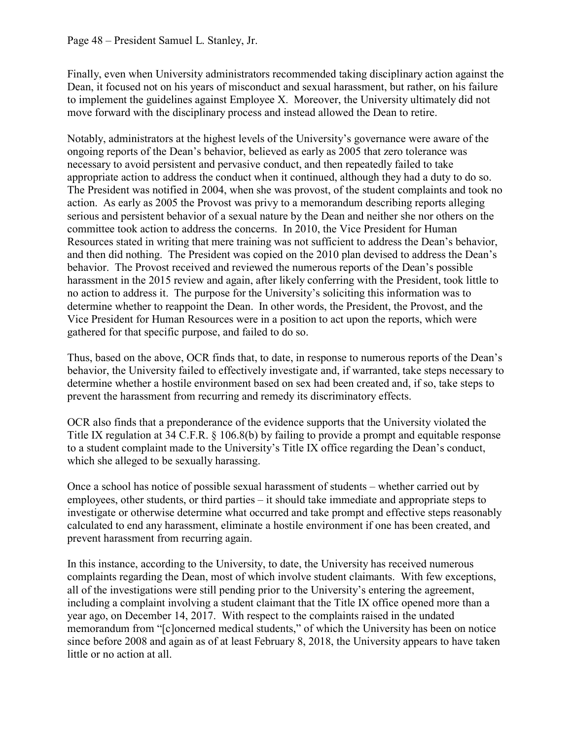Finally, even when University administrators recommended taking disciplinary action against the Dean, it focused not on his years of misconduct and sexual harassment, but rather, on his failure to implement the guidelines against Employee X. Moreover, the University ultimately did not move forward with the disciplinary process and instead allowed the Dean to retire.

Notably, administrators at the highest levels of the University's governance were aware of the ongoing reports of the Dean's behavior, believed as early as 2005 that zero tolerance was necessary to avoid persistent and pervasive conduct, and then repeatedly failed to take appropriate action to address the conduct when it continued, although they had a duty to do so. The President was notified in 2004, when she was provost, of the student complaints and took no action. As early as 2005 the Provost was privy to a memorandum describing reports alleging serious and persistent behavior of a sexual nature by the Dean and neither she nor others on the committee took action to address the concerns. In 2010, the Vice President for Human Resources stated in writing that mere training was not sufficient to address the Dean's behavior, and then did nothing. The President was copied on the 2010 plan devised to address the Dean's behavior. The Provost received and reviewed the numerous reports of the Dean's possible harassment in the 2015 review and again, after likely conferring with the President, took little to no action to address it. The purpose for the University's soliciting this information was to determine whether to reappoint the Dean. In other words, the President, the Provost, and the Vice President for Human Resources were in a position to act upon the reports, which were gathered for that specific purpose, and failed to do so.

Thus, based on the above, OCR finds that, to date, in response to numerous reports of the Dean's behavior, the University failed to effectively investigate and, if warranted, take steps necessary to determine whether a hostile environment based on sex had been created and, if so, take steps to prevent the harassment from recurring and remedy its discriminatory effects.

OCR also finds that a preponderance of the evidence supports that the University violated the Title IX regulation at 34 C.F.R. § 106.8(b) by failing to provide a prompt and equitable response to a student complaint made to the University's Title IX office regarding the Dean's conduct, which she alleged to be sexually harassing.

Once a school has notice of possible sexual harassment of students – whether carried out by employees, other students, or third parties – it should take immediate and appropriate steps to investigate or otherwise determine what occurred and take prompt and effective steps reasonably calculated to end any harassment, eliminate a hostile environment if one has been created, and prevent harassment from recurring again.

In this instance, according to the University, to date, the University has received numerous complaints regarding the Dean, most of which involve student claimants. With few exceptions, all of the investigations were still pending prior to the University's entering the agreement, including a complaint involving a student claimant that the Title IX office opened more than a year ago, on December 14, 2017. With respect to the complaints raised in the undated memorandum from "[c]oncerned medical students," of which the University has been on notice since before 2008 and again as of at least February 8, 2018, the University appears to have taken little or no action at all.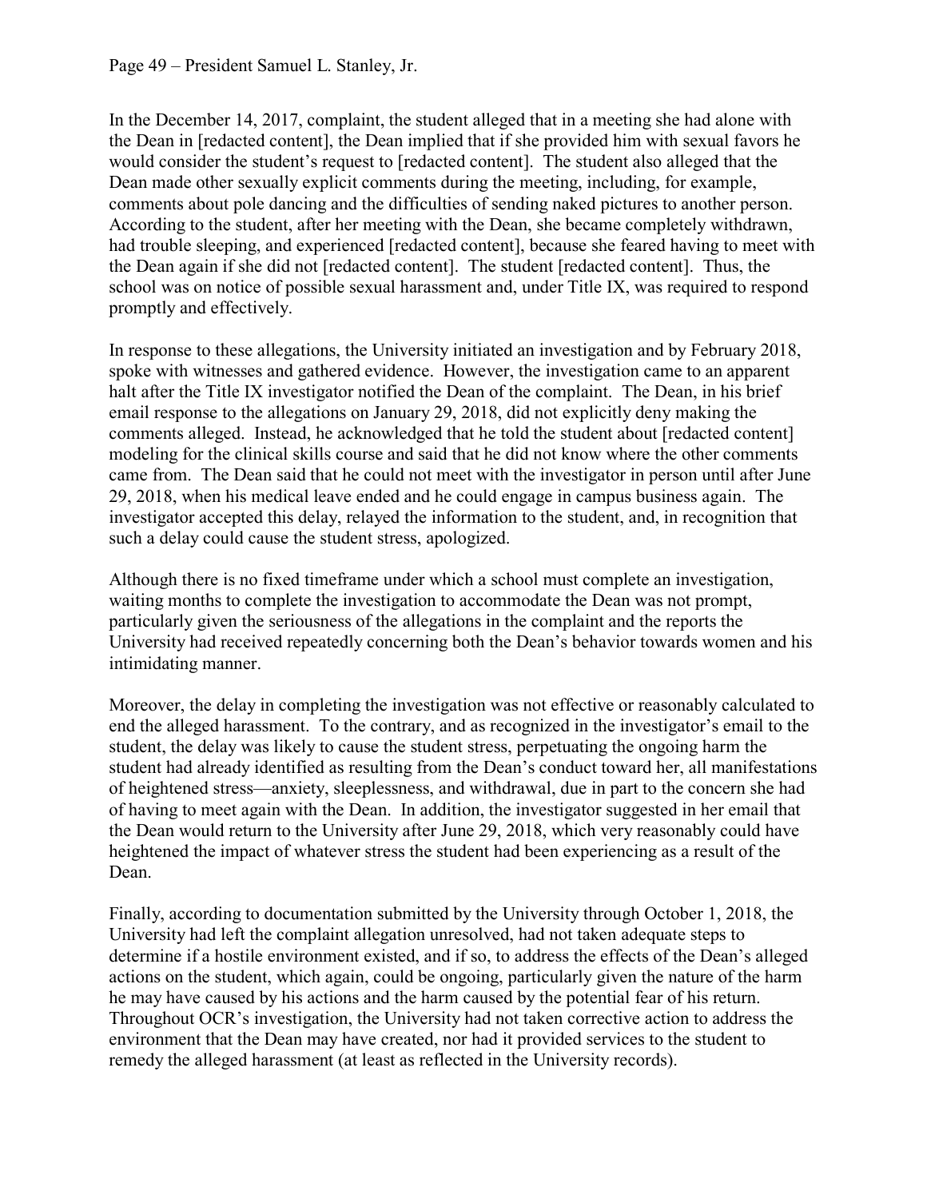In the December 14, 2017, complaint, the student alleged that in a meeting she had alone with the Dean in [redacted content], the Dean implied that if she provided him with sexual favors he would consider the student's request to [redacted content]. The student also alleged that the Dean made other sexually explicit comments during the meeting, including, for example, comments about pole dancing and the difficulties of sending naked pictures to another person. According to the student, after her meeting with the Dean, she became completely withdrawn, had trouble sleeping, and experienced [redacted content], because she feared having to meet with the Dean again if she did not [redacted content]. The student [redacted content]. Thus, the school was on notice of possible sexual harassment and, under Title IX, was required to respond promptly and effectively.

In response to these allegations, the University initiated an investigation and by February 2018, spoke with witnesses and gathered evidence. However, the investigation came to an apparent halt after the Title IX investigator notified the Dean of the complaint. The Dean, in his brief email response to the allegations on January 29, 2018, did not explicitly deny making the comments alleged. Instead, he acknowledged that he told the student about [redacted content] modeling for the clinical skills course and said that he did not know where the other comments came from. The Dean said that he could not meet with the investigator in person until after June 29, 2018, when his medical leave ended and he could engage in campus business again. The investigator accepted this delay, relayed the information to the student, and, in recognition that such a delay could cause the student stress, apologized.

Although there is no fixed timeframe under which a school must complete an investigation, waiting months to complete the investigation to accommodate the Dean was not prompt, particularly given the seriousness of the allegations in the complaint and the reports the University had received repeatedly concerning both the Dean's behavior towards women and his intimidating manner.

Moreover, the delay in completing the investigation was not effective or reasonably calculated to end the alleged harassment. To the contrary, and as recognized in the investigator's email to the student, the delay was likely to cause the student stress, perpetuating the ongoing harm the student had already identified as resulting from the Dean's conduct toward her, all manifestations of heightened stress—anxiety, sleeplessness, and withdrawal, due in part to the concern she had of having to meet again with the Dean. In addition, the investigator suggested in her email that the Dean would return to the University after June 29, 2018, which very reasonably could have heightened the impact of whatever stress the student had been experiencing as a result of the Dean.

Finally, according to documentation submitted by the University through October 1, 2018, the University had left the complaint allegation unresolved, had not taken adequate steps to determine if a hostile environment existed, and if so, to address the effects of the Dean's alleged actions on the student, which again, could be ongoing, particularly given the nature of the harm he may have caused by his actions and the harm caused by the potential fear of his return. Throughout OCR's investigation, the University had not taken corrective action to address the environment that the Dean may have created, nor had it provided services to the student to remedy the alleged harassment (at least as reflected in the University records).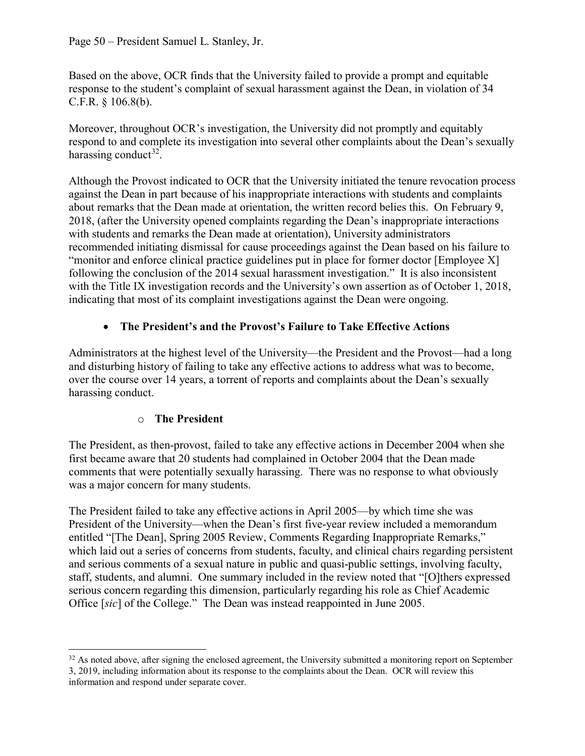Based on the above, OCR finds that the University failed to provide a prompt and equitable response to the student's complaint of sexual harassment against the Dean, in violation of 34 C.F.R. § 106.8(b).

Moreover, throughout OCR's investigation, the University did not promptly and equitably respond to and complete its investigation into several other complaints about the Dean's sexually harassing conduct[32].

Although the Provost indicated to OCR that the University initiated the tenure revocation process against the Dean in part because of his inappropriate interactions with students and complaints about remarks that the Dean made at orientation, the written record belies this. On February 9, 2018, (after the University opened complaints regarding the Dean's inappropriate interactions with students and remarks the Dean made at orientation), University administrators recommended initiating dismissal for cause proceedings against the Dean based on his failure to "monitor and enforce clinical practice guidelines put in place for former doctor [Employee X] following the conclusion of the 2014 sexual harassment investigation." It is also inconsistent with the Title IX investigation records and the University's own assertion as of October 1, 2018, indicating that most of its complaint investigations against the Dean were ongoing.

- **The President's and the Provost's Failure to Take Effective Actions**

Administrators at the highest level of the University—the President and the Provost—had a long and disturbing history of failing to take any effective actions to address what was to become, over the course over 14 years, a torrent of reports and complaints about the Dean's sexually harassing conduct.

  - **The President**

The President, as then-provost, failed to take any effective actions in December 2004 when she first became aware that 20 students had complained in October 2004 that the Dean made comments that were potentially sexually harassing. There was no response to what obviously was a major concern for many students.

The President failed to take any effective actions in April 2005—by which time she was President of the University—when the Dean's first five-year review included a memorandum entitled "[The Dean], Spring 2005 Review, Comments Regarding Inappropriate Remarks," which laid out a series of concerns from students, faculty, and clinical chairs regarding persistent and serious comments of a sexual nature in public and quasi-public settings, involving faculty, staff, students, and alumni. One summary included in the review noted that "[O]thers expressed serious concern regarding this dimension, particularly regarding his role as Chief Academic Office [*sic*] of the College." The Dean was instead reappointed in June 2005.

---

[32] As noted above, after signing the enclosed agreement, the University submitted a monitoring report on September 3, 2019, including information about its response to the complaints about the Dean. OCR will review this information and respond under separate cover.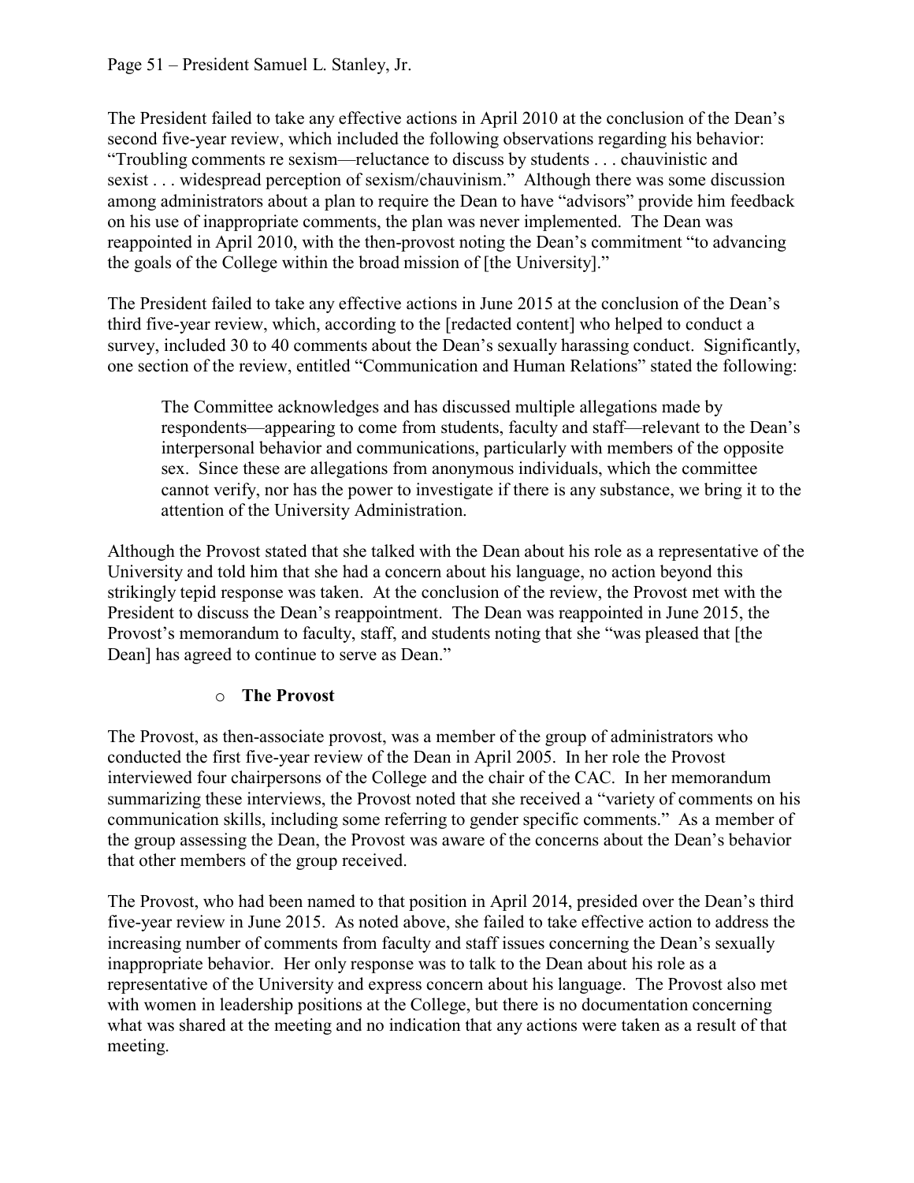The President failed to take any effective actions in April 2010 at the conclusion of the Dean's second five-year review, which included the following observations regarding his behavior: "Troubling comments re sexism—reluctance to discuss by students . . . chauvinistic and sexist . . . widespread perception of sexism/chauvinism." Although there was some discussion among administrators about a plan to require the Dean to have "advisors" provide him feedback on his use of inappropriate comments, the plan was never implemented. The Dean was reappointed in April 2010, with the then-provost noting the Dean's commitment "to advancing the goals of the College within the broad mission of [the University]."

The President failed to take any effective actions in June 2015 at the conclusion of the Dean's third five-year review, which, according to the [redacted content] who helped to conduct a survey, included 30 to 40 comments about the Dean's sexually harassing conduct. Significantly, one section of the review, entitled "Communication and Human Relations" stated the following:

> The Committee acknowledges and has discussed multiple allegations made by respondents—appearing to come from students, faculty and staff—relevant to the Dean's interpersonal behavior and communications, particularly with members of the opposite sex. Since these are allegations from anonymous individuals, which the committee cannot verify, nor has the power to investigate if there is any substance, we bring it to the attention of the University Administration.

Although the Provost stated that she talked with the Dean about his role as a representative of the University and told him that she had a concern about his language, no action beyond this strikingly tepid response was taken. At the conclusion of the review, the Provost met with the President to discuss the Dean's reappointment. The Dean was reappointed in June 2015, the Provost's memorandum to faculty, staff, and students noting that she "was pleased that [the Dean] has agreed to continue to serve as Dean."

- **The Provost**

The Provost, as then-associate provost, was a member of the group of administrators who conducted the first five-year review of the Dean in April 2005. In her role the Provost interviewed four chairpersons of the College and the chair of the CAC. In her memorandum summarizing these interviews, the Provost noted that she received a "variety of comments on his communication skills, including some referring to gender specific comments." As a member of the group assessing the Dean, the Provost was aware of the concerns about the Dean's behavior that other members of the group received.

The Provost, who had been named to that position in April 2014, presided over the Dean's third five-year review in June 2015. As noted above, she failed to take effective action to address the increasing number of comments from faculty and staff issues concerning the Dean's sexually inappropriate behavior. Her only response was to talk to the Dean about his role as a representative of the University and express concern about his language. The Provost also met with women in leadership positions at the College, but there is no documentation concerning what was shared at the meeting and no indication that any actions were taken as a result of that meeting.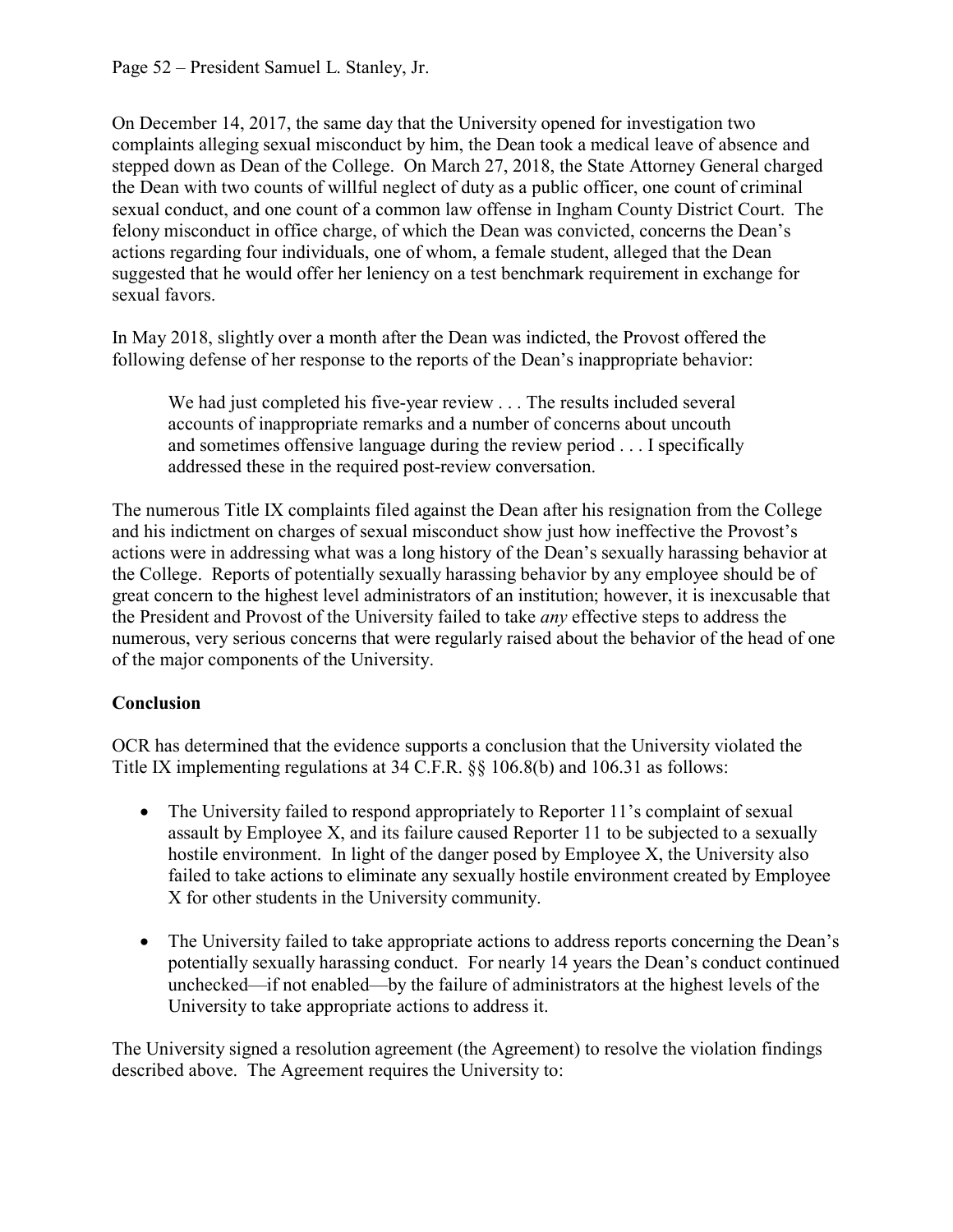On December 14, 2017, the same day that the University opened for investigation two complaints alleging sexual misconduct by him, the Dean took a medical leave of absence and stepped down as Dean of the College. On March 27, 2018, the State Attorney General charged the Dean with two counts of willful neglect of duty as a public officer, one count of criminal sexual conduct, and one count of a common law offense in Ingham County District Court. The felony misconduct in office charge, of which the Dean was convicted, concerns the Dean's actions regarding four individuals, one of whom, a female student, alleged that the Dean suggested that he would offer her leniency on a test benchmark requirement in exchange for sexual favors.

In May 2018, slightly over a month after the Dean was indicted, the Provost offered the following defense of her response to the reports of the Dean's inappropriate behavior:

> We had just completed his five-year review . . . The results included several accounts of inappropriate remarks and a number of concerns about uncouth and sometimes offensive language during the review period . . . I specifically addressed these in the required post-review conversation.

The numerous Title IX complaints filed against the Dean after his resignation from the College and his indictment on charges of sexual misconduct show just how ineffective the Provost's actions were in addressing what was a long history of the Dean's sexually harassing behavior at the College. Reports of potentially sexually harassing behavior by any employee should be of great concern to the highest level administrators of an institution; however, it is inexcusable that the President and Provost of the University failed to take *any* effective steps to address the numerous, very serious concerns that were regularly raised about the behavior of the head of one of the major components of the University.

**Conclusion**

OCR has determined that the evidence supports a conclusion that the University violated the Title IX implementing regulations at 34 C.F.R. §§ 106.8(b) and 106.31 as follows:

- The University failed to respond appropriately to Reporter 11's complaint of sexual assault by Employee X, and its failure caused Reporter 11 to be subjected to a sexually hostile environment. In light of the danger posed by Employee X, the University also failed to take actions to eliminate any sexually hostile environment created by Employee X for other students in the University community.
- The University failed to take appropriate actions to address reports concerning the Dean's potentially sexually harassing conduct. For nearly 14 years the Dean's conduct continued unchecked—if not enabled—by the failure of administrators at the highest levels of the University to take appropriate actions to address it.

The University signed a resolution agreement (the Agreement) to resolve the violation findings described above. The Agreement requires the University to: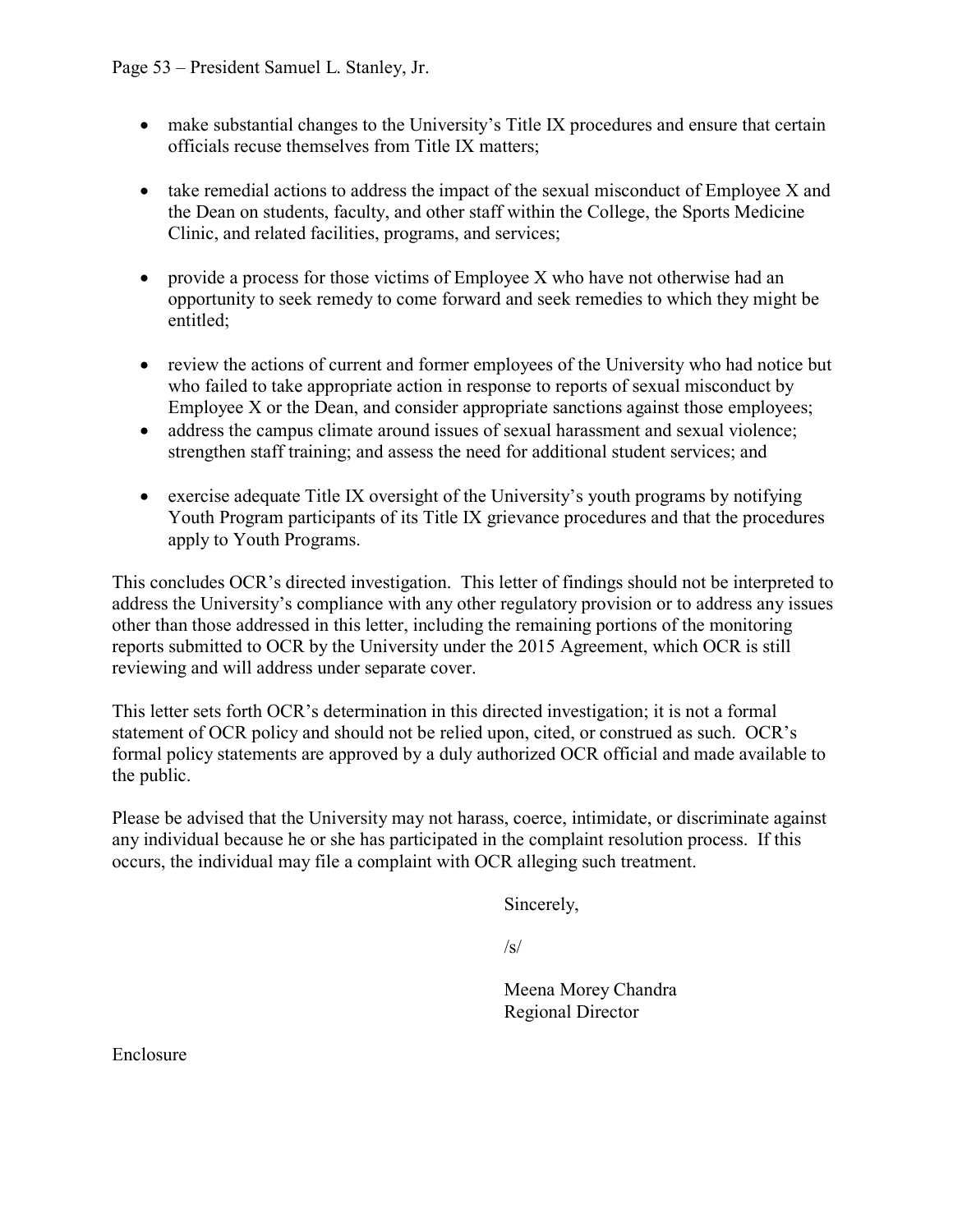- make substantial changes to the University's Title IX procedures and ensure that certain officials recuse themselves from Title IX matters;
- take remedial actions to address the impact of the sexual misconduct of Employee X and the Dean on students, faculty, and other staff within the College, the Sports Medicine Clinic, and related facilities, programs, and services;
- provide a process for those victims of Employee X who have not otherwise had an opportunity to seek remedy to come forward and seek remedies to which they might be entitled;
- review the actions of current and former employees of the University who had notice but who failed to take appropriate action in response to reports of sexual misconduct by Employee X or the Dean, and consider appropriate sanctions against those employees;
- address the campus climate around issues of sexual harassment and sexual violence; strengthen staff training; and assess the need for additional student services; and
- exercise adequate Title IX oversight of the University's youth programs by notifying Youth Program participants of its Title IX grievance procedures and that the procedures apply to Youth Programs.

This concludes OCR's directed investigation. This letter of findings should not be interpreted to address the University's compliance with any other regulatory provision or to address any issues other than those addressed in this letter, including the remaining portions of the monitoring reports submitted to OCR by the University under the 2015 Agreement, which OCR is still reviewing and will address under separate cover.

This letter sets forth OCR's determination in this directed investigation; it is not a formal statement of OCR policy and should not be relied upon, cited, or construed as such. OCR's formal policy statements are approved by a duly authorized OCR official and made available to the public.

Please be advised that the University may not harass, coerce, intimidate, or discriminate against any individual because he or she has participated in the complaint resolution process. If this occurs, the individual may file a complaint with OCR alleging such treatment.

Sincerely,

/s/

Meena Morey Chandra
Regional Director

Enclosure